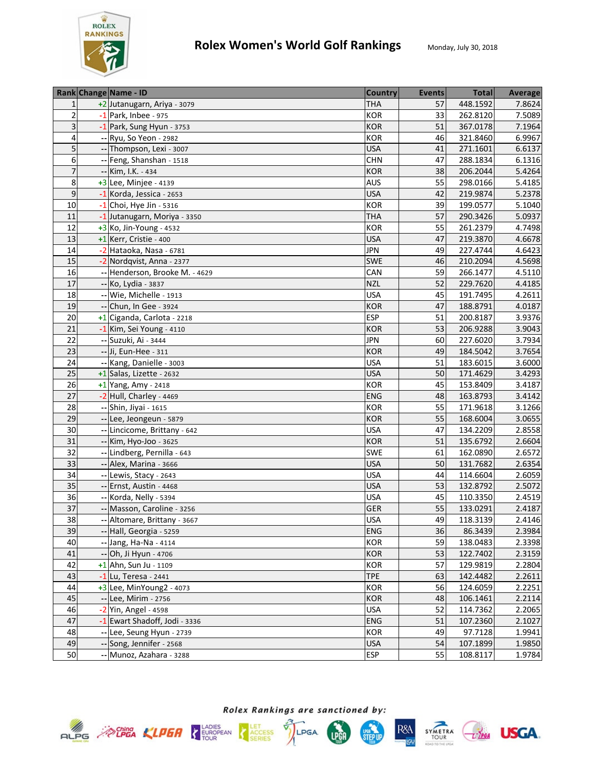# Rolex Women's World Golf Rankings

Monday, July 30, 2018

| Rank | Change | Name - ID | Country | Events | Total | Average |
|---|---|---|---|---|---|---|
| 1 | +2 | Jutanugarn, Ariya - 3079 | THA | 57 | 448.1592 | 7.8624 |
| 2 | -1 | Park, Inbee - 975 | KOR | 33 | 262.8120 | 7.5089 |
| 3 | -1 | Park, Sung Hyun - 3753 | KOR | 51 | 367.0178 | 7.1964 |
| 4 | -- | Ryu, So Yeon - 2982 | KOR | 46 | 321.8460 | 6.9967 |
| 5 | -- | Thompson, Lexi - 3007 | USA | 41 | 271.1601 | 6.6137 |
| 6 | -- | Feng, Shanshan - 1518 | CHN | 47 | 288.1834 | 6.1316 |
| 7 | -- | Kim, I.K. - 434 | KOR | 38 | 206.2044 | 5.4264 |
| 8 | +3 | Lee, Minjee - 4139 | AUS | 55 | 298.0166 | 5.4185 |
| 9 | -1 | Korda, Jessica - 2653 | USA | 42 | 219.9874 | 5.2378 |
| 10 | -1 | Choi, Hye Jin - 5316 | KOR | 39 | 199.0577 | 5.1040 |
| 11 | -1 | Jutanugarn, Moriya - 3350 | THA | 57 | 290.3426 | 5.0937 |
| 12 | +3 | Ko, Jin-Young - 4532 | KOR | 55 | 261.2379 | 4.7498 |
| 13 | +1 | Kerr, Cristie - 400 | USA | 47 | 219.3870 | 4.6678 |
| 14 | -2 | Hataoka, Nasa - 6781 | JPN | 49 | 227.4744 | 4.6423 |
| 15 | -2 | Nordqvist, Anna - 2377 | SWE | 46 | 210.2094 | 4.5698 |
| 16 | -- | Henderson, Brooke M. - 4629 | CAN | 59 | 266.1477 | 4.5110 |
| 17 | -- | Ko, Lydia - 3837 | NZL | 52 | 229.7620 | 4.4185 |
| 18 | -- | Wie, Michelle - 1913 | USA | 45 | 191.7495 | 4.2611 |
| 19 | -- | Chun, In Gee - 3924 | KOR | 47 | 188.8791 | 4.0187 |
| 20 | +1 | Ciganda, Carlota - 2218 | ESP | 51 | 200.8187 | 3.9376 |
| 21 | -1 | Kim, Sei Young - 4110 | KOR | 53 | 206.9288 | 3.9043 |
| 22 | -- | Suzuki, Ai - 3444 | JPN | 60 | 227.6020 | 3.7934 |
| 23 | -- | Ji, Eun-Hee - 311 | KOR | 49 | 184.5042 | 3.7654 |
| 24 | -- | Kang, Danielle - 3003 | USA | 51 | 183.6015 | 3.6000 |
| 25 | +1 | Salas, Lizette - 2632 | USA | 50 | 171.4629 | 3.4293 |
| 26 | +1 | Yang, Amy - 2418 | KOR | 45 | 153.8409 | 3.4187 |
| 27 | -2 | Hull, Charley - 4469 | ENG | 48 | 163.8793 | 3.4142 |
| 28 | -- | Shin, Jiyai - 1615 | KOR | 55 | 171.9618 | 3.1266 |
| 29 | -- | Lee, Jeongeun - 5879 | KOR | 55 | 168.6004 | 3.0655 |
| 30 | -- | Lincicome, Brittany - 642 | USA | 47 | 134.2209 | 2.8558 |
| 31 | -- | Kim, Hyo-Joo - 3625 | KOR | 51 | 135.6792 | 2.6604 |
| 32 | -- | Lindberg, Pernilla - 643 | SWE | 61 | 162.0890 | 2.6572 |
| 33 | -- | Alex, Marina - 3666 | USA | 50 | 131.7682 | 2.6354 |
| 34 | -- | Lewis, Stacy - 2643 | USA | 44 | 114.6604 | 2.6059 |
| 35 | -- | Ernst, Austin - 4468 | USA | 53 | 132.8792 | 2.5072 |
| 36 | -- | Korda, Nelly - 5394 | USA | 45 | 110.3350 | 2.4519 |
| 37 | -- | Masson, Caroline - 3256 | GER | 55 | 133.0291 | 2.4187 |
| 38 | -- | Altomare, Brittany - 3667 | USA | 49 | 118.3139 | 2.4146 |
| 39 | -- | Hall, Georgia - 5259 | ENG | 36 | 86.3439 | 2.3984 |
| 40 | -- | Jang, Ha-Na - 4114 | KOR | 59 | 138.0483 | 2.3398 |
| 41 | -- | Oh, Ji Hyun - 4706 | KOR | 53 | 122.7402 | 2.3159 |
| 42 | +1 | Ahn, Sun Ju - 1109 | KOR | 57 | 129.9819 | 2.2804 |
| 43 | -1 | Lu, Teresa - 2441 | TPE | 63 | 142.4482 | 2.2611 |
| 44 | +3 | Lee, MinYoung2 - 4073 | KOR | 56 | 124.6059 | 2.2251 |
| 45 | -- | Lee, Mirim - 2756 | KOR | 48 | 106.1461 | 2.2114 |
| 46 | -2 | Yin, Angel - 4598 | USA | 52 | 114.7362 | 2.2065 |
| 47 | -1 | Ewart Shadoff, Jodi - 3336 | ENG | 51 | 107.2360 | 2.1027 |
| 48 | -- | Lee, Seung Hyun - 2739 | KOR | 49 | 97.7128 | 1.9941 |
| 49 | -- | Song, Jennifer - 2568 | USA | 54 | 107.1899 | 1.9850 |
| 50 | -- | Munoz, Azahara - 3288 | ESP | 55 | 108.8117 | 1.9784 |

*Rolex Rankings are sanctioned by:*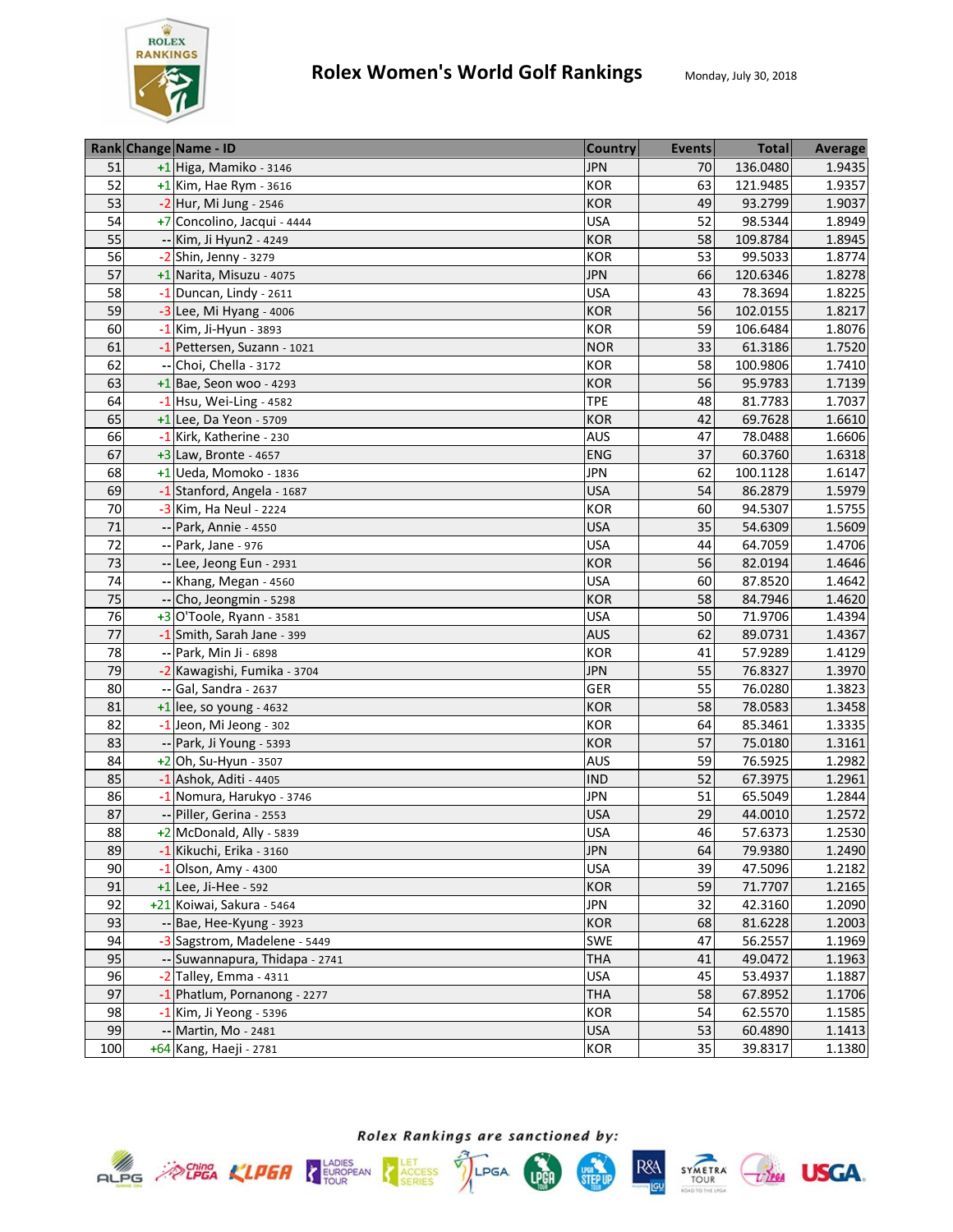# Rolex Women's World Golf Rankings

Monday, July 30, 2018

| Rank | Change | Name - ID | Country | Events | Total | Average |
|---|---|---|---|---|---|---|
| 51 | +1 | Higa, Mamiko - 3146 | JPN | 70 | 136.0480 | 1.9435 |
| 52 | +1 | Kim, Hae Rym - 3616 | KOR | 63 | 121.9485 | 1.9357 |
| 53 | -2 | Hur, Mi Jung - 2546 | KOR | 49 | 93.2799 | 1.9037 |
| 54 | +7 | Concolino, Jacqui - 4444 | USA | 52 | 98.5344 | 1.8949 |
| 55 | -- | Kim, Ji Hyun2 - 4249 | KOR | 58 | 109.8784 | 1.8945 |
| 56 | -2 | Shin, Jenny - 3279 | KOR | 53 | 99.5033 | 1.8774 |
| 57 | +1 | Narita, Misuzu - 4075 | JPN | 66 | 120.6346 | 1.8278 |
| 58 | -1 | Duncan, Lindy - 2611 | USA | 43 | 78.3694 | 1.8225 |
| 59 | -3 | Lee, Mi Hyang - 4006 | KOR | 56 | 102.0155 | 1.8217 |
| 60 | -1 | Kim, Ji-Hyun - 3893 | KOR | 59 | 106.6484 | 1.8076 |
| 61 | -1 | Pettersen, Suzann - 1021 | NOR | 33 | 61.3186 | 1.7520 |
| 62 | -- | Choi, Chella - 3172 | KOR | 58 | 100.9806 | 1.7410 |
| 63 | +1 | Bae, Seon woo - 4293 | KOR | 56 | 95.9783 | 1.7139 |
| 64 | -1 | Hsu, Wei-Ling - 4582 | TPE | 48 | 81.7783 | 1.7037 |
| 65 | +1 | Lee, Da Yeon - 5709 | KOR | 42 | 69.7628 | 1.6610 |
| 66 | -1 | Kirk, Katherine - 230 | AUS | 47 | 78.0488 | 1.6606 |
| 67 | +3 | Law, Bronte - 4657 | ENG | 37 | 60.3760 | 1.6318 |
| 68 | +1 | Ueda, Momoko - 1836 | JPN | 62 | 100.1128 | 1.6147 |
| 69 | -1 | Stanford, Angela - 1687 | USA | 54 | 86.2879 | 1.5979 |
| 70 | -3 | Kim, Ha Neul - 2224 | KOR | 60 | 94.5307 | 1.5755 |
| 71 | -- | Park, Annie - 4550 | USA | 35 | 54.6309 | 1.5609 |
| 72 | -- | Park, Jane - 976 | USA | 44 | 64.7059 | 1.4706 |
| 73 | -- | Lee, Jeong Eun - 2931 | KOR | 56 | 82.0194 | 1.4646 |
| 74 | -- | Khang, Megan - 4560 | USA | 60 | 87.8520 | 1.4642 |
| 75 | -- | Cho, Jeongmin - 5298 | KOR | 58 | 84.7946 | 1.4620 |
| 76 | +3 | O'Toole, Ryann - 3581 | USA | 50 | 71.9706 | 1.4394 |
| 77 | -1 | Smith, Sarah Jane - 399 | AUS | 62 | 89.0731 | 1.4367 |
| 78 | -- | Park, Min Ji - 6898 | KOR | 41 | 57.9289 | 1.4129 |
| 79 | -2 | Kawagishi, Fumika - 3704 | JPN | 55 | 76.8327 | 1.3970 |
| 80 | -- | Gal, Sandra - 2637 | GER | 55 | 76.0280 | 1.3823 |
| 81 | +1 | lee, so young - 4632 | KOR | 58 | 78.0583 | 1.3458 |
| 82 | -1 | Jeon, Mi Jeong - 302 | KOR | 64 | 85.3461 | 1.3335 |
| 83 | -- | Park, Ji Young - 5393 | KOR | 57 | 75.0180 | 1.3161 |
| 84 | +2 | Oh, Su-Hyun - 3507 | AUS | 59 | 76.5925 | 1.2982 |
| 85 | -1 | Ashok, Aditi - 4405 | IND | 52 | 67.3975 | 1.2961 |
| 86 | -1 | Nomura, Harukyo - 3746 | JPN | 51 | 65.5049 | 1.2844 |
| 87 | -- | Piller, Gerina - 2553 | USA | 29 | 44.0010 | 1.2572 |
| 88 | +2 | McDonald, Ally - 5839 | USA | 46 | 57.6373 | 1.2530 |
| 89 | -1 | Kikuchi, Erika - 3160 | JPN | 64 | 79.9380 | 1.2490 |
| 90 | -1 | Olson, Amy - 4300 | USA | 39 | 47.5096 | 1.2182 |
| 91 | +1 | Lee, Ji-Hee - 592 | KOR | 59 | 71.7707 | 1.2165 |
| 92 | +21 | Koiwai, Sakura - 5464 | JPN | 32 | 42.3160 | 1.2090 |
| 93 | -- | Bae, Hee-Kyung - 3923 | KOR | 68 | 81.6228 | 1.2003 |
| 94 | -3 | Sagstrom, Madelene - 5449 | SWE | 47 | 56.2557 | 1.1969 |
| 95 | -- | Suwannapura, Thidapa - 2741 | THA | 41 | 49.0472 | 1.1963 |
| 96 | -2 | Talley, Emma - 4311 | USA | 45 | 53.4937 | 1.1887 |
| 97 | -1 | Phatlum, Pornanong - 2277 | THA | 58 | 67.8952 | 1.1706 |
| 98 | -1 | Kim, Ji Yeong - 5396 | KOR | 54 | 62.5570 | 1.1585 |
| 99 | -- | Martin, Mo - 2481 | USA | 53 | 60.4890 | 1.1413 |
| 100 | +64 | Kang, Haeji - 2781 | KOR | 35 | 39.8317 | 1.1380 |

*Rolex Rankings are sanctioned by:*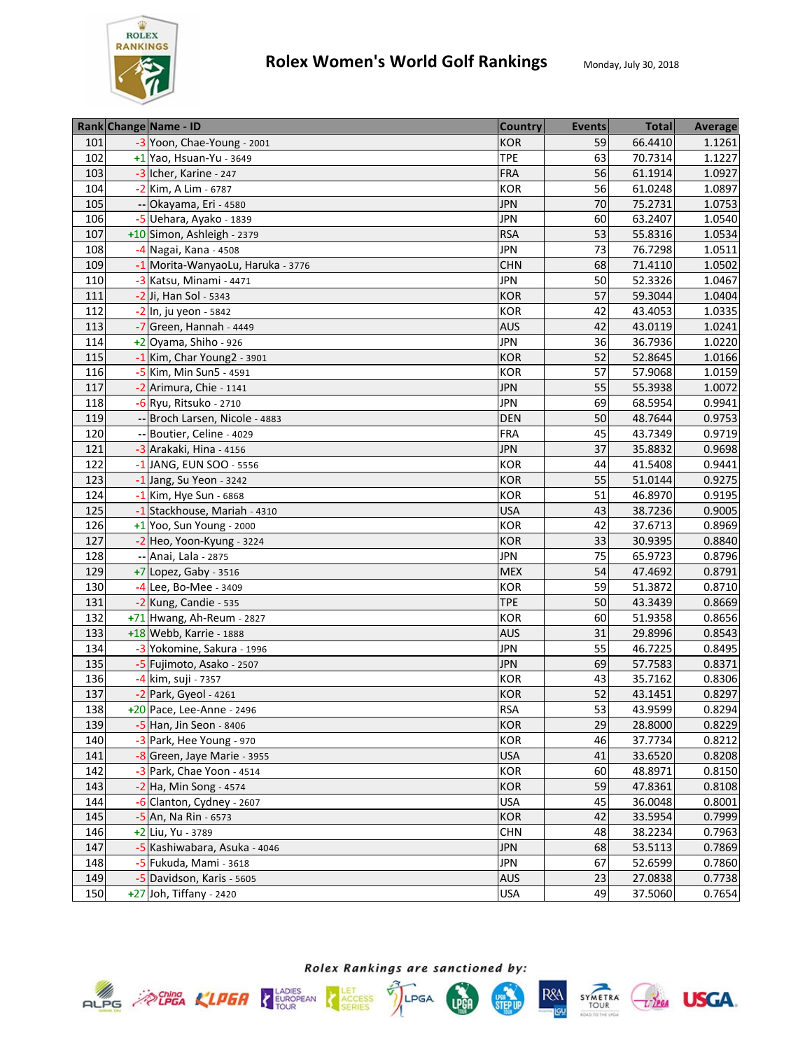# Rolex Women's World Golf Rankings

Monday, July 30, 2018

| Rank | Change | Name - ID | Country | Events | Total | Average |
|---|---|---|---|---|---|---|
| 101 | -3 | Yoon, Chae-Young - 2001 | KOR | 59 | 66.4410 | 1.1261 |
| 102 | +1 | Yao, Hsuan-Yu - 3649 | TPE | 63 | 70.7314 | 1.1227 |
| 103 | -3 | Icher, Karine - 247 | FRA | 56 | 61.1914 | 1.0927 |
| 104 | -2 | Kim, A Lim - 6787 | KOR | 56 | 61.0248 | 1.0897 |
| 105 | -- | Okayama, Eri - 4580 | JPN | 70 | 75.2731 | 1.0753 |
| 106 | -5 | Uehara, Ayako - 1839 | JPN | 60 | 63.2407 | 1.0540 |
| 107 | +10 | Simon, Ashleigh - 2379 | RSA | 53 | 55.8316 | 1.0534 |
| 108 | -4 | Nagai, Kana - 4508 | JPN | 73 | 76.7298 | 1.0511 |
| 109 | -1 | Morita-WanyaoLu, Haruka - 3776 | CHN | 68 | 71.4110 | 1.0502 |
| 110 | -3 | Katsu, Minami - 4471 | JPN | 50 | 52.3326 | 1.0467 |
| 111 | -2 | Ji, Han Sol - 5343 | KOR | 57 | 59.3044 | 1.0404 |
| 112 | -2 | In, ju yeon - 5842 | KOR | 42 | 43.4053 | 1.0335 |
| 113 | -7 | Green, Hannah - 4449 | AUS | 42 | 43.0119 | 1.0241 |
| 114 | +2 | Oyama, Shiho - 926 | JPN | 36 | 36.7936 | 1.0220 |
| 115 | -1 | Kim, Char Young2 - 3901 | KOR | 52 | 52.8645 | 1.0166 |
| 116 | -5 | Kim, Min Sun5 - 4591 | KOR | 57 | 57.9068 | 1.0159 |
| 117 | -2 | Arimura, Chie - 1141 | JPN | 55 | 55.3938 | 1.0072 |
| 118 | -6 | Ryu, Ritsuko - 2710 | JPN | 69 | 68.5954 | 0.9941 |
| 119 | -- | Broch Larsen, Nicole - 4883 | DEN | 50 | 48.7644 | 0.9753 |
| 120 | -- | Boutier, Celine - 4029 | FRA | 45 | 43.7349 | 0.9719 |
| 121 | -3 | Arakaki, Hina - 4156 | JPN | 37 | 35.8832 | 0.9698 |
| 122 | -1 | JANG, EUN SOO - 5556 | KOR | 44 | 41.5408 | 0.9441 |
| 123 | -1 | Jang, Su Yeon - 3242 | KOR | 55 | 51.0144 | 0.9275 |
| 124 | -1 | Kim, Hye Sun - 6868 | KOR | 51 | 46.8970 | 0.9195 |
| 125 | -1 | Stackhouse, Mariah - 4310 | USA | 43 | 38.7236 | 0.9005 |
| 126 | +1 | Yoo, Sun Young - 2000 | KOR | 42 | 37.6713 | 0.8969 |
| 127 | -2 | Heo, Yoon-Kyung - 3224 | KOR | 33 | 30.9395 | 0.8840 |
| 128 | -- | Anai, Lala - 2875 | JPN | 75 | 65.9723 | 0.8796 |
| 129 | +7 | Lopez, Gaby - 3516 | MEX | 54 | 47.4692 | 0.8791 |
| 130 | -4 | Lee, Bo-Mee - 3409 | KOR | 59 | 51.3872 | 0.8710 |
| 131 | -2 | Kung, Candie - 535 | TPE | 50 | 43.3439 | 0.8669 |
| 132 | +71 | Hwang, Ah-Reum - 2827 | KOR | 60 | 51.9358 | 0.8656 |
| 133 | +18 | Webb, Karrie - 1888 | AUS | 31 | 29.8996 | 0.8543 |
| 134 | -3 | Yokomine, Sakura - 1996 | JPN | 55 | 46.7225 | 0.8495 |
| 135 | -5 | Fujimoto, Asako - 2507 | JPN | 69 | 57.7583 | 0.8371 |
| 136 | -4 | kim, suji - 7357 | KOR | 43 | 35.7162 | 0.8306 |
| 137 | -2 | Park, Gyeol - 4261 | KOR | 52 | 43.1451 | 0.8297 |
| 138 | +20 | Pace, Lee-Anne - 2496 | RSA | 53 | 43.9599 | 0.8294 |
| 139 | -5 | Han, Jin Seon - 8406 | KOR | 29 | 28.8000 | 0.8229 |
| 140 | -3 | Park, Hee Young - 970 | KOR | 46 | 37.7734 | 0.8212 |
| 141 | -8 | Green, Jaye Marie - 3955 | USA | 41 | 33.6520 | 0.8208 |
| 142 | -3 | Park, Chae Yoon - 4514 | KOR | 60 | 48.8971 | 0.8150 |
| 143 | -2 | Ha, Min Song - 4574 | KOR | 59 | 47.8361 | 0.8108 |
| 144 | -6 | Clanton, Cydney - 2607 | USA | 45 | 36.0048 | 0.8001 |
| 145 | -5 | An, Na Rin - 6573 | KOR | 42 | 33.5954 | 0.7999 |
| 146 | +2 | Liu, Yu - 3789 | CHN | 48 | 38.2234 | 0.7963 |
| 147 | -5 | Kashiwabara, Asuka - 4046 | JPN | 68 | 53.5113 | 0.7869 |
| 148 | -5 | Fukuda, Mami - 3618 | JPN | 67 | 52.6599 | 0.7860 |
| 149 | -5 | Davidson, Karis - 5605 | AUS | 23 | 27.0838 | 0.7738 |
| 150 | +27 | Joh, Tiffany - 2420 | USA | 49 | 37.5060 | 0.7654 |

*Rolex Rankings are sanctioned by:*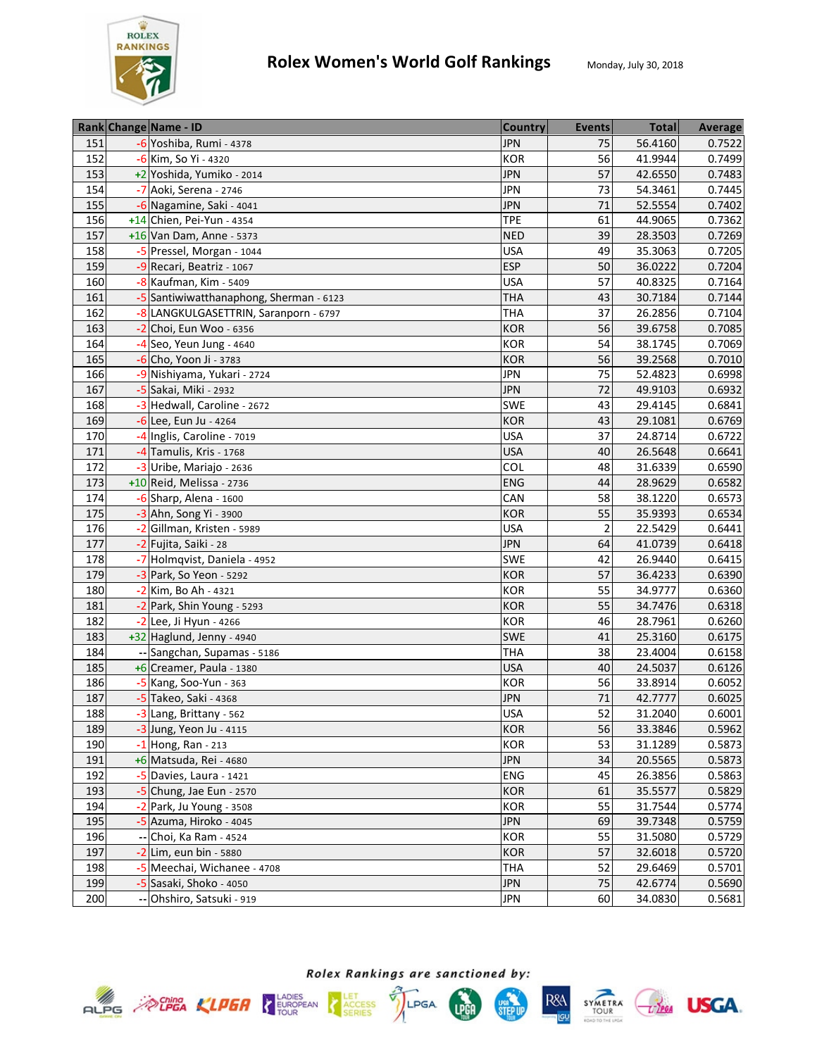# Rolex Women's World Golf Rankings

Monday, July 30, 2018

| Rank | Change | Name - ID | Country | Events | Total | Average |
|---|---|---|---|---|---|---|
| 151 | -6 | Yoshiba, Rumi - 4378 | JPN | 75 | 56.4160 | 0.7522 |
| 152 | -6 | Kim, So Yi - 4320 | KOR | 56 | 41.9944 | 0.7499 |
| 153 | +2 | Yoshida, Yumiko - 2014 | JPN | 57 | 42.6550 | 0.7483 |
| 154 | -7 | Aoki, Serena - 2746 | JPN | 73 | 54.3461 | 0.7445 |
| 155 | -6 | Nagamine, Saki - 4041 | JPN | 71 | 52.5554 | 0.7402 |
| 156 | +14 | Chien, Pei-Yun - 4354 | TPE | 61 | 44.9065 | 0.7362 |
| 157 | +16 | Van Dam, Anne - 5373 | NED | 39 | 28.3503 | 0.7269 |
| 158 | -5 | Pressel, Morgan - 1044 | USA | 49 | 35.3063 | 0.7205 |
| 159 | -9 | Recari, Beatriz - 1067 | ESP | 50 | 36.0222 | 0.7204 |
| 160 | -8 | Kaufman, Kim - 5409 | USA | 57 | 40.8325 | 0.7164 |
| 161 | -5 | Santiwiwatthanaphong, Sherman - 6123 | THA | 43 | 30.7184 | 0.7144 |
| 162 | -8 | LANGKULGASETTRIN, Saranporn - 6797 | THA | 37 | 26.2856 | 0.7104 |
| 163 | -2 | Choi, Eun Woo - 6356 | KOR | 56 | 39.6758 | 0.7085 |
| 164 | -4 | Seo, Yeun Jung - 4640 | KOR | 54 | 38.1745 | 0.7069 |
| 165 | -6 | Cho, Yoon Ji - 3783 | KOR | 56 | 39.2568 | 0.7010 |
| 166 | -9 | Nishiyama, Yukari - 2724 | JPN | 75 | 52.4823 | 0.6998 |
| 167 | -5 | Sakai, Miki - 2932 | JPN | 72 | 49.9103 | 0.6932 |
| 168 | -3 | Hedwall, Caroline - 2672 | SWE | 43 | 29.4145 | 0.6841 |
| 169 | -6 | Lee, Eun Ju - 4264 | KOR | 43 | 29.1081 | 0.6769 |
| 170 | -4 | Inglis, Caroline - 7019 | USA | 37 | 24.8714 | 0.6722 |
| 171 | -4 | Tamulis, Kris - 1768 | USA | 40 | 26.5648 | 0.6641 |
| 172 | -3 | Uribe, Mariajo - 2636 | COL | 48 | 31.6339 | 0.6590 |
| 173 | +10 | Reid, Melissa - 2736 | ENG | 44 | 28.9629 | 0.6582 |
| 174 | -6 | Sharp, Alena - 1600 | CAN | 58 | 38.1220 | 0.6573 |
| 175 | -3 | Ahn, Song Yi - 3900 | KOR | 55 | 35.9393 | 0.6534 |
| 176 | -2 | Gillman, Kristen - 5989 | USA | 2 | 22.5429 | 0.6441 |
| 177 | -2 | Fujita, Saiki - 28 | JPN | 64 | 41.0739 | 0.6418 |
| 178 | -7 | Holmqvist, Daniela - 4952 | SWE | 42 | 26.9440 | 0.6415 |
| 179 | -3 | Park, So Yeon - 5292 | KOR | 57 | 36.4233 | 0.6390 |
| 180 | -2 | Kim, Bo Ah - 4321 | KOR | 55 | 34.9777 | 0.6360 |
| 181 | -2 | Park, Shin Young - 5293 | KOR | 55 | 34.7476 | 0.6318 |
| 182 | -2 | Lee, Ji Hyun - 4266 | KOR | 46 | 28.7961 | 0.6260 |
| 183 | +32 | Haglund, Jenny - 4940 | SWE | 41 | 25.3160 | 0.6175 |
| 184 | -- | Sangchan, Supamas - 5186 | THA | 38 | 23.4004 | 0.6158 |
| 185 | +6 | Creamer, Paula - 1380 | USA | 40 | 24.5037 | 0.6126 |
| 186 | -5 | Kang, Soo-Yun - 363 | KOR | 56 | 33.8914 | 0.6052 |
| 187 | -5 | Takeo, Saki - 4368 | JPN | 71 | 42.7777 | 0.6025 |
| 188 | -3 | Lang, Brittany - 562 | USA | 52 | 31.2040 | 0.6001 |
| 189 | -3 | Jung, Yeon Ju - 4115 | KOR | 56 | 33.3846 | 0.5962 |
| 190 | -1 | Hong, Ran - 213 | KOR | 53 | 31.1289 | 0.5873 |
| 191 | +6 | Matsuda, Rei - 4680 | JPN | 34 | 20.5565 | 0.5873 |
| 192 | -5 | Davies, Laura - 1421 | ENG | 45 | 26.3856 | 0.5863 |
| 193 | -5 | Chung, Jae Eun - 2570 | KOR | 61 | 35.5577 | 0.5829 |
| 194 | -2 | Park, Ju Young - 3508 | KOR | 55 | 31.7544 | 0.5774 |
| 195 | -5 | Azuma, Hiroko - 4045 | JPN | 69 | 39.7348 | 0.5759 |
| 196 | -- | Choi, Ka Ram - 4524 | KOR | 55 | 31.5080 | 0.5729 |
| 197 | -2 | Lim, eun bin - 5880 | KOR | 57 | 32.6018 | 0.5720 |
| 198 | -5 | Meechai, Wichanee - 4708 | THA | 52 | 29.6469 | 0.5701 |
| 199 | -5 | Sasaki, Shoko - 4050 | JPN | 75 | 42.6774 | 0.5690 |
| 200 | -- | Ohshiro, Satsuki - 919 | JPN | 60 | 34.0830 | 0.5681 |

*Rolex Rankings are sanctioned by:*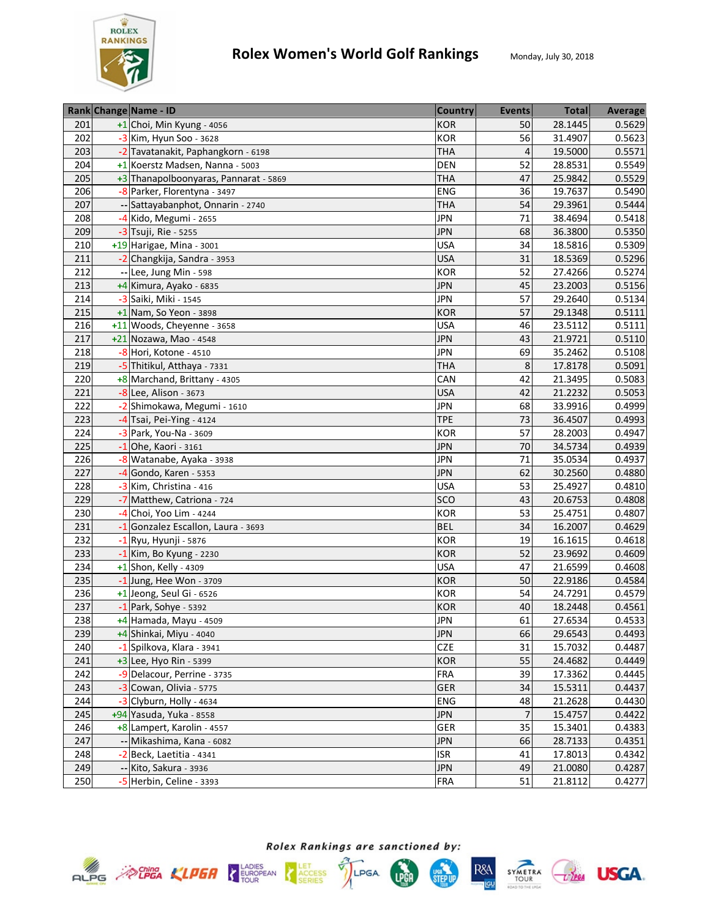# Rolex Women's World Golf Rankings

Monday, July 30, 2018

| Rank | Change | Name - ID | Country | Events | Total | Average |
|---|---|---|---|---|---|---|
| 201 | +1 | Choi, Min Kyung - 4056 | KOR | 50 | 28.1445 | 0.5629 |
| 202 | -3 | Kim, Hyun Soo - 3628 | KOR | 56 | 31.4907 | 0.5623 |
| 203 | -2 | Tavatanakit, Paphangkorn - 6198 | THA | 4 | 19.5000 | 0.5571 |
| 204 | +1 | Koerstz Madsen, Nanna - 5003 | DEN | 52 | 28.8531 | 0.5549 |
| 205 | +3 | Thanapolboonyaras, Pannarat - 5869 | THA | 47 | 25.9842 | 0.5529 |
| 206 | -8 | Parker, Florentyna - 3497 | ENG | 36 | 19.7637 | 0.5490 |
| 207 | -- | Sattayabanphot, Onnarin - 2740 | THA | 54 | 29.3961 | 0.5444 |
| 208 | -4 | Kido, Megumi - 2655 | JPN | 71 | 38.4694 | 0.5418 |
| 209 | -3 | Tsuji, Rie - 5255 | JPN | 68 | 36.3800 | 0.5350 |
| 210 | +19 | Harigae, Mina - 3001 | USA | 34 | 18.5816 | 0.5309 |
| 211 | -2 | Changkija, Sandra - 3953 | USA | 31 | 18.5369 | 0.5296 |
| 212 | -- | Lee, Jung Min - 598 | KOR | 52 | 27.4266 | 0.5274 |
| 213 | +4 | Kimura, Ayako - 6835 | JPN | 45 | 23.2003 | 0.5156 |
| 214 | -3 | Saiki, Miki - 1545 | JPN | 57 | 29.2640 | 0.5134 |
| 215 | +1 | Nam, So Yeon - 3898 | KOR | 57 | 29.1348 | 0.5111 |
| 216 | +11 | Woods, Cheyenne - 3658 | USA | 46 | 23.5112 | 0.5111 |
| 217 | +21 | Nozawa, Mao - 4548 | JPN | 43 | 21.9721 | 0.5110 |
| 218 | -8 | Hori, Kotone - 4510 | JPN | 69 | 35.2462 | 0.5108 |
| 219 | -5 | Thitikul, Atthaya - 7331 | THA | 8 | 17.8178 | 0.5091 |
| 220 | +8 | Marchand, Brittany - 4305 | CAN | 42 | 21.3495 | 0.5083 |
| 221 | -8 | Lee, Alison - 3673 | USA | 42 | 21.2232 | 0.5053 |
| 222 | -2 | Shimokawa, Megumi - 1610 | JPN | 68 | 33.9916 | 0.4999 |
| 223 | -4 | Tsai, Pei-Ying - 4124 | TPE | 73 | 36.4507 | 0.4993 |
| 224 | -3 | Park, You-Na - 3609 | KOR | 57 | 28.2003 | 0.4947 |
| 225 | -1 | Ohe, Kaori - 3161 | JPN | 70 | 34.5734 | 0.4939 |
| 226 | -8 | Watanabe, Ayaka - 3938 | JPN | 71 | 35.0534 | 0.4937 |
| 227 | -4 | Gondo, Karen - 5353 | JPN | 62 | 30.2560 | 0.4880 |
| 228 | -3 | Kim, Christina - 416 | USA | 53 | 25.4927 | 0.4810 |
| 229 | -7 | Matthew, Catriona - 724 | SCO | 43 | 20.6753 | 0.4808 |
| 230 | -4 | Choi, Yoo Lim - 4244 | KOR | 53 | 25.4751 | 0.4807 |
| 231 | -1 | Gonzalez Escallon, Laura - 3693 | BEL | 34 | 16.2007 | 0.4629 |
| 232 | -1 | Ryu, Hyunji - 5876 | KOR | 19 | 16.1615 | 0.4618 |
| 233 | -1 | Kim, Bo Kyung - 2230 | KOR | 52 | 23.9692 | 0.4609 |
| 234 | +1 | Shon, Kelly - 4309 | USA | 47 | 21.6599 | 0.4608 |
| 235 | -1 | Jung, Hee Won - 3709 | KOR | 50 | 22.9186 | 0.4584 |
| 236 | +1 | Jeong, Seul Gi - 6526 | KOR | 54 | 24.7291 | 0.4579 |
| 237 | -1 | Park, Sohye - 5392 | KOR | 40 | 18.2448 | 0.4561 |
| 238 | +4 | Hamada, Mayu - 4509 | JPN | 61 | 27.6534 | 0.4533 |
| 239 | +4 | Shinkai, Miyu - 4040 | JPN | 66 | 29.6543 | 0.4493 |
| 240 | -1 | Spilkova, Klara - 3941 | CZE | 31 | 15.7032 | 0.4487 |
| 241 | +3 | Lee, Hyo Rin - 5399 | KOR | 55 | 24.4682 | 0.4449 |
| 242 | -9 | Delacour, Perrine - 3735 | FRA | 39 | 17.3362 | 0.4445 |
| 243 | -3 | Cowan, Olivia - 5775 | GER | 34 | 15.5311 | 0.4437 |
| 244 | -3 | Clyburn, Holly - 4634 | ENG | 48 | 21.2628 | 0.4430 |
| 245 | +94 | Yasuda, Yuka - 8558 | JPN | 7 | 15.4757 | 0.4422 |
| 246 | +8 | Lampert, Karolin - 4557 | GER | 35 | 15.3401 | 0.4383 |
| 247 | -- | Mikashima, Kana - 6082 | JPN | 66 | 28.7133 | 0.4351 |
| 248 | -2 | Beck, Laetitia - 4341 | ISR | 41 | 17.8013 | 0.4342 |
| 249 | -- | Kito, Sakura - 3936 | JPN | 49 | 21.0080 | 0.4287 |
| 250 | -5 | Herbin, Celine - 3393 | FRA | 51 | 21.8112 | 0.4277 |

*Rolex Rankings are sanctioned by:*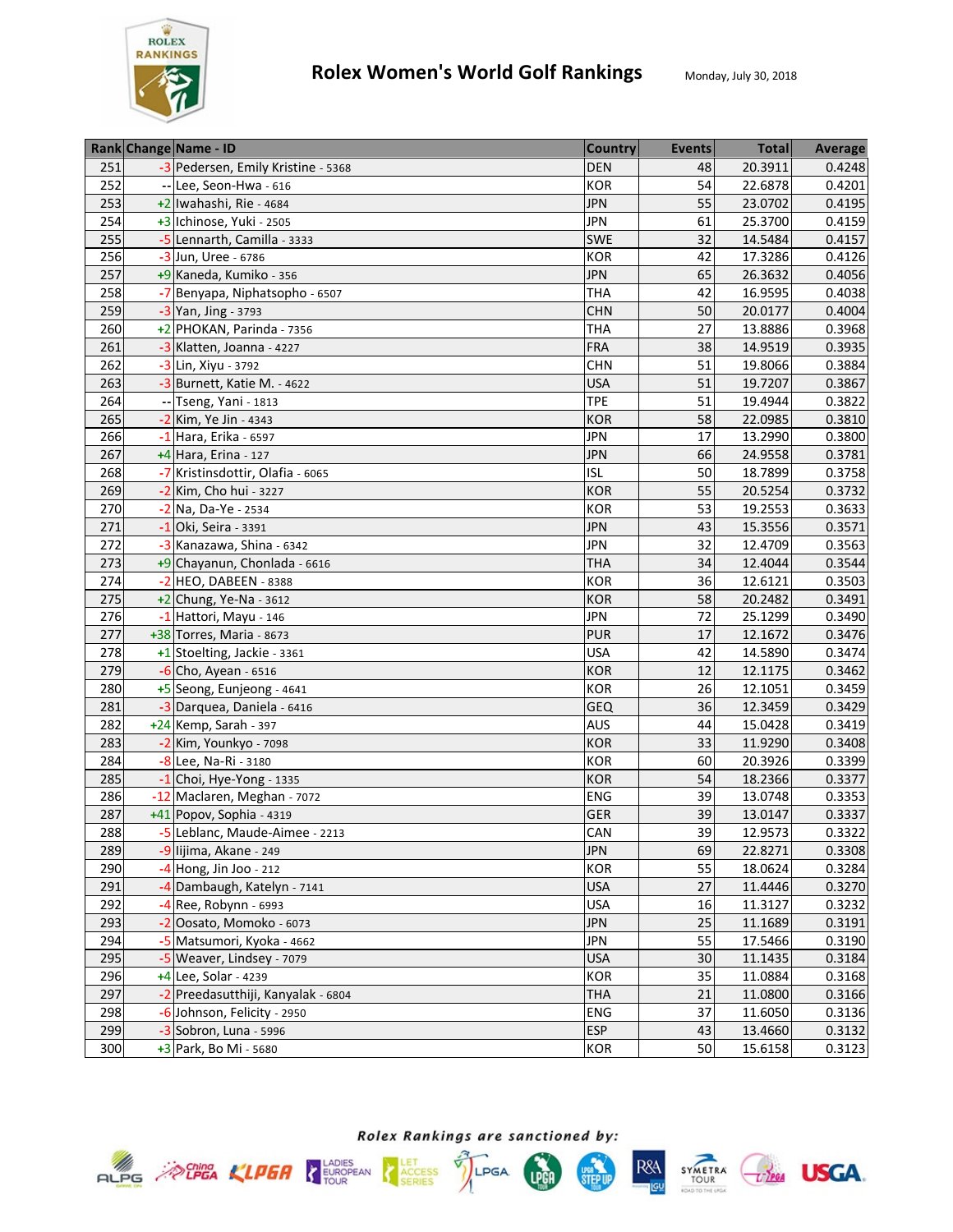# Rolex Women's World Golf Rankings

Monday, July 30, 2018

| Rank | Change | Name - ID | Country | Events | Total | Average |
|---|---|---|---|---|---|---|
| 251 | -3 | Pedersen, Emily Kristine - 5368 | DEN | 48 | 20.3911 | 0.4248 |
| 252 | -- | Lee, Seon-Hwa - 616 | KOR | 54 | 22.6878 | 0.4201 |
| 253 | +2 | Iwahashi, Rie - 4684 | JPN | 55 | 23.0702 | 0.4195 |
| 254 | +3 | Ichinose, Yuki - 2505 | JPN | 61 | 25.3700 | 0.4159 |
| 255 | -5 | Lennarth, Camilla - 3333 | SWE | 32 | 14.5484 | 0.4157 |
| 256 | -3 | Jun, Uree - 6786 | KOR | 42 | 17.3286 | 0.4126 |
| 257 | +9 | Kaneda, Kumiko - 356 | JPN | 65 | 26.3632 | 0.4056 |
| 258 | -7 | Benyapa, Niphatsopho - 6507 | THA | 42 | 16.9595 | 0.4038 |
| 259 | -3 | Yan, Jing - 3793 | CHN | 50 | 20.0177 | 0.4004 |
| 260 | +2 | PHOKAN, Parinda - 7356 | THA | 27 | 13.8886 | 0.3968 |
| 261 | -3 | Klatten, Joanna - 4227 | FRA | 38 | 14.9519 | 0.3935 |
| 262 | -3 | Lin, Xiyu - 3792 | CHN | 51 | 19.8066 | 0.3884 |
| 263 | -3 | Burnett, Katie M. - 4622 | USA | 51 | 19.7207 | 0.3867 |
| 264 | -- | Tseng, Yani - 1813 | TPE | 51 | 19.4944 | 0.3822 |
| 265 | -2 | Kim, Ye Jin - 4343 | KOR | 58 | 22.0985 | 0.3810 |
| 266 | -1 | Hara, Erika - 6597 | JPN | 17 | 13.2990 | 0.3800 |
| 267 | +4 | Hara, Erina - 127 | JPN | 66 | 24.9558 | 0.3781 |
| 268 | -7 | Kristinsdottir, Olafia - 6065 | ISL | 50 | 18.7899 | 0.3758 |
| 269 | -2 | Kim, Cho hui - 3227 | KOR | 55 | 20.5254 | 0.3732 |
| 270 | -2 | Na, Da-Ye - 2534 | KOR | 53 | 19.2553 | 0.3633 |
| 271 | -1 | Oki, Seira - 3391 | JPN | 43 | 15.3556 | 0.3571 |
| 272 | -3 | Kanazawa, Shina - 6342 | JPN | 32 | 12.4709 | 0.3563 |
| 273 | +9 | Chayanun, Chonlada - 6616 | THA | 34 | 12.4044 | 0.3544 |
| 274 | -2 | HEO, DABEEN - 8388 | KOR | 36 | 12.6121 | 0.3503 |
| 275 | +2 | Chung, Ye-Na - 3612 | KOR | 58 | 20.2482 | 0.3491 |
| 276 | -1 | Hattori, Mayu - 146 | JPN | 72 | 25.1299 | 0.3490 |
| 277 | +38 | Torres, Maria - 8673 | PUR | 17 | 12.1672 | 0.3476 |
| 278 | +1 | Stoelting, Jackie - 3361 | USA | 42 | 14.5890 | 0.3474 |
| 279 | -6 | Cho, Ayean - 6516 | KOR | 12 | 12.1175 | 0.3462 |
| 280 | +5 | Seong, Eunjeong - 4641 | KOR | 26 | 12.1051 | 0.3459 |
| 281 | -3 | Darquea, Daniela - 6416 | GEQ | 36 | 12.3459 | 0.3429 |
| 282 | +24 | Kemp, Sarah - 397 | AUS | 44 | 15.0428 | 0.3419 |
| 283 | -2 | Kim, Younkyo - 7098 | KOR | 33 | 11.9290 | 0.3408 |
| 284 | -8 | Lee, Na-Ri - 3180 | KOR | 60 | 20.3926 | 0.3399 |
| 285 | -1 | Choi, Hye-Yong - 1335 | KOR | 54 | 18.2366 | 0.3377 |
| 286 | -12 | Maclaren, Meghan - 7072 | ENG | 39 | 13.0748 | 0.3353 |
| 287 | +41 | Popov, Sophia - 4319 | GER | 39 | 13.0147 | 0.3337 |
| 288 | -5 | Leblanc, Maude-Aimee - 2213 | CAN | 39 | 12.9573 | 0.3322 |
| 289 | -9 | Iijima, Akane - 249 | JPN | 69 | 22.8271 | 0.3308 |
| 290 | -4 | Hong, Jin Joo - 212 | KOR | 55 | 18.0624 | 0.3284 |
| 291 | -4 | Dambaugh, Katelyn - 7141 | USA | 27 | 11.4446 | 0.3270 |
| 292 | -4 | Ree, Robynn - 6993 | USA | 16 | 11.3127 | 0.3232 |
| 293 | -2 | Oosato, Momoko - 6073 | JPN | 25 | 11.1689 | 0.3191 |
| 294 | -5 | Matsumori, Kyoka - 4662 | JPN | 55 | 17.5466 | 0.3190 |
| 295 | -5 | Weaver, Lindsey - 7079 | USA | 30 | 11.1435 | 0.3184 |
| 296 | +4 | Lee, Solar - 4239 | KOR | 35 | 11.0884 | 0.3168 |
| 297 | -2 | Preedasutthiji, Kanyalak - 6804 | THA | 21 | 11.0800 | 0.3166 |
| 298 | -6 | Johnson, Felicity - 2950 | ENG | 37 | 11.6050 | 0.3136 |
| 299 | -3 | Sobron, Luna - 5996 | ESP | 43 | 13.4660 | 0.3132 |
| 300 | +3 | Park, Bo Mi - 5680 | KOR | 50 | 15.6158 | 0.3123 |

*Rolex Rankings are sanctioned by:*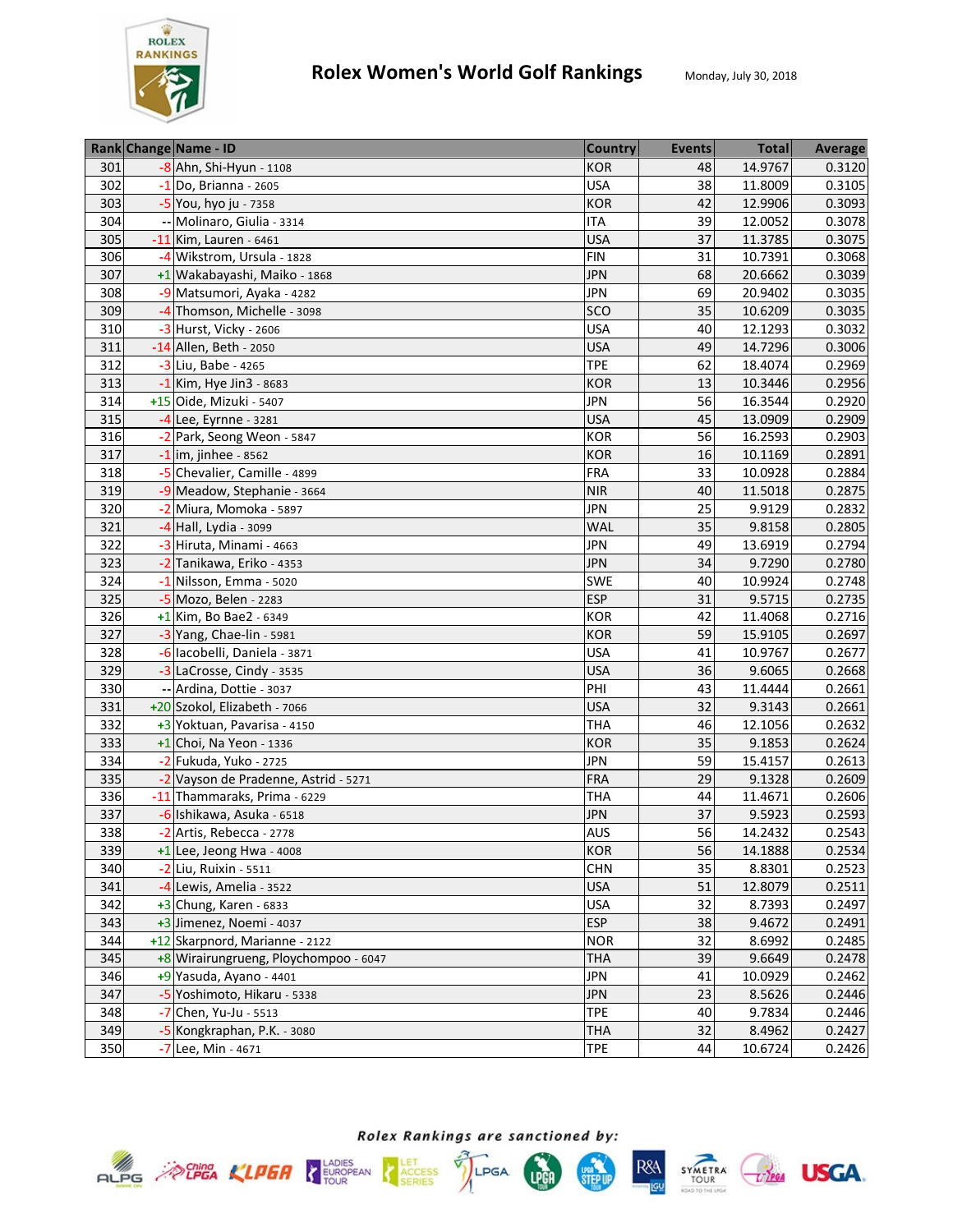# Rolex Women's World Golf Rankings

Monday, July 30, 2018

| Rank | Change | Name - ID | Country | Events | Total | Average |
|---|---|---|---|---|---|---|
| 301 | -8 | Ahn, Shi-Hyun - 1108 | KOR | 48 | 14.9767 | 0.3120 |
| 302 | -1 | Do, Brianna - 2605 | USA | 38 | 11.8009 | 0.3105 |
| 303 | -5 | You, hyo ju - 7358 | KOR | 42 | 12.9906 | 0.3093 |
| 304 | -- | Molinaro, Giulia - 3314 | ITA | 39 | 12.0052 | 0.3078 |
| 305 | -11 | Kim, Lauren - 6461 | USA | 37 | 11.3785 | 0.3075 |
| 306 | -4 | Wikstrom, Ursula - 1828 | FIN | 31 | 10.7391 | 0.3068 |
| 307 | +1 | Wakabayashi, Maiko - 1868 | JPN | 68 | 20.6662 | 0.3039 |
| 308 | -9 | Matsumori, Ayaka - 4282 | JPN | 69 | 20.9402 | 0.3035 |
| 309 | -4 | Thomson, Michelle - 3098 | SCO | 35 | 10.6209 | 0.3035 |
| 310 | -3 | Hurst, Vicky - 2606 | USA | 40 | 12.1293 | 0.3032 |
| 311 | -14 | Allen, Beth - 2050 | USA | 49 | 14.7296 | 0.3006 |
| 312 | -3 | Liu, Babe - 4265 | TPE | 62 | 18.4074 | 0.2969 |
| 313 | -1 | Kim, Hye Jin3 - 8683 | KOR | 13 | 10.3446 | 0.2956 |
| 314 | +15 | Oide, Mizuki - 5407 | JPN | 56 | 16.3544 | 0.2920 |
| 315 | -4 | Lee, Eyrnne - 3281 | USA | 45 | 13.0909 | 0.2909 |
| 316 | -2 | Park, Seong Weon - 5847 | KOR | 56 | 16.2593 | 0.2903 |
| 317 | -1 | im, jinhee - 8562 | KOR | 16 | 10.1169 | 0.2891 |
| 318 | -5 | Chevalier, Camille - 4899 | FRA | 33 | 10.0928 | 0.2884 |
| 319 | -9 | Meadow, Stephanie - 3664 | NIR | 40 | 11.5018 | 0.2875 |
| 320 | -2 | Miura, Momoka - 5897 | JPN | 25 | 9.9129 | 0.2832 |
| 321 | -4 | Hall, Lydia - 3099 | WAL | 35 | 9.8158 | 0.2805 |
| 322 | -3 | Hiruta, Minami - 4663 | JPN | 49 | 13.6919 | 0.2794 |
| 323 | -2 | Tanikawa, Eriko - 4353 | JPN | 34 | 9.7290 | 0.2780 |
| 324 | -1 | Nilsson, Emma - 5020 | SWE | 40 | 10.9924 | 0.2748 |
| 325 | -5 | Mozo, Belen - 2283 | ESP | 31 | 9.5715 | 0.2735 |
| 326 | +1 | Kim, Bo Bae2 - 6349 | KOR | 42 | 11.4068 | 0.2716 |
| 327 | -3 | Yang, Chae-lin - 5981 | KOR | 59 | 15.9105 | 0.2697 |
| 328 | -6 | Iacobelli, Daniela - 3871 | USA | 41 | 10.9767 | 0.2677 |
| 329 | -3 | LaCrosse, Cindy - 3535 | USA | 36 | 9.6065 | 0.2668 |
| 330 | -- | Ardina, Dottie - 3037 | PHI | 43 | 11.4444 | 0.2661 |
| 331 | +20 | Szokol, Elizabeth - 7066 | USA | 32 | 9.3143 | 0.2661 |
| 332 | +3 | Yoktuan, Pavarisa - 4150 | THA | 46 | 12.1056 | 0.2632 |
| 333 | +1 | Choi, Na Yeon - 1336 | KOR | 35 | 9.1853 | 0.2624 |
| 334 | -2 | Fukuda, Yuko - 2725 | JPN | 59 | 15.4157 | 0.2613 |
| 335 | -2 | Vayson de Pradenne, Astrid - 5271 | FRA | 29 | 9.1328 | 0.2609 |
| 336 | -11 | Thammaraks, Prima - 6229 | THA | 44 | 11.4671 | 0.2606 |
| 337 | -6 | Ishikawa, Asuka - 6518 | JPN | 37 | 9.5923 | 0.2593 |
| 338 | -2 | Artis, Rebecca - 2778 | AUS | 56 | 14.2432 | 0.2543 |
| 339 | +1 | Lee, Jeong Hwa - 4008 | KOR | 56 | 14.1888 | 0.2534 |
| 340 | -2 | Liu, Ruixin - 5511 | CHN | 35 | 8.8301 | 0.2523 |
| 341 | -4 | Lewis, Amelia - 3522 | USA | 51 | 12.8079 | 0.2511 |
| 342 | +3 | Chung, Karen - 6833 | USA | 32 | 8.7393 | 0.2497 |
| 343 | +3 | Jimenez, Noemi - 4037 | ESP | 38 | 9.4672 | 0.2491 |
| 344 | +12 | Skarpnord, Marianne - 2122 | NOR | 32 | 8.6992 | 0.2485 |
| 345 | +8 | Wirairungrueng, Ploychompoo - 6047 | THA | 39 | 9.6649 | 0.2478 |
| 346 | +9 | Yasuda, Ayano - 4401 | JPN | 41 | 10.0929 | 0.2462 |
| 347 | -5 | Yoshimoto, Hikaru - 5338 | JPN | 23 | 8.5626 | 0.2446 |
| 348 | -7 | Chen, Yu-Ju - 5513 | TPE | 40 | 9.7834 | 0.2446 |
| 349 | -5 | Kongkraphan, P.K. - 3080 | THA | 32 | 8.4962 | 0.2427 |
| 350 | -7 | Lee, Min - 4671 | TPE | 44 | 10.6724 | 0.2426 |

*Rolex Rankings are sanctioned by:*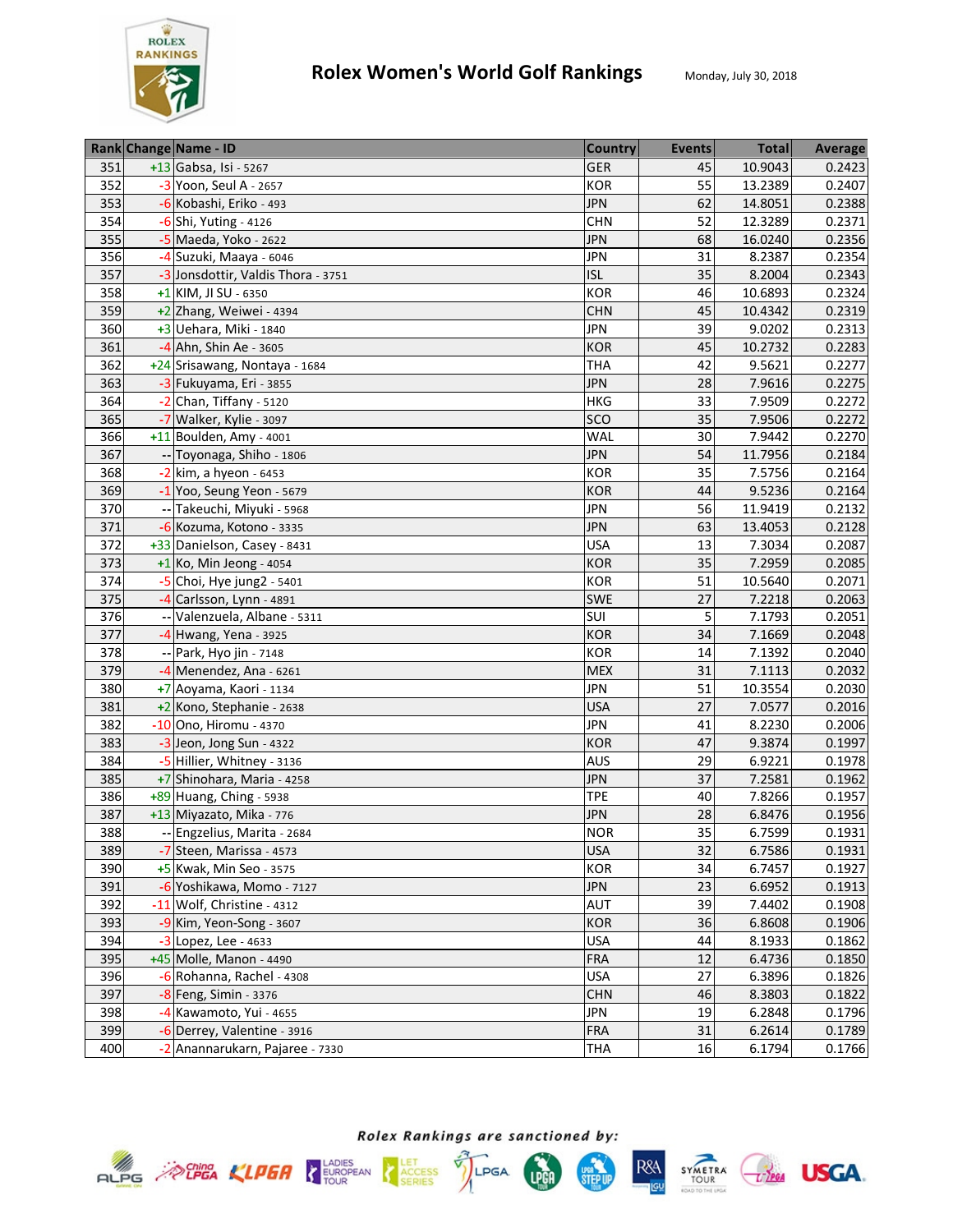# Rolex Women's World Golf Rankings

Monday, July 30, 2018

| Rank | Change | Name - ID | Country | Events | Total | Average |
|---|---|---|---|---|---|---|
| 351 | +13 | Gabsa, Isi - 5267 | GER | 45 | 10.9043 | 0.2423 |
| 352 | -3 | Yoon, Seul A - 2657 | KOR | 55 | 13.2389 | 0.2407 |
| 353 | -6 | Kobashi, Eriko - 493 | JPN | 62 | 14.8051 | 0.2388 |
| 354 | -6 | Shi, Yuting - 4126 | CHN | 52 | 12.3289 | 0.2371 |
| 355 | -5 | Maeda, Yoko - 2622 | JPN | 68 | 16.0240 | 0.2356 |
| 356 | -4 | Suzuki, Maaya - 6046 | JPN | 31 | 8.2387 | 0.2354 |
| 357 | -3 | Jonsdottir, Valdis Thora - 3751 | ISL | 35 | 8.2004 | 0.2343 |
| 358 | +1 | KIM, JI SU - 6350 | KOR | 46 | 10.6893 | 0.2324 |
| 359 | +2 | Zhang, Weiwei - 4394 | CHN | 45 | 10.4342 | 0.2319 |
| 360 | +3 | Uehara, Miki - 1840 | JPN | 39 | 9.0202 | 0.2313 |
| 361 | -4 | Ahn, Shin Ae - 3605 | KOR | 45 | 10.2732 | 0.2283 |
| 362 | +24 | Srisawang, Nontaya - 1684 | THA | 42 | 9.5621 | 0.2277 |
| 363 | -3 | Fukuyama, Eri - 3855 | JPN | 28 | 7.9616 | 0.2275 |
| 364 | -2 | Chan, Tiffany - 5120 | HKG | 33 | 7.9509 | 0.2272 |
| 365 | -7 | Walker, Kylie - 3097 | SCO | 35 | 7.9506 | 0.2272 |
| 366 | +11 | Boulden, Amy - 4001 | WAL | 30 | 7.9442 | 0.2270 |
| 367 | -- | Toyonaga, Shiho - 1806 | JPN | 54 | 11.7956 | 0.2184 |
| 368 | -2 | kim, a hyeon - 6453 | KOR | 35 | 7.5756 | 0.2164 |
| 369 | -1 | Yoo, Seung Yeon - 5679 | KOR | 44 | 9.5236 | 0.2164 |
| 370 | -- | Takeuchi, Miyuki - 5968 | JPN | 56 | 11.9419 | 0.2132 |
| 371 | -6 | Kozuma, Kotono - 3335 | JPN | 63 | 13.4053 | 0.2128 |
| 372 | +33 | Danielson, Casey - 8431 | USA | 13 | 7.3034 | 0.2087 |
| 373 | +1 | Ko, Min Jeong - 4054 | KOR | 35 | 7.2959 | 0.2085 |
| 374 | -5 | Choi, Hye jung2 - 5401 | KOR | 51 | 10.5640 | 0.2071 |
| 375 | -4 | Carlsson, Lynn - 4891 | SWE | 27 | 7.2218 | 0.2063 |
| 376 | -- | Valenzuela, Albane - 5311 | SUI | 5 | 7.1793 | 0.2051 |
| 377 | -4 | Hwang, Yena - 3925 | KOR | 34 | 7.1669 | 0.2048 |
| 378 | -- | Park, Hyo jin - 7148 | KOR | 14 | 7.1392 | 0.2040 |
| 379 | -4 | Menendez, Ana - 6261 | MEX | 31 | 7.1113 | 0.2032 |
| 380 | +7 | Aoyama, Kaori - 1134 | JPN | 51 | 10.3554 | 0.2030 |
| 381 | +2 | Kono, Stephanie - 2638 | USA | 27 | 7.0577 | 0.2016 |
| 382 | -10 | Ono, Hiromu - 4370 | JPN | 41 | 8.2230 | 0.2006 |
| 383 | -3 | Jeon, Jong Sun - 4322 | KOR | 47 | 9.3874 | 0.1997 |
| 384 | -5 | Hillier, Whitney - 3136 | AUS | 29 | 6.9221 | 0.1978 |
| 385 | +7 | Shinohara, Maria - 4258 | JPN | 37 | 7.2581 | 0.1962 |
| 386 | +89 | Huang, Ching - 5938 | TPE | 40 | 7.8266 | 0.1957 |
| 387 | +13 | Miyazato, Mika - 776 | JPN | 28 | 6.8476 | 0.1956 |
| 388 | -- | Engzelius, Marita - 2684 | NOR | 35 | 6.7599 | 0.1931 |
| 389 | -7 | Steen, Marissa - 4573 | USA | 32 | 6.7586 | 0.1931 |
| 390 | +5 | Kwak, Min Seo - 3575 | KOR | 34 | 6.7457 | 0.1927 |
| 391 | -6 | Yoshikawa, Momo - 7127 | JPN | 23 | 6.6952 | 0.1913 |
| 392 | -11 | Wolf, Christine - 4312 | AUT | 39 | 7.4402 | 0.1908 |
| 393 | -9 | Kim, Yeon-Song - 3607 | KOR | 36 | 6.8608 | 0.1906 |
| 394 | -3 | Lopez, Lee - 4633 | USA | 44 | 8.1933 | 0.1862 |
| 395 | +45 | Molle, Manon - 4490 | FRA | 12 | 6.4736 | 0.1850 |
| 396 | -6 | Rohanna, Rachel - 4308 | USA | 27 | 6.3896 | 0.1826 |
| 397 | -8 | Feng, Simin - 3376 | CHN | 46 | 8.3803 | 0.1822 |
| 398 | -4 | Kawamoto, Yui - 4655 | JPN | 19 | 6.2848 | 0.1796 |
| 399 | -6 | Derrey, Valentine - 3916 | FRA | 31 | 6.2614 | 0.1789 |
| 400 | -2 | Anannarukarn, Pajaree - 7330 | THA | 16 | 6.1794 | 0.1766 |

*Rolex Rankings are sanctioned by:*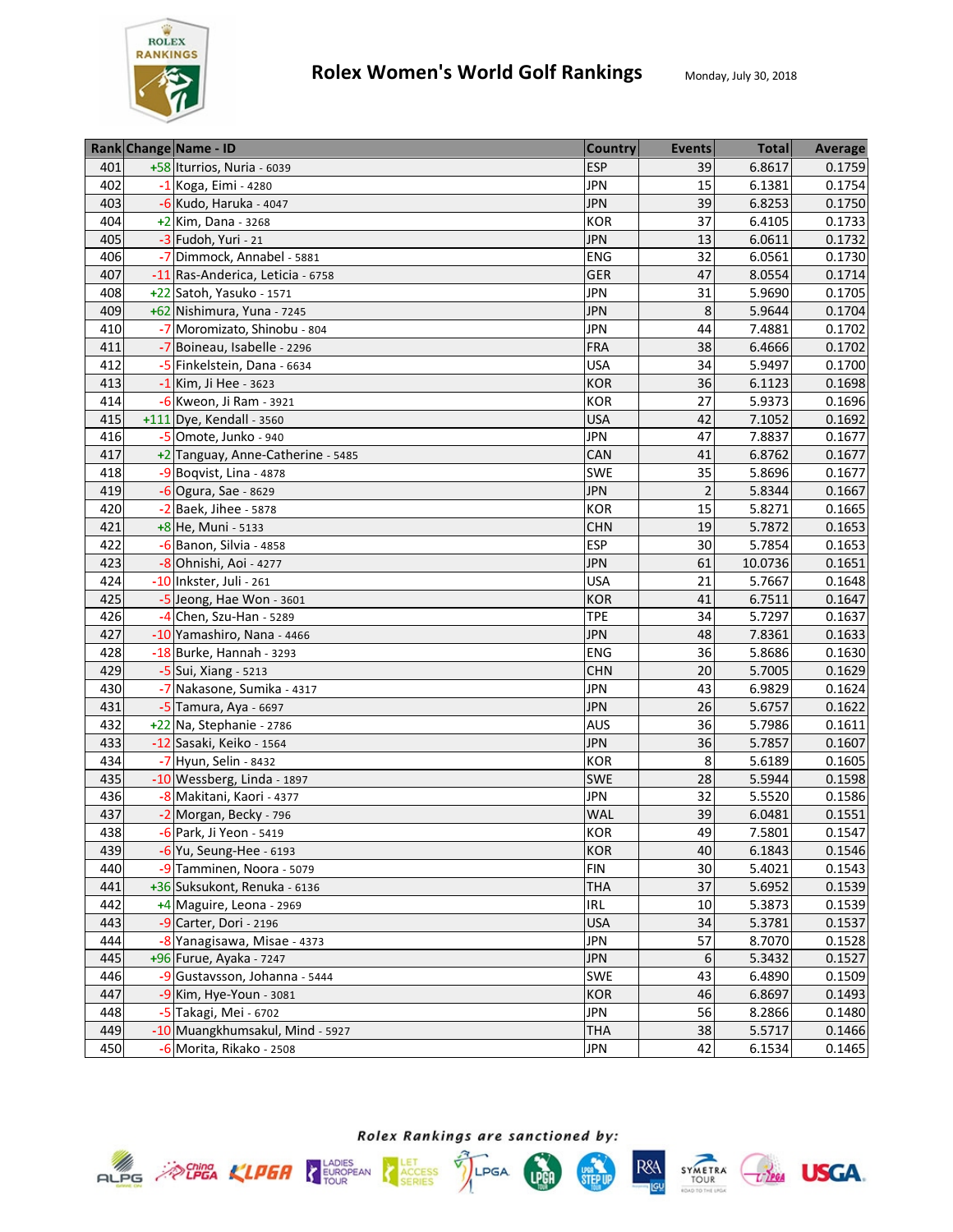# Rolex Women's World Golf Rankings

Monday, July 30, 2018

| Rank | Change | Name - ID | Country | Events | Total | Average |
|---|---|---|---|---|---|---|
| 401 | +58 | Iturrios, Nuria - 6039 | ESP | 39 | 6.8617 | 0.1759 |
| 402 | -1 | Koga, Eimi - 4280 | JPN | 15 | 6.1381 | 0.1754 |
| 403 | -6 | Kudo, Haruka - 4047 | JPN | 39 | 6.8253 | 0.1750 |
| 404 | +2 | Kim, Dana - 3268 | KOR | 37 | 6.4105 | 0.1733 |
| 405 | -3 | Fudoh, Yuri - 21 | JPN | 13 | 6.0611 | 0.1732 |
| 406 | -7 | Dimmock, Annabel - 5881 | ENG | 32 | 6.0561 | 0.1730 |
| 407 | -11 | Ras-Anderica, Leticia - 6758 | GER | 47 | 8.0554 | 0.1714 |
| 408 | +22 | Satoh, Yasuko - 1571 | JPN | 31 | 5.9690 | 0.1705 |
| 409 | +62 | Nishimura, Yuna - 7245 | JPN | 8 | 5.9644 | 0.1704 |
| 410 | -7 | Moromizato, Shinobu - 804 | JPN | 44 | 7.4881 | 0.1702 |
| 411 | -7 | Boineau, Isabelle - 2296 | FRA | 38 | 6.4666 | 0.1702 |
| 412 | -5 | Finkelstein, Dana - 6634 | USA | 34 | 5.9497 | 0.1700 |
| 413 | -1 | Kim, Ji Hee - 3623 | KOR | 36 | 6.1123 | 0.1698 |
| 414 | -6 | Kweon, Ji Ram - 3921 | KOR | 27 | 5.9373 | 0.1696 |
| 415 | +111 | Dye, Kendall - 3560 | USA | 42 | 7.1052 | 0.1692 |
| 416 | -5 | Omote, Junko - 940 | JPN | 47 | 7.8837 | 0.1677 |
| 417 | +2 | Tanguay, Anne-Catherine - 5485 | CAN | 41 | 6.8762 | 0.1677 |
| 418 | -9 | Boqvist, Lina - 4878 | SWE | 35 | 5.8696 | 0.1677 |
| 419 | -6 | Ogura, Sae - 8629 | JPN | 2 | 5.8344 | 0.1667 |
| 420 | -2 | Baek, Jihee - 5878 | KOR | 15 | 5.8271 | 0.1665 |
| 421 | +8 | He, Muni - 5133 | CHN | 19 | 5.7872 | 0.1653 |
| 422 | -6 | Banon, Silvia - 4858 | ESP | 30 | 5.7854 | 0.1653 |
| 423 | -8 | Ohnishi, Aoi - 4277 | JPN | 61 | 10.0736 | 0.1651 |
| 424 | -10 | Inkster, Juli - 261 | USA | 21 | 5.7667 | 0.1648 |
| 425 | -5 | Jeong, Hae Won - 3601 | KOR | 41 | 6.7511 | 0.1647 |
| 426 | -4 | Chen, Szu-Han - 5289 | TPE | 34 | 5.7297 | 0.1637 |
| 427 | -10 | Yamashiro, Nana - 4466 | JPN | 48 | 7.8361 | 0.1633 |
| 428 | -18 | Burke, Hannah - 3293 | ENG | 36 | 5.8686 | 0.1630 |
| 429 | -5 | Sui, Xiang - 5213 | CHN | 20 | 5.7005 | 0.1629 |
| 430 | -7 | Nakasone, Sumika - 4317 | JPN | 43 | 6.9829 | 0.1624 |
| 431 | -5 | Tamura, Aya - 6697 | JPN | 26 | 5.6757 | 0.1622 |
| 432 | +22 | Na, Stephanie - 2786 | AUS | 36 | 5.7986 | 0.1611 |
| 433 | -12 | Sasaki, Keiko - 1564 | JPN | 36 | 5.7857 | 0.1607 |
| 434 | -7 | Hyun, Selin - 8432 | KOR | 8 | 5.6189 | 0.1605 |
| 435 | -10 | Wessberg, Linda - 1897 | SWE | 28 | 5.5944 | 0.1598 |
| 436 | -8 | Makitani, Kaori - 4377 | JPN | 32 | 5.5520 | 0.1586 |
| 437 | -2 | Morgan, Becky - 796 | WAL | 39 | 6.0481 | 0.1551 |
| 438 | -6 | Park, Ji Yeon - 5419 | KOR | 49 | 7.5801 | 0.1547 |
| 439 | -6 | Yu, Seung-Hee - 6193 | KOR | 40 | 6.1843 | 0.1546 |
| 440 | -9 | Tamminen, Noora - 5079 | FIN | 30 | 5.4021 | 0.1543 |
| 441 | +36 | Suksukont, Renuka - 6136 | THA | 37 | 5.6952 | 0.1539 |
| 442 | +4 | Maguire, Leona - 2969 | IRL | 10 | 5.3873 | 0.1539 |
| 443 | -9 | Carter, Dori - 2196 | USA | 34 | 5.3781 | 0.1537 |
| 444 | -8 | Yanagisawa, Misae - 4373 | JPN | 57 | 8.7070 | 0.1528 |
| 445 | +96 | Furue, Ayaka - 7247 | JPN | 6 | 5.3432 | 0.1527 |
| 446 | -9 | Gustavsson, Johanna - 5444 | SWE | 43 | 6.4890 | 0.1509 |
| 447 | -9 | Kim, Hye-Youn - 3081 | KOR | 46 | 6.8697 | 0.1493 |
| 448 | -5 | Takagi, Mei - 6702 | JPN | 56 | 8.2866 | 0.1480 |
| 449 | -10 | Muangkhumsakul, Mind - 5927 | THA | 38 | 5.5717 | 0.1466 |
| 450 | -6 | Morita, Rikako - 2508 | JPN | 42 | 6.1534 | 0.1465 |

*Rolex Rankings are sanctioned by:*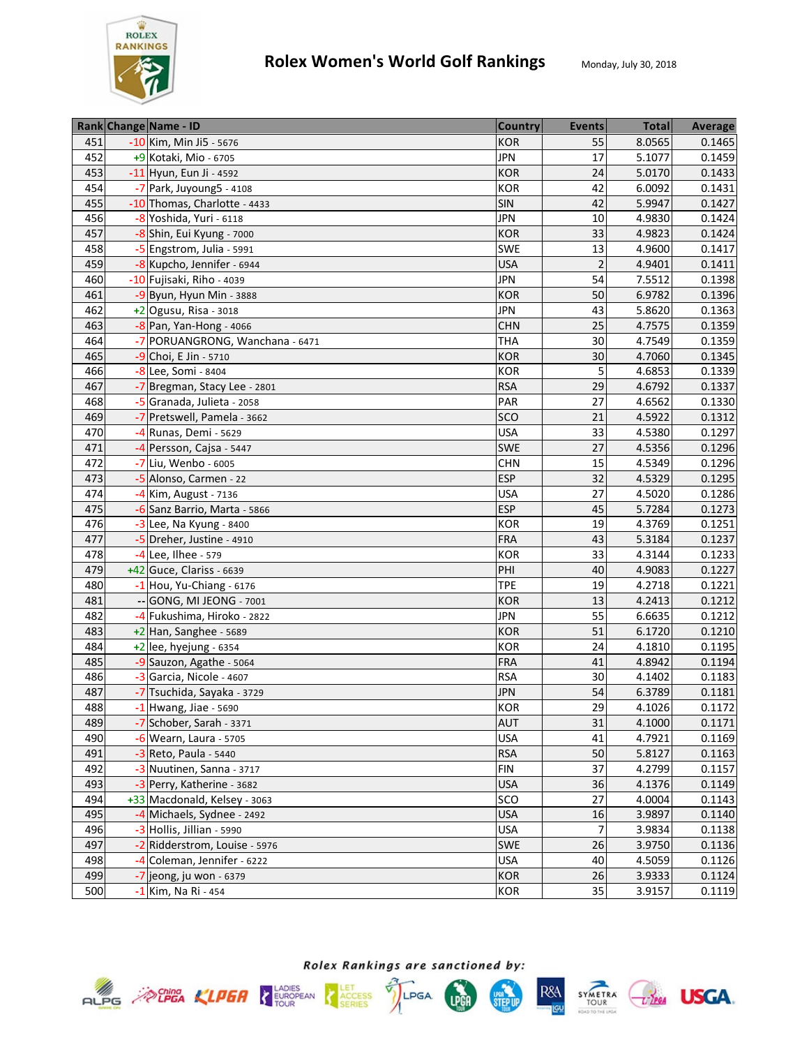# Rolex Women's World Golf Rankings

Monday, July 30, 2018

| Rank | Change | Name - ID | Country | Events | Total | Average |
|---|---|---|---|---|---|---|
| 451 | -10 | Kim, Min Ji5 - 5676 | KOR | 55 | 8.0565 | 0.1465 |
| 452 | +9 | Kotaki, Mio - 6705 | JPN | 17 | 5.1077 | 0.1459 |
| 453 | -11 | Hyun, Eun Ji - 4592 | KOR | 24 | 5.0170 | 0.1433 |
| 454 | -7 | Park, Juyoung5 - 4108 | KOR | 42 | 6.0092 | 0.1431 |
| 455 | -10 | Thomas, Charlotte - 4433 | SIN | 42 | 5.9947 | 0.1427 |
| 456 | -8 | Yoshida, Yuri - 6118 | JPN | 10 | 4.9830 | 0.1424 |
| 457 | -8 | Shin, Eui Kyung - 7000 | KOR | 33 | 4.9823 | 0.1424 |
| 458 | -5 | Engstrom, Julia - 5991 | SWE | 13 | 4.9600 | 0.1417 |
| 459 | -8 | Kupcho, Jennifer - 6944 | USA | 2 | 4.9401 | 0.1411 |
| 460 | -10 | Fujisaki, Riho - 4039 | JPN | 54 | 7.5512 | 0.1398 |
| 461 | -9 | Byun, Hyun Min - 3888 | KOR | 50 | 6.9782 | 0.1396 |
| 462 | +2 | Ogusu, Risa - 3018 | JPN | 43 | 5.8620 | 0.1363 |
| 463 | -8 | Pan, Yan-Hong - 4066 | CHN | 25 | 4.7575 | 0.1359 |
| 464 | -7 | PORUANGRONG, Wanchana - 6471 | THA | 30 | 4.7549 | 0.1359 |
| 465 | -9 | Choi, E Jin - 5710 | KOR | 30 | 4.7060 | 0.1345 |
| 466 | -8 | Lee, Somi - 8404 | KOR | 5 | 4.6853 | 0.1339 |
| 467 | -7 | Bregman, Stacy Lee - 2801 | RSA | 29 | 4.6792 | 0.1337 |
| 468 | -5 | Granada, Julieta - 2058 | PAR | 27 | 4.6562 | 0.1330 |
| 469 | -7 | Pretswell, Pamela - 3662 | SCO | 21 | 4.5922 | 0.1312 |
| 470 | -4 | Runas, Demi - 5629 | USA | 33 | 4.5380 | 0.1297 |
| 471 | -4 | Persson, Cajsa - 5447 | SWE | 27 | 4.5356 | 0.1296 |
| 472 | -7 | Liu, Wenbo - 6005 | CHN | 15 | 4.5349 | 0.1296 |
| 473 | -5 | Alonso, Carmen - 22 | ESP | 32 | 4.5329 | 0.1295 |
| 474 | -4 | Kim, August - 7136 | USA | 27 | 4.5020 | 0.1286 |
| 475 | -6 | Sanz Barrio, Marta - 5866 | ESP | 45 | 5.7284 | 0.1273 |
| 476 | -3 | Lee, Na Kyung - 8400 | KOR | 19 | 4.3769 | 0.1251 |
| 477 | -5 | Dreher, Justine - 4910 | FRA | 43 | 5.3184 | 0.1237 |
| 478 | -4 | Lee, Ilhee - 579 | KOR | 33 | 4.3144 | 0.1233 |
| 479 | +42 | Guce, Clariss - 6639 | PHI | 40 | 4.9083 | 0.1227 |
| 480 | -1 | Hou, Yu-Chiang - 6176 | TPE | 19 | 4.2718 | 0.1221 |
| 481 | -- | GONG, MI JEONG - 7001 | KOR | 13 | 4.2413 | 0.1212 |
| 482 | -4 | Fukushima, Hiroko - 2822 | JPN | 55 | 6.6635 | 0.1212 |
| 483 | +2 | Han, Sanghee - 5689 | KOR | 51 | 6.1720 | 0.1210 |
| 484 | +2 | lee, hyejung - 6354 | KOR | 24 | 4.1810 | 0.1195 |
| 485 | -9 | Sauzon, Agathe - 5064 | FRA | 41 | 4.8942 | 0.1194 |
| 486 | -3 | Garcia, Nicole - 4607 | RSA | 30 | 4.1402 | 0.1183 |
| 487 | -7 | Tsuchida, Sayaka - 3729 | JPN | 54 | 6.3789 | 0.1181 |
| 488 | -1 | Hwang, Jiae - 5690 | KOR | 29 | 4.1026 | 0.1172 |
| 489 | -7 | Schober, Sarah - 3371 | AUT | 31 | 4.1000 | 0.1171 |
| 490 | -6 | Wearn, Laura - 5705 | USA | 41 | 4.7921 | 0.1169 |
| 491 | -3 | Reto, Paula - 5440 | RSA | 50 | 5.8127 | 0.1163 |
| 492 | -3 | Nuutinen, Sanna - 3717 | FIN | 37 | 4.2799 | 0.1157 |
| 493 | -3 | Perry, Katherine - 3682 | USA | 36 | 4.1376 | 0.1149 |
| 494 | +33 | Macdonald, Kelsey - 3063 | SCO | 27 | 4.0004 | 0.1143 |
| 495 | -4 | Michaels, Sydnee - 2492 | USA | 16 | 3.9897 | 0.1140 |
| 496 | -3 | Hollis, Jillian - 5990 | USA | 7 | 3.9834 | 0.1138 |
| 497 | -2 | Ridderstrom, Louise - 5976 | SWE | 26 | 3.9750 | 0.1136 |
| 498 | -4 | Coleman, Jennifer - 6222 | USA | 40 | 4.5059 | 0.1126 |
| 499 | -7 | jeong, ju won - 6379 | KOR | 26 | 3.9333 | 0.1124 |
| 500 | -1 | Kim, Na Ri - 454 | KOR | 35 | 3.9157 | 0.1119 |

*Rolex Rankings are sanctioned by:*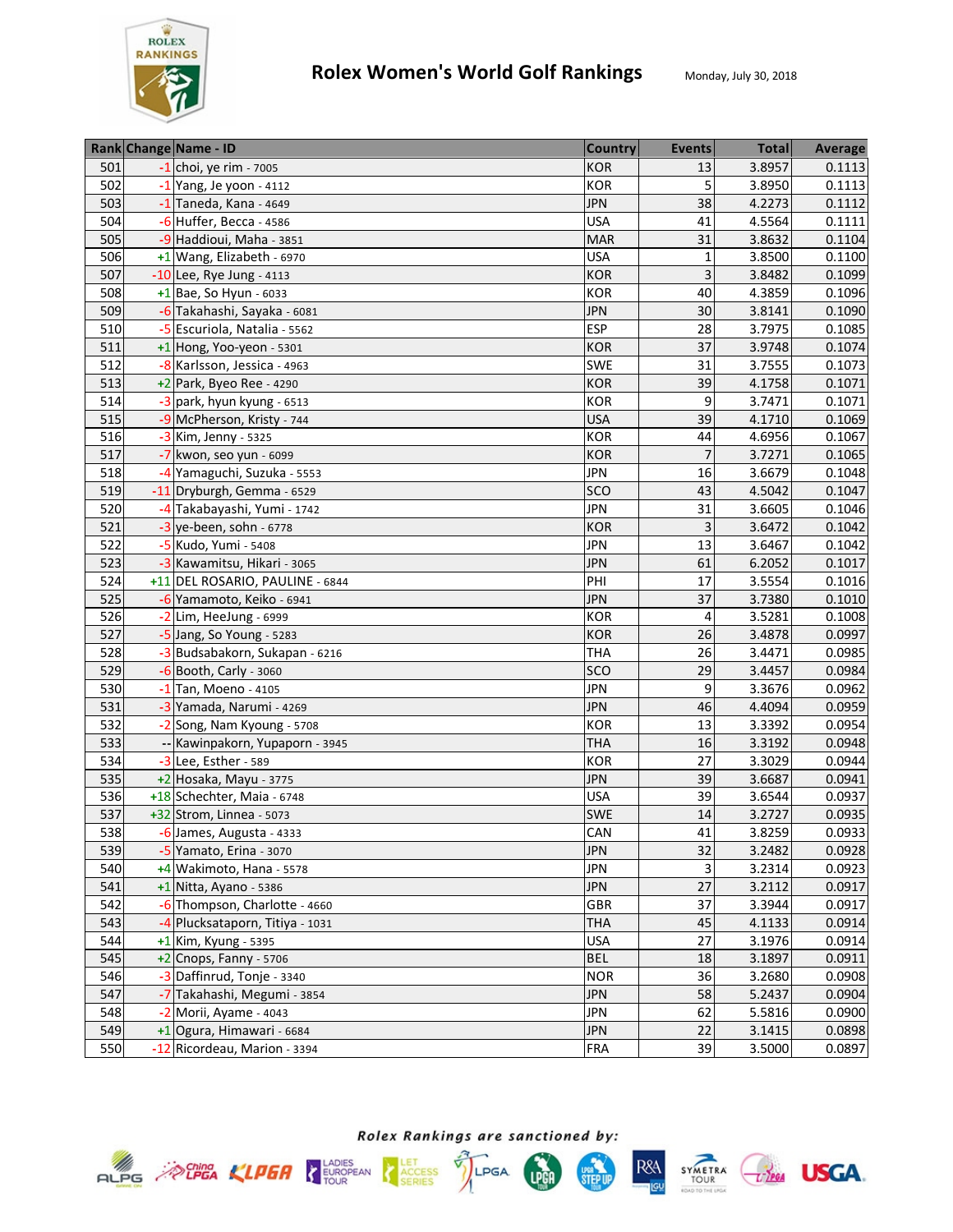# Rolex Women's World Golf Rankings

Monday, July 30, 2018

| Rank | Change | Name - ID | Country | Events | Total | Average |
|---|---|---|---|---|---|---|
| 501 | -1 | choi, ye rim - 7005 | KOR | 13 | 3.8957 | 0.1113 |
| 502 | -1 | Yang, Je yoon - 4112 | KOR | 5 | 3.8950 | 0.1113 |
| 503 | -1 | Taneda, Kana - 4649 | JPN | 38 | 4.2273 | 0.1112 |
| 504 | -6 | Huffer, Becca - 4586 | USA | 41 | 4.5564 | 0.1111 |
| 505 | -9 | Haddioui, Maha - 3851 | MAR | 31 | 3.8632 | 0.1104 |
| 506 | +1 | Wang, Elizabeth - 6970 | USA | 1 | 3.8500 | 0.1100 |
| 507 | -10 | Lee, Rye Jung - 4113 | KOR | 3 | 3.8482 | 0.1099 |
| 508 | +1 | Bae, So Hyun - 6033 | KOR | 40 | 4.3859 | 0.1096 |
| 509 | -6 | Takahashi, Sayaka - 6081 | JPN | 30 | 3.8141 | 0.1090 |
| 510 | -5 | Escuriola, Natalia - 5562 | ESP | 28 | 3.7975 | 0.1085 |
| 511 | +1 | Hong, Yoo-yeon - 5301 | KOR | 37 | 3.9748 | 0.1074 |
| 512 | -8 | Karlsson, Jessica - 4963 | SWE | 31 | 3.7555 | 0.1073 |
| 513 | +2 | Park, Byeo Ree - 4290 | KOR | 39 | 4.1758 | 0.1071 |
| 514 | -3 | park, hyun kyung - 6513 | KOR | 9 | 3.7471 | 0.1071 |
| 515 | -9 | McPherson, Kristy - 744 | USA | 39 | 4.1710 | 0.1069 |
| 516 | -3 | Kim, Jenny - 5325 | KOR | 44 | 4.6956 | 0.1067 |
| 517 | -7 | kwon, seo yun - 6099 | KOR | 7 | 3.7271 | 0.1065 |
| 518 | -4 | Yamaguchi, Suzuka - 5553 | JPN | 16 | 3.6679 | 0.1048 |
| 519 | -11 | Dryburgh, Gemma - 6529 | SCO | 43 | 4.5042 | 0.1047 |
| 520 | -4 | Takabayashi, Yumi - 1742 | JPN | 31 | 3.6605 | 0.1046 |
| 521 | -3 | ye-been, sohn - 6778 | KOR | 3 | 3.6472 | 0.1042 |
| 522 | -5 | Kudo, Yumi - 5408 | JPN | 13 | 3.6467 | 0.1042 |
| 523 | -3 | Kawamitsu, Hikari - 3065 | JPN | 61 | 6.2052 | 0.1017 |
| 524 | +11 | DEL ROSARIO, PAULINE - 6844 | PHI | 17 | 3.5554 | 0.1016 |
| 525 | -6 | Yamamoto, Keiko - 6941 | JPN | 37 | 3.7380 | 0.1010 |
| 526 | -2 | Lim, HeeJung - 6999 | KOR | 4 | 3.5281 | 0.1008 |
| 527 | -5 | Jang, So Young - 5283 | KOR | 26 | 3.4878 | 0.0997 |
| 528 | -3 | Budsabakorn, Sukapan - 6216 | THA | 26 | 3.4471 | 0.0985 |
| 529 | -6 | Booth, Carly - 3060 | SCO | 29 | 3.4457 | 0.0984 |
| 530 | -1 | Tan, Moeno - 4105 | JPN | 9 | 3.3676 | 0.0962 |
| 531 | -3 | Yamada, Narumi - 4269 | JPN | 46 | 4.4094 | 0.0959 |
| 532 | -2 | Song, Nam Kyoung - 5708 | KOR | 13 | 3.3392 | 0.0954 |
| 533 | -- | Kawinpakorn, Yupaporn - 3945 | THA | 16 | 3.3192 | 0.0948 |
| 534 | -3 | Lee, Esther - 589 | KOR | 27 | 3.3029 | 0.0944 |
| 535 | +2 | Hosaka, Mayu - 3775 | JPN | 39 | 3.6687 | 0.0941 |
| 536 | +18 | Schechter, Maia - 6748 | USA | 39 | 3.6544 | 0.0937 |
| 537 | +32 | Strom, Linnea - 5073 | SWE | 14 | 3.2727 | 0.0935 |
| 538 | -6 | James, Augusta - 4333 | CAN | 41 | 3.8259 | 0.0933 |
| 539 | -5 | Yamato, Erina - 3070 | JPN | 32 | 3.2482 | 0.0928 |
| 540 | +4 | Wakimoto, Hana - 5578 | JPN | 3 | 3.2314 | 0.0923 |
| 541 | +1 | Nitta, Ayano - 5386 | JPN | 27 | 3.2112 | 0.0917 |
| 542 | -6 | Thompson, Charlotte - 4660 | GBR | 37 | 3.3944 | 0.0917 |
| 543 | -4 | Plucksataporn, Titiya - 1031 | THA | 45 | 4.1133 | 0.0914 |
| 544 | +1 | Kim, Kyung - 5395 | USA | 27 | 3.1976 | 0.0914 |
| 545 | +2 | Cnops, Fanny - 5706 | BEL | 18 | 3.1897 | 0.0911 |
| 546 | -3 | Daffinrud, Tonje - 3340 | NOR | 36 | 3.2680 | 0.0908 |
| 547 | -7 | Takahashi, Megumi - 3854 | JPN | 58 | 5.2437 | 0.0904 |
| 548 | -2 | Morii, Ayame - 4043 | JPN | 62 | 5.5816 | 0.0900 |
| 549 | +1 | Ogura, Himawari - 6684 | JPN | 22 | 3.1415 | 0.0898 |
| 550 | -12 | Ricordeau, Marion - 3394 | FRA | 39 | 3.5000 | 0.0897 |

*Rolex Rankings are sanctioned by:*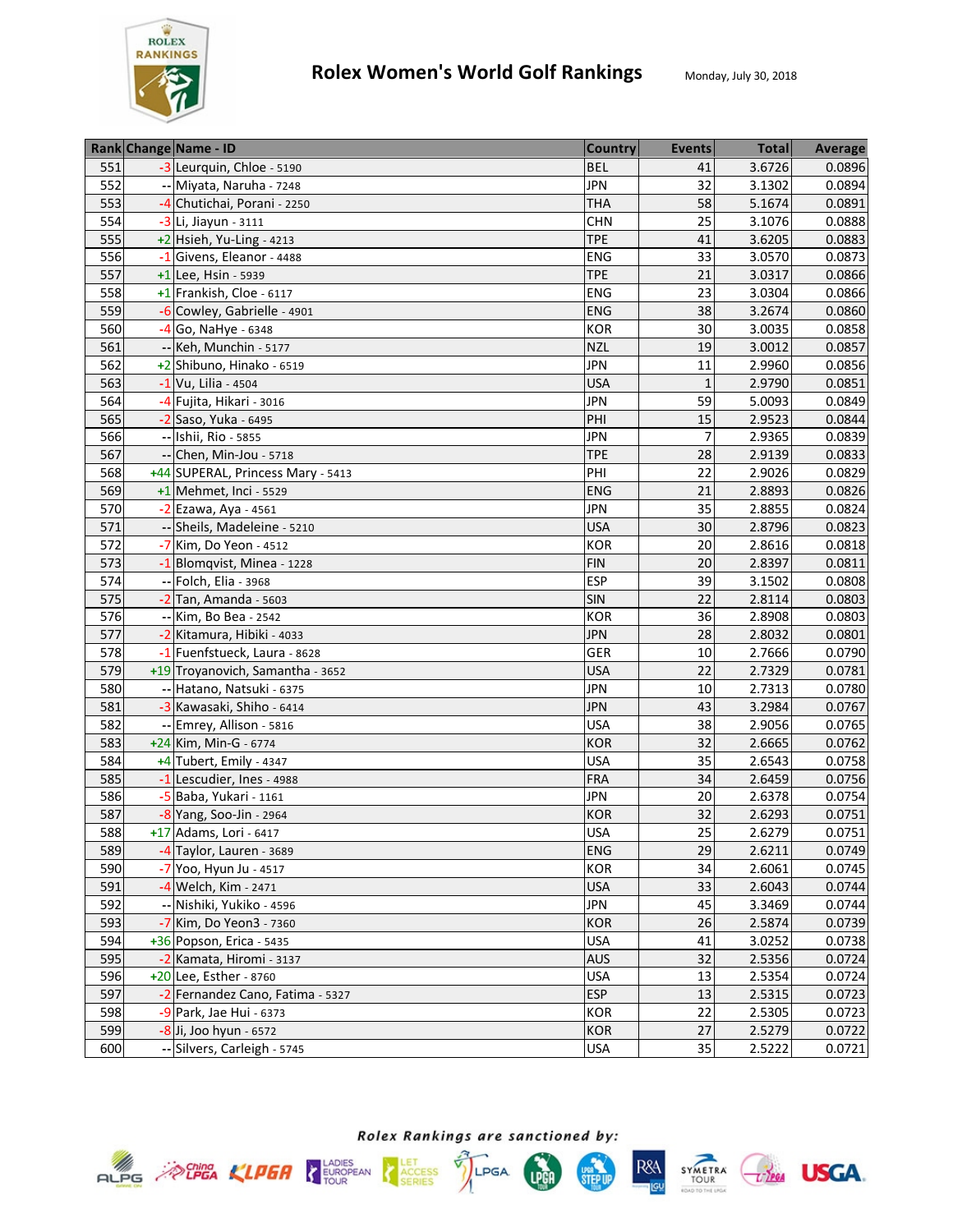# Rolex Women's World Golf Rankings

Monday, July 30, 2018

| Rank | Change | Name - ID | Country | Events | Total | Average |
|---|---|---|---|---|---|---|
| 551 | -3 | Leurquin, Chloe - 5190 | BEL | 41 | 3.6726 | 0.0896 |
| 552 | -- | Miyata, Naruha - 7248 | JPN | 32 | 3.1302 | 0.0894 |
| 553 | -4 | Chutichai, Porani - 2250 | THA | 58 | 5.1674 | 0.0891 |
| 554 | -3 | Li, Jiayun - 3111 | CHN | 25 | 3.1076 | 0.0888 |
| 555 | +2 | Hsieh, Yu-Ling - 4213 | TPE | 41 | 3.6205 | 0.0883 |
| 556 | -1 | Givens, Eleanor - 4488 | ENG | 33 | 3.0570 | 0.0873 |
| 557 | +1 | Lee, Hsin - 5939 | TPE | 21 | 3.0317 | 0.0866 |
| 558 | +1 | Frankish, Cloe - 6117 | ENG | 23 | 3.0304 | 0.0866 |
| 559 | -6 | Cowley, Gabrielle - 4901 | ENG | 38 | 3.2674 | 0.0860 |
| 560 | -4 | Go, NaHye - 6348 | KOR | 30 | 3.0035 | 0.0858 |
| 561 | -- | Keh, Munchin - 5177 | NZL | 19 | 3.0012 | 0.0857 |
| 562 | +2 | Shibuno, Hinako - 6519 | JPN | 11 | 2.9960 | 0.0856 |
| 563 | -1 | Vu, Lilia - 4504 | USA | 1 | 2.9790 | 0.0851 |
| 564 | -4 | Fujita, Hikari - 3016 | JPN | 59 | 5.0093 | 0.0849 |
| 565 | -2 | Saso, Yuka - 6495 | PHI | 15 | 2.9523 | 0.0844 |
| 566 | -- | Ishii, Rio - 5855 | JPN | 7 | 2.9365 | 0.0839 |
| 567 | -- | Chen, Min-Jou - 5718 | TPE | 28 | 2.9139 | 0.0833 |
| 568 | +44 | SUPERAL, Princess Mary - 5413 | PHI | 22 | 2.9026 | 0.0829 |
| 569 | +1 | Mehmet, Inci - 5529 | ENG | 21 | 2.8893 | 0.0826 |
| 570 | -2 | Ezawa, Aya - 4561 | JPN | 35 | 2.8855 | 0.0824 |
| 571 | -- | Sheils, Madeleine - 5210 | USA | 30 | 2.8796 | 0.0823 |
| 572 | -7 | Kim, Do Yeon - 4512 | KOR | 20 | 2.8616 | 0.0818 |
| 573 | -1 | Blomqvist, Minea - 1228 | FIN | 20 | 2.8397 | 0.0811 |
| 574 | -- | Folch, Elia - 3968 | ESP | 39 | 3.1502 | 0.0808 |
| 575 | -2 | Tan, Amanda - 5603 | SIN | 22 | 2.8114 | 0.0803 |
| 576 | -- | Kim, Bo Bea - 2542 | KOR | 36 | 2.8908 | 0.0803 |
| 577 | -2 | Kitamura, Hibiki - 4033 | JPN | 28 | 2.8032 | 0.0801 |
| 578 | -1 | Fuenfstueck, Laura - 8628 | GER | 10 | 2.7666 | 0.0790 |
| 579 | +19 | Troyanovich, Samantha - 3652 | USA | 22 | 2.7329 | 0.0781 |
| 580 | -- | Hatano, Natsuki - 6375 | JPN | 10 | 2.7313 | 0.0780 |
| 581 | -3 | Kawasaki, Shiho - 6414 | JPN | 43 | 3.2984 | 0.0767 |
| 582 | -- | Emrey, Allison - 5816 | USA | 38 | 2.9056 | 0.0765 |
| 583 | +24 | Kim, Min-G - 6774 | KOR | 32 | 2.6665 | 0.0762 |
| 584 | +4 | Tubert, Emily - 4347 | USA | 35 | 2.6543 | 0.0758 |
| 585 | -1 | Lescudier, Ines - 4988 | FRA | 34 | 2.6459 | 0.0756 |
| 586 | -5 | Baba, Yukari - 1161 | JPN | 20 | 2.6378 | 0.0754 |
| 587 | -8 | Yang, Soo-Jin - 2964 | KOR | 32 | 2.6293 | 0.0751 |
| 588 | +17 | Adams, Lori - 6417 | USA | 25 | 2.6279 | 0.0751 |
| 589 | -4 | Taylor, Lauren - 3689 | ENG | 29 | 2.6211 | 0.0749 |
| 590 | -7 | Yoo, Hyun Ju - 4517 | KOR | 34 | 2.6061 | 0.0745 |
| 591 | -4 | Welch, Kim - 2471 | USA | 33 | 2.6043 | 0.0744 |
| 592 | -- | Nishiki, Yukiko - 4596 | JPN | 45 | 3.3469 | 0.0744 |
| 593 | -7 | Kim, Do Yeon3 - 7360 | KOR | 26 | 2.5874 | 0.0739 |
| 594 | +36 | Popson, Erica - 5435 | USA | 41 | 3.0252 | 0.0738 |
| 595 | -2 | Kamata, Hiromi - 3137 | AUS | 32 | 2.5356 | 0.0724 |
| 596 | +20 | Lee, Esther - 8760 | USA | 13 | 2.5354 | 0.0724 |
| 597 | -2 | Fernandez Cano, Fatima - 5327 | ESP | 13 | 2.5315 | 0.0723 |
| 598 | -9 | Park, Jae Hui - 6373 | KOR | 22 | 2.5305 | 0.0723 |
| 599 | -8 | Ji, Joo hyun - 6572 | KOR | 27 | 2.5279 | 0.0722 |
| 600 | -- | Silvers, Carleigh - 5745 | USA | 35 | 2.5222 | 0.0721 |

*Rolex Rankings are sanctioned by:*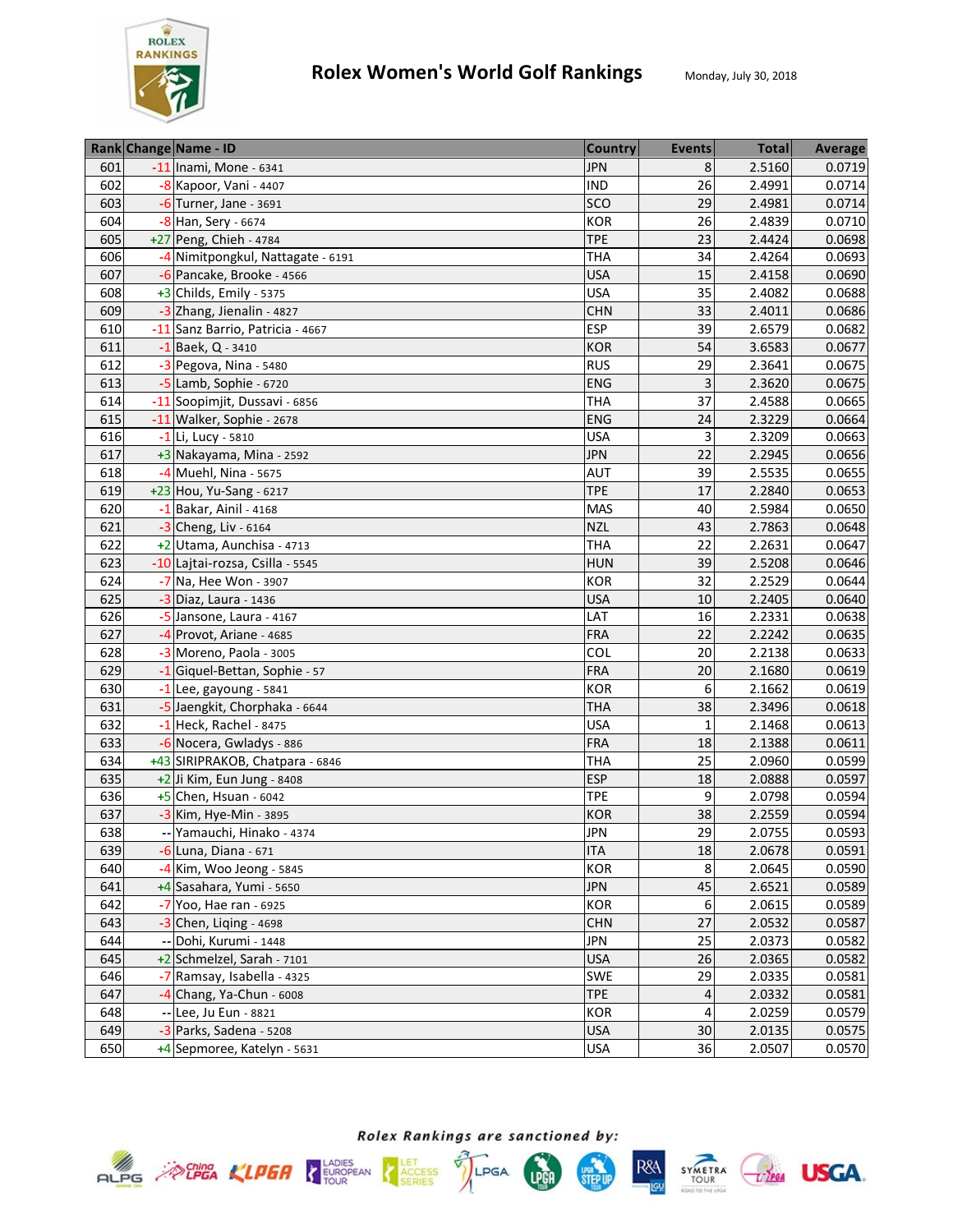# Rolex Women's World Golf Rankings

Monday, July 30, 2018

| Rank | Change | Name - ID | Country | Events | Total | Average |
|---|---|---|---|---|---|---|
| 601 | -11 | Inami, Mone - 6341 | JPN | 8 | 2.5160 | 0.0719 |
| 602 | -8 | Kapoor, Vani - 4407 | IND | 26 | 2.4991 | 0.0714 |
| 603 | -6 | Turner, Jane - 3691 | SCO | 29 | 2.4981 | 0.0714 |
| 604 | -8 | Han, Sery - 6674 | KOR | 26 | 2.4839 | 0.0710 |
| 605 | +27 | Peng, Chieh - 4784 | TPE | 23 | 2.4424 | 0.0698 |
| 606 | -4 | Nimitpongkul, Nattagate - 6191 | THA | 34 | 2.4264 | 0.0693 |
| 607 | -6 | Pancake, Brooke - 4566 | USA | 15 | 2.4158 | 0.0690 |
| 608 | +3 | Childs, Emily - 5375 | USA | 35 | 2.4082 | 0.0688 |
| 609 | -3 | Zhang, Jienalin - 4827 | CHN | 33 | 2.4011 | 0.0686 |
| 610 | -11 | Sanz Barrio, Patricia - 4667 | ESP | 39 | 2.6579 | 0.0682 |
| 611 | -1 | Baek, Q - 3410 | KOR | 54 | 3.6583 | 0.0677 |
| 612 | -3 | Pegova, Nina - 5480 | RUS | 29 | 2.3641 | 0.0675 |
| 613 | -5 | Lamb, Sophie - 6720 | ENG | 3 | 2.3620 | 0.0675 |
| 614 | -11 | Soopimjit, Dussavi - 6856 | THA | 37 | 2.4588 | 0.0665 |
| 615 | -11 | Walker, Sophie - 2678 | ENG | 24 | 2.3229 | 0.0664 |
| 616 | -1 | Li, Lucy - 5810 | USA | 3 | 2.3209 | 0.0663 |
| 617 | +3 | Nakayama, Mina - 2592 | JPN | 22 | 2.2945 | 0.0656 |
| 618 | -4 | Muehl, Nina - 5675 | AUT | 39 | 2.5535 | 0.0655 |
| 619 | +23 | Hou, Yu-Sang - 6217 | TPE | 17 | 2.2840 | 0.0653 |
| 620 | -1 | Bakar, Ainil - 4168 | MAS | 40 | 2.5984 | 0.0650 |
| 621 | -3 | Cheng, Liv - 6164 | NZL | 43 | 2.7863 | 0.0648 |
| 622 | +2 | Utama, Aunchisa - 4713 | THA | 22 | 2.2631 | 0.0647 |
| 623 | -10 | Lajtai-rozsa, Csilla - 5545 | HUN | 39 | 2.5208 | 0.0646 |
| 624 | -7 | Na, Hee Won - 3907 | KOR | 32 | 2.2529 | 0.0644 |
| 625 | -3 | Diaz, Laura - 1436 | USA | 10 | 2.2405 | 0.0640 |
| 626 | -5 | Jansone, Laura - 4167 | LAT | 16 | 2.2331 | 0.0638 |
| 627 | -4 | Provot, Ariane - 4685 | FRA | 22 | 2.2242 | 0.0635 |
| 628 | -3 | Moreno, Paola - 3005 | COL | 20 | 2.2138 | 0.0633 |
| 629 | -1 | Giquel-Bettan, Sophie - 57 | FRA | 20 | 2.1680 | 0.0619 |
| 630 | -1 | Lee, gayoung - 5841 | KOR | 6 | 2.1662 | 0.0619 |
| 631 | -5 | Jaengkit, Chorphaka - 6644 | THA | 38 | 2.3496 | 0.0618 |
| 632 | -1 | Heck, Rachel - 8475 | USA | 1 | 2.1468 | 0.0613 |
| 633 | -6 | Nocera, Gwladys - 886 | FRA | 18 | 2.1388 | 0.0611 |
| 634 | +43 | SIRIPRAKOB, Chatpara - 6846 | THA | 25 | 2.0960 | 0.0599 |
| 635 | +2 | Ji Kim, Eun Jung - 8408 | ESP | 18 | 2.0888 | 0.0597 |
| 636 | +5 | Chen, Hsuan - 6042 | TPE | 9 | 2.0798 | 0.0594 |
| 637 | -3 | Kim, Hye-Min - 3895 | KOR | 38 | 2.2559 | 0.0594 |
| 638 | -- | Yamauchi, Hinako - 4374 | JPN | 29 | 2.0755 | 0.0593 |
| 639 | -6 | Luna, Diana - 671 | ITA | 18 | 2.0678 | 0.0591 |
| 640 | -4 | Kim, Woo Jeong - 5845 | KOR | 8 | 2.0645 | 0.0590 |
| 641 | +4 | Sasahara, Yumi - 5650 | JPN | 45 | 2.6521 | 0.0589 |
| 642 | -7 | Yoo, Hae ran - 6925 | KOR | 6 | 2.0615 | 0.0589 |
| 643 | -3 | Chen, Liqing - 4698 | CHN | 27 | 2.0532 | 0.0587 |
| 644 | -- | Dohi, Kurumi - 1448 | JPN | 25 | 2.0373 | 0.0582 |
| 645 | +2 | Schmelzel, Sarah - 7101 | USA | 26 | 2.0365 | 0.0582 |
| 646 | -7 | Ramsay, Isabella - 4325 | SWE | 29 | 2.0335 | 0.0581 |
| 647 | -4 | Chang, Ya-Chun - 6008 | TPE | 4 | 2.0332 | 0.0581 |
| 648 | -- | Lee, Ju Eun - 8821 | KOR | 4 | 2.0259 | 0.0579 |
| 649 | -3 | Parks, Sadena - 5208 | USA | 30 | 2.0135 | 0.0575 |
| 650 | +4 | Sepmoree, Katelyn - 5631 | USA | 36 | 2.0507 | 0.0570 |

*Rolex Rankings are sanctioned by:*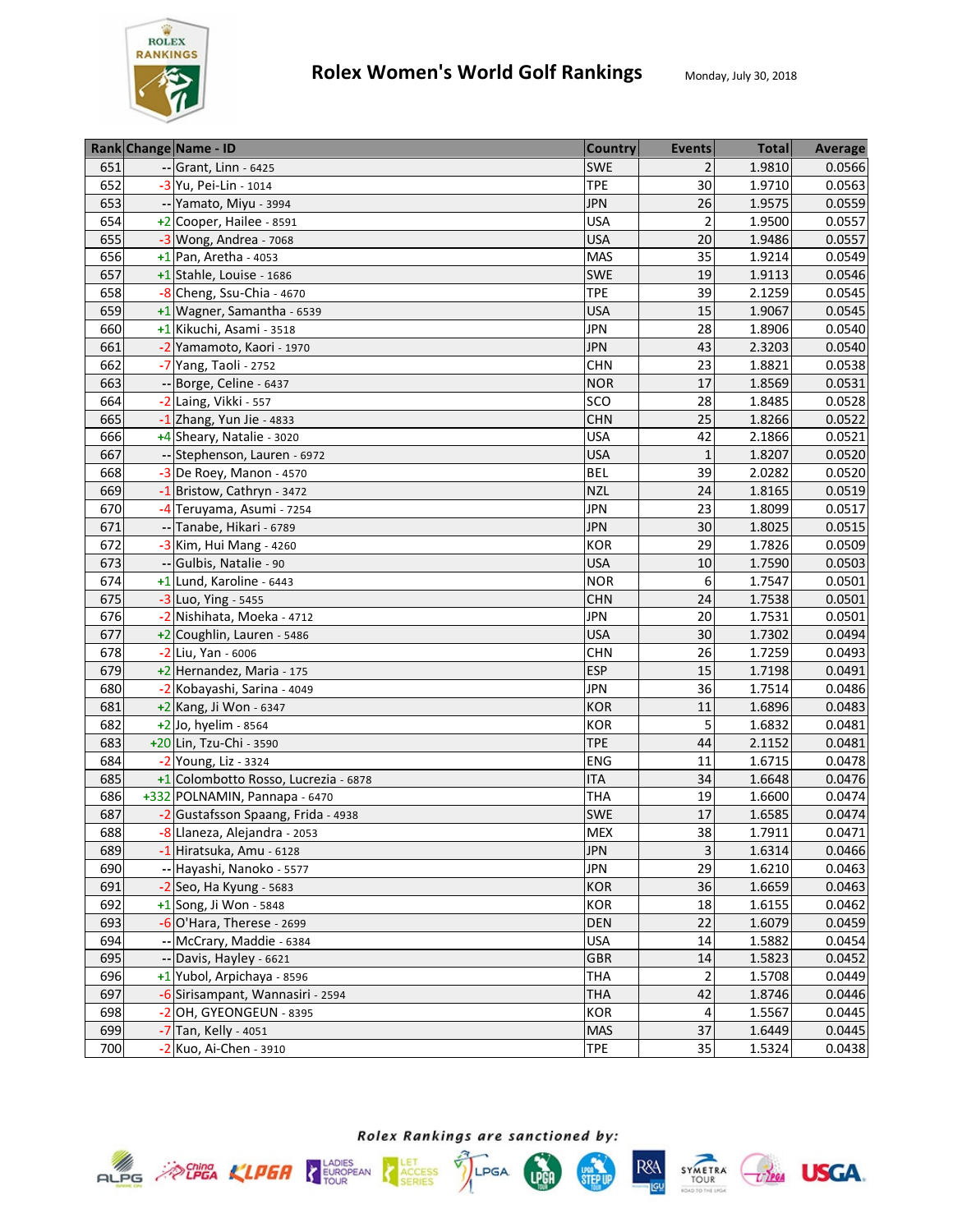# Rolex Women's World Golf Rankings

Monday, July 30, 2018

| Rank | Change | Name - ID | Country | Events | Total | Average |
|---|---|---|---|---|---|---|
| 651 | -- | Grant, Linn - 6425 | SWE | 2 | 1.9810 | 0.0566 |
| 652 | -3 | Yu, Pei-Lin - 1014 | TPE | 30 | 1.9710 | 0.0563 |
| 653 | -- | Yamato, Miyu - 3994 | JPN | 26 | 1.9575 | 0.0559 |
| 654 | +2 | Cooper, Hailee - 8591 | USA | 2 | 1.9500 | 0.0557 |
| 655 | -3 | Wong, Andrea - 7068 | USA | 20 | 1.9486 | 0.0557 |
| 656 | +1 | Pan, Aretha - 4053 | MAS | 35 | 1.9214 | 0.0549 |
| 657 | +1 | Stahle, Louise - 1686 | SWE | 19 | 1.9113 | 0.0546 |
| 658 | -8 | Cheng, Ssu-Chia - 4670 | TPE | 39 | 2.1259 | 0.0545 |
| 659 | +1 | Wagner, Samantha - 6539 | USA | 15 | 1.9067 | 0.0545 |
| 660 | +1 | Kikuchi, Asami - 3518 | JPN | 28 | 1.8906 | 0.0540 |
| 661 | -2 | Yamamoto, Kaori - 1970 | JPN | 43 | 2.3203 | 0.0540 |
| 662 | -7 | Yang, Taoli - 2752 | CHN | 23 | 1.8821 | 0.0538 |
| 663 | -- | Borge, Celine - 6437 | NOR | 17 | 1.8569 | 0.0531 |
| 664 | -2 | Laing, Vikki - 557 | SCO | 28 | 1.8485 | 0.0528 |
| 665 | -1 | Zhang, Yun Jie - 4833 | CHN | 25 | 1.8266 | 0.0522 |
| 666 | +4 | Sheary, Natalie - 3020 | USA | 42 | 2.1866 | 0.0521 |
| 667 | -- | Stephenson, Lauren - 6972 | USA | 1 | 1.8207 | 0.0520 |
| 668 | -3 | De Roey, Manon - 4570 | BEL | 39 | 2.0282 | 0.0520 |
| 669 | -1 | Bristow, Cathryn - 3472 | NZL | 24 | 1.8165 | 0.0519 |
| 670 | -4 | Teruyama, Asumi - 7254 | JPN | 23 | 1.8099 | 0.0517 |
| 671 | -- | Tanabe, Hikari - 6789 | JPN | 30 | 1.8025 | 0.0515 |
| 672 | -3 | Kim, Hui Mang - 4260 | KOR | 29 | 1.7826 | 0.0509 |
| 673 | -- | Gulbis, Natalie - 90 | USA | 10 | 1.7590 | 0.0503 |
| 674 | +1 | Lund, Karoline - 6443 | NOR | 6 | 1.7547 | 0.0501 |
| 675 | -3 | Luo, Ying - 5455 | CHN | 24 | 1.7538 | 0.0501 |
| 676 | -2 | Nishihata, Moeka - 4712 | JPN | 20 | 1.7531 | 0.0501 |
| 677 | +2 | Coughlin, Lauren - 5486 | USA | 30 | 1.7302 | 0.0494 |
| 678 | -2 | Liu, Yan - 6006 | CHN | 26 | 1.7259 | 0.0493 |
| 679 | +2 | Hernandez, Maria - 175 | ESP | 15 | 1.7198 | 0.0491 |
| 680 | -2 | Kobayashi, Sarina - 4049 | JPN | 36 | 1.7514 | 0.0486 |
| 681 | +2 | Kang, Ji Won - 6347 | KOR | 11 | 1.6896 | 0.0483 |
| 682 | +2 | Jo, hyelim - 8564 | KOR | 5 | 1.6832 | 0.0481 |
| 683 | +20 | Lin, Tzu-Chi - 3590 | TPE | 44 | 2.1152 | 0.0481 |
| 684 | -2 | Young, Liz - 3324 | ENG | 11 | 1.6715 | 0.0478 |
| 685 | +1 | Colombotto Rosso, Lucrezia - 6878 | ITA | 34 | 1.6648 | 0.0476 |
| 686 | +332 | POLNAMIN, Pannapa - 6470 | THA | 19 | 1.6600 | 0.0474 |
| 687 | -2 | Gustafsson Spaang, Frida - 4938 | SWE | 17 | 1.6585 | 0.0474 |
| 688 | -8 | Llaneza, Alejandra - 2053 | MEX | 38 | 1.7911 | 0.0471 |
| 689 | -1 | Hiratsuka, Amu - 6128 | JPN | 3 | 1.6314 | 0.0466 |
| 690 | -- | Hayashi, Nanoko - 5577 | JPN | 29 | 1.6210 | 0.0463 |
| 691 | -2 | Seo, Ha Kyung - 5683 | KOR | 36 | 1.6659 | 0.0463 |
| 692 | +1 | Song, Ji Won - 5848 | KOR | 18 | 1.6155 | 0.0462 |
| 693 | -6 | O'Hara, Therese - 2699 | DEN | 22 | 1.6079 | 0.0459 |
| 694 | -- | McCrary, Maddie - 6384 | USA | 14 | 1.5882 | 0.0454 |
| 695 | -- | Davis, Hayley - 6621 | GBR | 14 | 1.5823 | 0.0452 |
| 696 | +1 | Yubol, Arpichaya - 8596 | THA | 2 | 1.5708 | 0.0449 |
| 697 | -6 | Sirisampant, Wannasiri - 2594 | THA | 42 | 1.8746 | 0.0446 |
| 698 | -2 | OH, GYEONGEUN - 8395 | KOR | 4 | 1.5567 | 0.0445 |
| 699 | -7 | Tan, Kelly - 4051 | MAS | 37 | 1.6449 | 0.0445 |
| 700 | -2 | Kuo, Ai-Chen - 3910 | TPE | 35 | 1.5324 | 0.0438 |

*Rolex Rankings are sanctioned by:*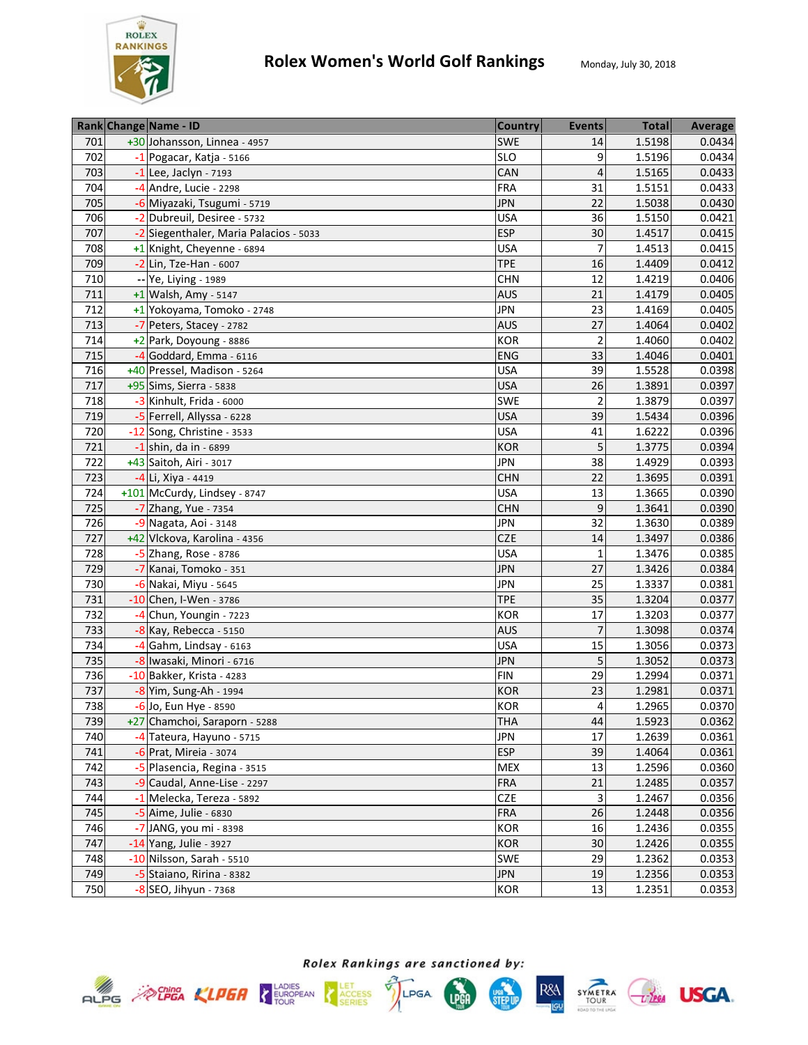# Rolex Women's World Golf Rankings

Monday, July 30, 2018

| Rank | Change | Name - ID | Country | Events | Total | Average |
|---|---|---|---|---|---|---|
| 701 | +30 | Johansson, Linnea - 4957 | SWE | 14 | 1.5198 | 0.0434 |
| 702 | -1 | Pogacar, Katja - 5166 | SLO | 9 | 1.5196 | 0.0434 |
| 703 | -1 | Lee, Jaclyn - 7193 | CAN | 4 | 1.5165 | 0.0433 |
| 704 | -4 | Andre, Lucie - 2298 | FRA | 31 | 1.5151 | 0.0433 |
| 705 | -6 | Miyazaki, Tsugumi - 5719 | JPN | 22 | 1.5038 | 0.0430 |
| 706 | -2 | Dubreuil, Desiree - 5732 | USA | 36 | 1.5150 | 0.0421 |
| 707 | -2 | Siegenthaler, Maria Palacios - 5033 | ESP | 30 | 1.4517 | 0.0415 |
| 708 | +1 | Knight, Cheyenne - 6894 | USA | 7 | 1.4513 | 0.0415 |
| 709 | -2 | Lin, Tze-Han - 6007 | TPE | 16 | 1.4409 | 0.0412 |
| 710 | -- | Ye, Liying - 1989 | CHN | 12 | 1.4219 | 0.0406 |
| 711 | +1 | Walsh, Amy - 5147 | AUS | 21 | 1.4179 | 0.0405 |
| 712 | +1 | Yokoyama, Tomoko - 2748 | JPN | 23 | 1.4169 | 0.0405 |
| 713 | -7 | Peters, Stacey - 2782 | AUS | 27 | 1.4064 | 0.0402 |
| 714 | +2 | Park, Doyoung - 8886 | KOR | 2 | 1.4060 | 0.0402 |
| 715 | -4 | Goddard, Emma - 6116 | ENG | 33 | 1.4046 | 0.0401 |
| 716 | +40 | Pressel, Madison - 5264 | USA | 39 | 1.5528 | 0.0398 |
| 717 | +95 | Sims, Sierra - 5838 | USA | 26 | 1.3891 | 0.0397 |
| 718 | -3 | Kinhult, Frida - 6000 | SWE | 2 | 1.3879 | 0.0397 |
| 719 | -5 | Ferrell, Allyssa - 6228 | USA | 39 | 1.5434 | 0.0396 |
| 720 | -12 | Song, Christine - 3533 | USA | 41 | 1.6222 | 0.0396 |
| 721 | -1 | shin, da in - 6899 | KOR | 5 | 1.3775 | 0.0394 |
| 722 | +43 | Saitoh, Airi - 3017 | JPN | 38 | 1.4929 | 0.0393 |
| 723 | -4 | Li, Xiya - 4419 | CHN | 22 | 1.3695 | 0.0391 |
| 724 | +101 | McCurdy, Lindsey - 8747 | USA | 13 | 1.3665 | 0.0390 |
| 725 | -7 | Zhang, Yue - 7354 | CHN | 9 | 1.3641 | 0.0390 |
| 726 | -9 | Nagata, Aoi - 3148 | JPN | 32 | 1.3630 | 0.0389 |
| 727 | +42 | Vlckova, Karolina - 4356 | CZE | 14 | 1.3497 | 0.0386 |
| 728 | -5 | Zhang, Rose - 8786 | USA | 1 | 1.3476 | 0.0385 |
| 729 | -7 | Kanai, Tomoko - 351 | JPN | 27 | 1.3426 | 0.0384 |
| 730 | -6 | Nakai, Miyu - 5645 | JPN | 25 | 1.3337 | 0.0381 |
| 731 | -10 | Chen, I-Wen - 3786 | TPE | 35 | 1.3204 | 0.0377 |
| 732 | -4 | Chun, Youngin - 7223 | KOR | 17 | 1.3203 | 0.0377 |
| 733 | -8 | Kay, Rebecca - 5150 | AUS | 7 | 1.3098 | 0.0374 |
| 734 | -4 | Gahm, Lindsay - 6163 | USA | 15 | 1.3056 | 0.0373 |
| 735 | -8 | Iwasaki, Minori - 6716 | JPN | 5 | 1.3052 | 0.0373 |
| 736 | -10 | Bakker, Krista - 4283 | FIN | 29 | 1.2994 | 0.0371 |
| 737 | -8 | Yim, Sung-Ah - 1994 | KOR | 23 | 1.2981 | 0.0371 |
| 738 | -6 | Jo, Eun Hye - 8590 | KOR | 4 | 1.2965 | 0.0370 |
| 739 | +27 | Chamchoi, Saraporn - 5288 | THA | 44 | 1.5923 | 0.0362 |
| 740 | -4 | Tateura, Hayuno - 5715 | JPN | 17 | 1.2639 | 0.0361 |
| 741 | -6 | Prat, Mireia - 3074 | ESP | 39 | 1.4064 | 0.0361 |
| 742 | -5 | Plasencia, Regina - 3515 | MEX | 13 | 1.2596 | 0.0360 |
| 743 | -9 | Caudal, Anne-Lise - 2297 | FRA | 21 | 1.2485 | 0.0357 |
| 744 | -1 | Melecka, Tereza - 5892 | CZE | 3 | 1.2467 | 0.0356 |
| 745 | -5 | Aime, Julie - 6830 | FRA | 26 | 1.2448 | 0.0356 |
| 746 | -7 | JANG, you mi - 8398 | KOR | 16 | 1.2436 | 0.0355 |
| 747 | -14 | Yang, Julie - 3927 | KOR | 30 | 1.2426 | 0.0355 |
| 748 | -10 | Nilsson, Sarah - 5510 | SWE | 29 | 1.2362 | 0.0353 |
| 749 | -5 | Staiano, Ririna - 8382 | JPN | 19 | 1.2356 | 0.0353 |
| 750 | -8 | SEO, Jihyun - 7368 | KOR | 13 | 1.2351 | 0.0353 |

*Rolex Rankings are sanctioned by:*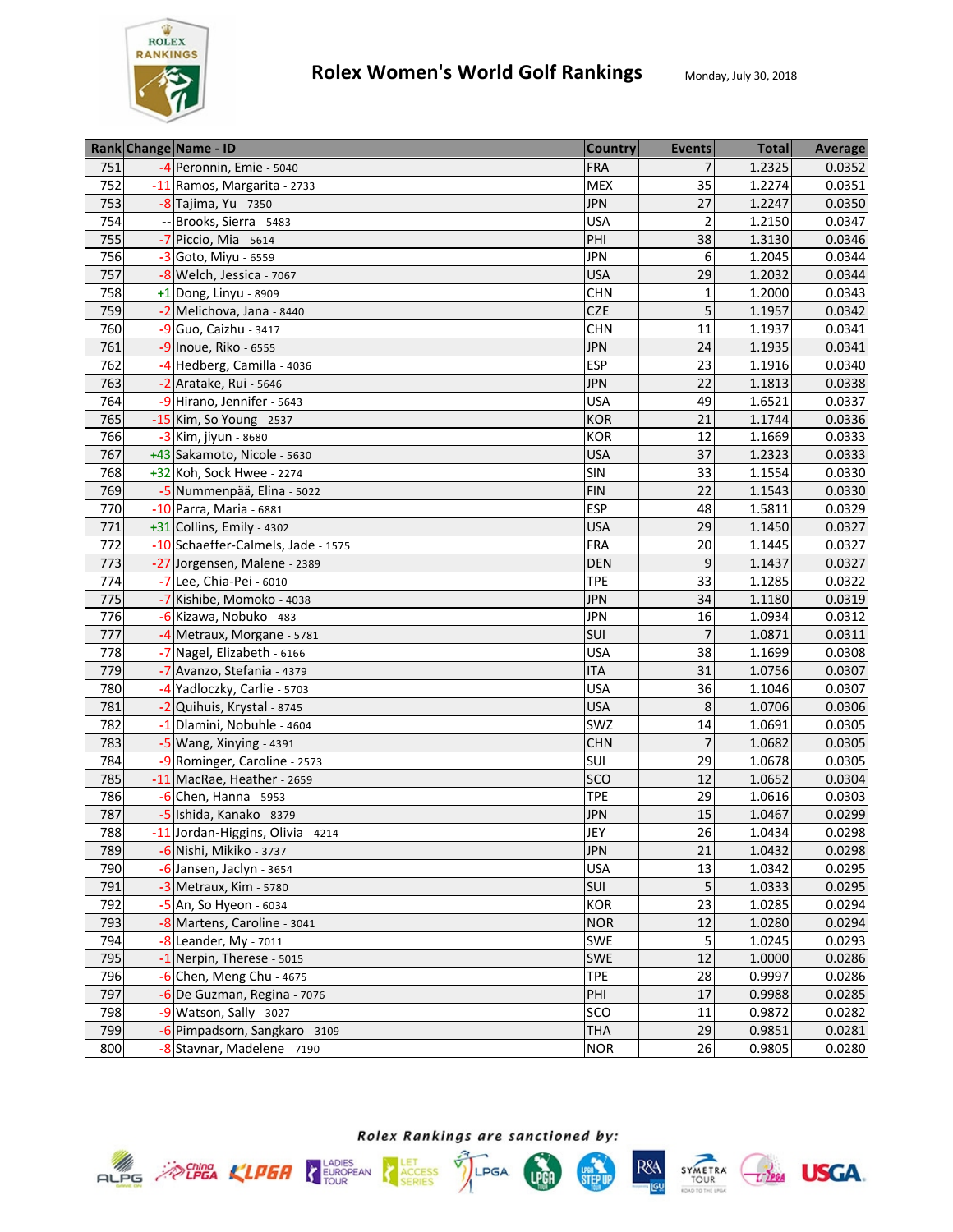# Rolex Women's World Golf Rankings

Monday, July 30, 2018

| Rank | Change | Name - ID | Country | Events | Total | Average |
|---|---|---|---|---|---|---|
| 751 | -4 | Peronnin, Emie - 5040 | FRA | 7 | 1.2325 | 0.0352 |
| 752 | -11 | Ramos, Margarita - 2733 | MEX | 35 | 1.2274 | 0.0351 |
| 753 | -8 | Tajima, Yu - 7350 | JPN | 27 | 1.2247 | 0.0350 |
| 754 | -- | Brooks, Sierra - 5483 | USA | 2 | 1.2150 | 0.0347 |
| 755 | -7 | Piccio, Mia - 5614 | PHI | 38 | 1.3130 | 0.0346 |
| 756 | -3 | Goto, Miyu - 6559 | JPN | 6 | 1.2045 | 0.0344 |
| 757 | -8 | Welch, Jessica - 7067 | USA | 29 | 1.2032 | 0.0344 |
| 758 | +1 | Dong, Linyu - 8909 | CHN | 1 | 1.2000 | 0.0343 |
| 759 | -2 | Melichova, Jana - 8440 | CZE | 5 | 1.1957 | 0.0342 |
| 760 | -9 | Guo, Caizhu - 3417 | CHN | 11 | 1.1937 | 0.0341 |
| 761 | -9 | Inoue, Riko - 6555 | JPN | 24 | 1.1935 | 0.0341 |
| 762 | -4 | Hedberg, Camilla - 4036 | ESP | 23 | 1.1916 | 0.0340 |
| 763 | -2 | Aratake, Rui - 5646 | JPN | 22 | 1.1813 | 0.0338 |
| 764 | -9 | Hirano, Jennifer - 5643 | USA | 49 | 1.6521 | 0.0337 |
| 765 | -15 | Kim, So Young - 2537 | KOR | 21 | 1.1744 | 0.0336 |
| 766 | -3 | Kim, jiyun - 8680 | KOR | 12 | 1.1669 | 0.0333 |
| 767 | +43 | Sakamoto, Nicole - 5630 | USA | 37 | 1.2323 | 0.0333 |
| 768 | +32 | Koh, Sock Hwee - 2274 | SIN | 33 | 1.1554 | 0.0330 |
| 769 | -5 | Nummenpää, Elina - 5022 | FIN | 22 | 1.1543 | 0.0330 |
| 770 | -10 | Parra, Maria - 6881 | ESP | 48 | 1.5811 | 0.0329 |
| 771 | +31 | Collins, Emily - 4302 | USA | 29 | 1.1450 | 0.0327 |
| 772 | -10 | Schaeffer-Calmels, Jade - 1575 | FRA | 20 | 1.1445 | 0.0327 |
| 773 | -27 | Jorgensen, Malene - 2389 | DEN | 9 | 1.1437 | 0.0327 |
| 774 | -7 | Lee, Chia-Pei - 6010 | TPE | 33 | 1.1285 | 0.0322 |
| 775 | -7 | Kishibe, Momoko - 4038 | JPN | 34 | 1.1180 | 0.0319 |
| 776 | -6 | Kizawa, Nobuko - 483 | JPN | 16 | 1.0934 | 0.0312 |
| 777 | -4 | Metraux, Morgane - 5781 | SUI | 7 | 1.0871 | 0.0311 |
| 778 | -7 | Nagel, Elizabeth - 6166 | USA | 38 | 1.1699 | 0.0308 |
| 779 | -7 | Avanzo, Stefania - 4379 | ITA | 31 | 1.0756 | 0.0307 |
| 780 | -4 | Yadloczky, Carlie - 5703 | USA | 36 | 1.1046 | 0.0307 |
| 781 | -2 | Quihuis, Krystal - 8745 | USA | 8 | 1.0706 | 0.0306 |
| 782 | -1 | Dlamini, Nobuhle - 4604 | SWZ | 14 | 1.0691 | 0.0305 |
| 783 | -5 | Wang, Xinying - 4391 | CHN | 7 | 1.0682 | 0.0305 |
| 784 | -9 | Rominger, Caroline - 2573 | SUI | 29 | 1.0678 | 0.0305 |
| 785 | -11 | MacRae, Heather - 2659 | SCO | 12 | 1.0652 | 0.0304 |
| 786 | -6 | Chen, Hanna - 5953 | TPE | 29 | 1.0616 | 0.0303 |
| 787 | -5 | Ishida, Kanako - 8379 | JPN | 15 | 1.0467 | 0.0299 |
| 788 | -11 | Jordan-Higgins, Olivia - 4214 | JEY | 26 | 1.0434 | 0.0298 |
| 789 | -6 | Nishi, Mikiko - 3737 | JPN | 21 | 1.0432 | 0.0298 |
| 790 | -6 | Jansen, Jaclyn - 3654 | USA | 13 | 1.0342 | 0.0295 |
| 791 | -3 | Metraux, Kim - 5780 | SUI | 5 | 1.0333 | 0.0295 |
| 792 | -5 | An, So Hyeon - 6034 | KOR | 23 | 1.0285 | 0.0294 |
| 793 | -8 | Martens, Caroline - 3041 | NOR | 12 | 1.0280 | 0.0294 |
| 794 | -8 | Leander, My - 7011 | SWE | 5 | 1.0245 | 0.0293 |
| 795 | -1 | Nerpin, Therese - 5015 | SWE | 12 | 1.0000 | 0.0286 |
| 796 | -6 | Chen, Meng Chu - 4675 | TPE | 28 | 0.9997 | 0.0286 |
| 797 | -6 | De Guzman, Regina - 7076 | PHI | 17 | 0.9988 | 0.0285 |
| 798 | -9 | Watson, Sally - 3027 | SCO | 11 | 0.9872 | 0.0282 |
| 799 | -6 | Pimpadsorn, Sangkaro - 3109 | THA | 29 | 0.9851 | 0.0281 |
| 800 | -8 | Stavnar, Madelene - 7190 | NOR | 26 | 0.9805 | 0.0280 |

*Rolex Rankings are sanctioned by:*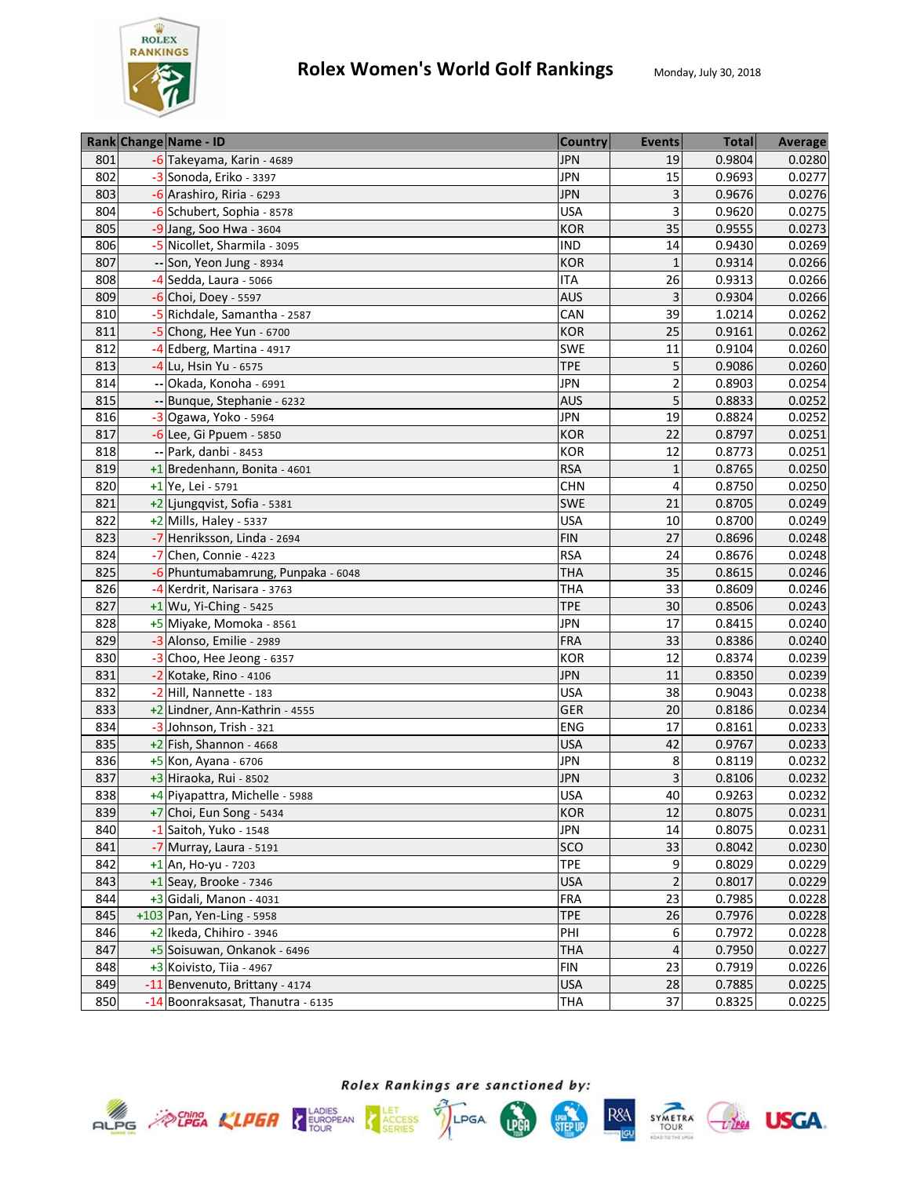# Rolex Women's World Golf Rankings

Monday, July 30, 2018

| Rank | Change | Name - ID | Country | Events | Total | Average |
|---|---|---|---|---|---|---|
| 801 | -6 | Takeyama, Karin - 4689 | JPN | 19 | 0.9804 | 0.0280 |
| 802 | -3 | Sonoda, Eriko - 3397 | JPN | 15 | 0.9693 | 0.0277 |
| 803 | -6 | Arashiro, Riria - 6293 | JPN | 3 | 0.9676 | 0.0276 |
| 804 | -6 | Schubert, Sophia - 8578 | USA | 3 | 0.9620 | 0.0275 |
| 805 | -9 | Jang, Soo Hwa - 3604 | KOR | 35 | 0.9555 | 0.0273 |
| 806 | -5 | Nicollet, Sharmila - 3095 | IND | 14 | 0.9430 | 0.0269 |
| 807 | -- | Son, Yeon Jung - 8934 | KOR | 1 | 0.9314 | 0.0266 |
| 808 | -4 | Sedda, Laura - 5066 | ITA | 26 | 0.9313 | 0.0266 |
| 809 | -6 | Choi, Doey - 5597 | AUS | 3 | 0.9304 | 0.0266 |
| 810 | -5 | Richdale, Samantha - 2587 | CAN | 39 | 1.0214 | 0.0262 |
| 811 | -5 | Chong, Hee Yun - 6700 | KOR | 25 | 0.9161 | 0.0262 |
| 812 | -4 | Edberg, Martina - 4917 | SWE | 11 | 0.9104 | 0.0260 |
| 813 | -4 | Lu, Hsin Yu - 6575 | TPE | 5 | 0.9086 | 0.0260 |
| 814 | -- | Okada, Konoha - 6991 | JPN | 2 | 0.8903 | 0.0254 |
| 815 | -- | Bunque, Stephanie - 6232 | AUS | 5 | 0.8833 | 0.0252 |
| 816 | -3 | Ogawa, Yoko - 5964 | JPN | 19 | 0.8824 | 0.0252 |
| 817 | -6 | Lee, Gi Ppuem - 5850 | KOR | 22 | 0.8797 | 0.0251 |
| 818 | -- | Park, danbi - 8453 | KOR | 12 | 0.8773 | 0.0251 |
| 819 | +1 | Bredenhann, Bonita - 4601 | RSA | 1 | 0.8765 | 0.0250 |
| 820 | +1 | Ye, Lei - 5791 | CHN | 4 | 0.8750 | 0.0250 |
| 821 | +2 | Ljungqvist, Sofia - 5381 | SWE | 21 | 0.8705 | 0.0249 |
| 822 | +2 | Mills, Haley - 5337 | USA | 10 | 0.8700 | 0.0249 |
| 823 | -7 | Henriksson, Linda - 2694 | FIN | 27 | 0.8696 | 0.0248 |
| 824 | -7 | Chen, Connie - 4223 | RSA | 24 | 0.8676 | 0.0248 |
| 825 | -6 | Phuntumabamrung, Punpaka - 6048 | THA | 35 | 0.8615 | 0.0246 |
| 826 | -4 | Kerdrit, Narisara - 3763 | THA | 33 | 0.8609 | 0.0246 |
| 827 | +1 | Wu, Yi-Ching - 5425 | TPE | 30 | 0.8506 | 0.0243 |
| 828 | +5 | Miyake, Momoka - 8561 | JPN | 17 | 0.8415 | 0.0240 |
| 829 | -3 | Alonso, Emilie - 2989 | FRA | 33 | 0.8386 | 0.0240 |
| 830 | -3 | Choo, Hee Jeong - 6357 | KOR | 12 | 0.8374 | 0.0239 |
| 831 | -2 | Kotake, Rino - 4106 | JPN | 11 | 0.8350 | 0.0239 |
| 832 | -2 | Hill, Nannette - 183 | USA | 38 | 0.9043 | 0.0238 |
| 833 | +2 | Lindner, Ann-Kathrin - 4555 | GER | 20 | 0.8186 | 0.0234 |
| 834 | -3 | Johnson, Trish - 321 | ENG | 17 | 0.8161 | 0.0233 |
| 835 | +2 | Fish, Shannon - 4668 | USA | 42 | 0.9767 | 0.0233 |
| 836 | +5 | Kon, Ayana - 6706 | JPN | 8 | 0.8119 | 0.0232 |
| 837 | +3 | Hiraoka, Rui - 8502 | JPN | 3 | 0.8106 | 0.0232 |
| 838 | +4 | Piyapattra, Michelle - 5988 | USA | 40 | 0.9263 | 0.0232 |
| 839 | +7 | Choi, Eun Song - 5434 | KOR | 12 | 0.8075 | 0.0231 |
| 840 | -1 | Saitoh, Yuko - 1548 | JPN | 14 | 0.8075 | 0.0231 |
| 841 | -7 | Murray, Laura - 5191 | SCO | 33 | 0.8042 | 0.0230 |
| 842 | +1 | An, Ho-yu - 7203 | TPE | 9 | 0.8029 | 0.0229 |
| 843 | +1 | Seay, Brooke - 7346 | USA | 2 | 0.8017 | 0.0229 |
| 844 | +3 | Gidali, Manon - 4031 | FRA | 23 | 0.7985 | 0.0228 |
| 845 | +103 | Pan, Yen-Ling - 5958 | TPE | 26 | 0.7976 | 0.0228 |
| 846 | +2 | Ikeda, Chihiro - 3946 | PHI | 6 | 0.7972 | 0.0228 |
| 847 | +5 | Soisuwan, Onkanok - 6496 | THA | 4 | 0.7950 | 0.0227 |
| 848 | +3 | Koivisto, Tiia - 4967 | FIN | 23 | 0.7919 | 0.0226 |
| 849 | -11 | Benvenuto, Brittany - 4174 | USA | 28 | 0.7885 | 0.0225 |
| 850 | -14 | Boonraksasat, Thanutra - 6135 | THA | 37 | 0.8325 | 0.0225 |

*Rolex Rankings are sanctioned by:*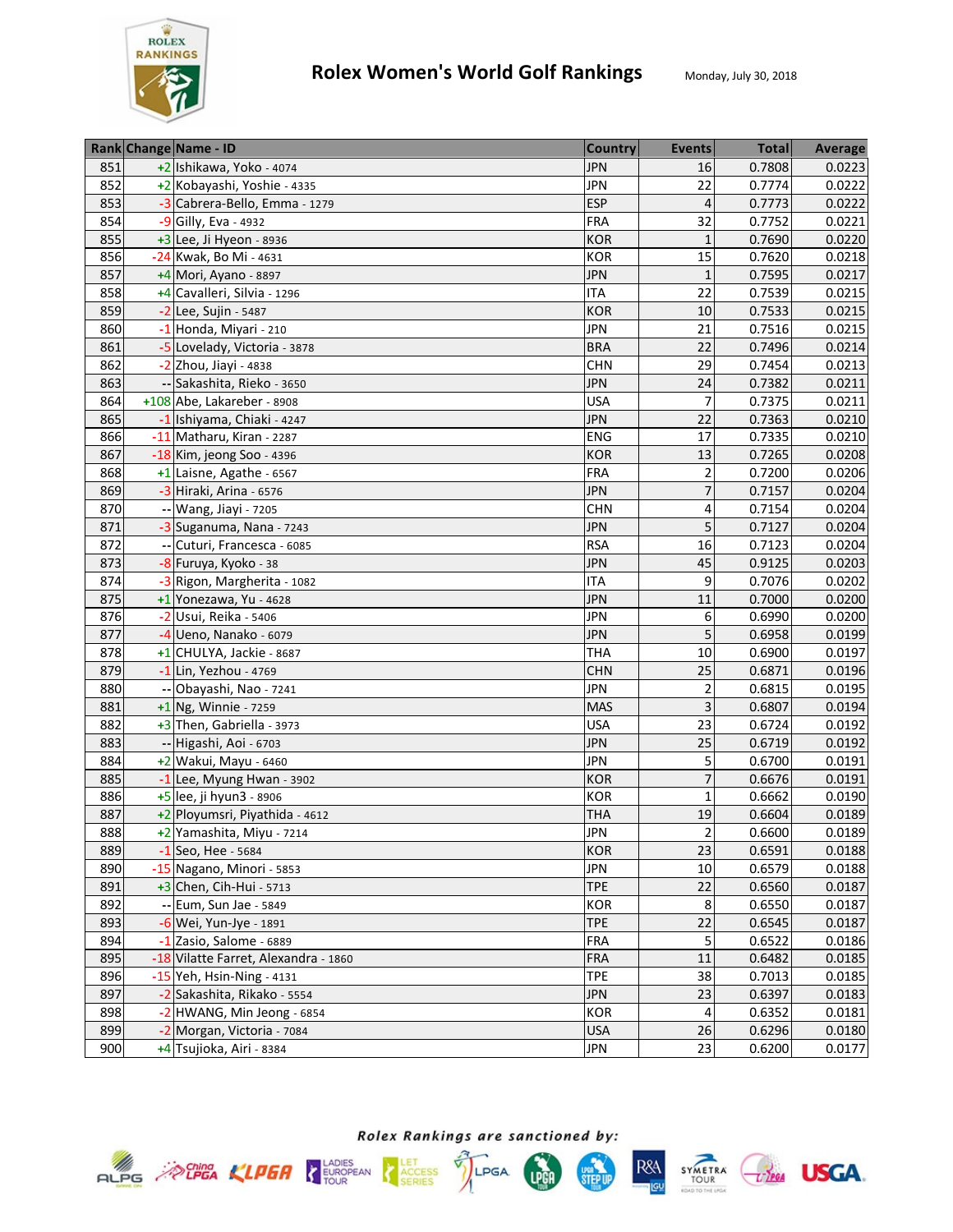# Rolex Women's World Golf Rankings

Monday, July 30, 2018

| Rank | Change | Name - ID | Country | Events | Total | Average |
|---|---|---|---|---|---|---|
| 851 | +2 | Ishikawa, Yoko - 4074 | JPN | 16 | 0.7808 | 0.0223 |
| 852 | +2 | Kobayashi, Yoshie - 4335 | JPN | 22 | 0.7774 | 0.0222 |
| 853 | -3 | Cabrera-Bello, Emma - 1279 | ESP | 4 | 0.7773 | 0.0222 |
| 854 | -9 | Gilly, Eva - 4932 | FRA | 32 | 0.7752 | 0.0221 |
| 855 | +3 | Lee, Ji Hyeon - 8936 | KOR | 1 | 0.7690 | 0.0220 |
| 856 | -24 | Kwak, Bo Mi - 4631 | KOR | 15 | 0.7620 | 0.0218 |
| 857 | +4 | Mori, Ayano - 8897 | JPN | 1 | 0.7595 | 0.0217 |
| 858 | +4 | Cavalleri, Silvia - 1296 | ITA | 22 | 0.7539 | 0.0215 |
| 859 | -2 | Lee, Sujin - 5487 | KOR | 10 | 0.7533 | 0.0215 |
| 860 | -1 | Honda, Miyari - 210 | JPN | 21 | 0.7516 | 0.0215 |
| 861 | -5 | Lovelady, Victoria - 3878 | BRA | 22 | 0.7496 | 0.0214 |
| 862 | -2 | Zhou, Jiayi - 4838 | CHN | 29 | 0.7454 | 0.0213 |
| 863 | -- | Sakashita, Rieko - 3650 | JPN | 24 | 0.7382 | 0.0211 |
| 864 | +108 | Abe, Lakareber - 8908 | USA | 7 | 0.7375 | 0.0211 |
| 865 | -1 | Ishiyama, Chiaki - 4247 | JPN | 22 | 0.7363 | 0.0210 |
| 866 | -11 | Matharu, Kiran - 2287 | ENG | 17 | 0.7335 | 0.0210 |
| 867 | -18 | Kim, jeong Soo - 4396 | KOR | 13 | 0.7265 | 0.0208 |
| 868 | +1 | Laisne, Agathe - 6567 | FRA | 2 | 0.7200 | 0.0206 |
| 869 | -3 | Hiraki, Arina - 6576 | JPN | 7 | 0.7157 | 0.0204 |
| 870 | -- | Wang, Jiayi - 7205 | CHN | 4 | 0.7154 | 0.0204 |
| 871 | -3 | Suganuma, Nana - 7243 | JPN | 5 | 0.7127 | 0.0204 |
| 872 | -- | Cuturi, Francesca - 6085 | RSA | 16 | 0.7123 | 0.0204 |
| 873 | -8 | Furuya, Kyoko - 38 | JPN | 45 | 0.9125 | 0.0203 |
| 874 | -3 | Rigon, Margherita - 1082 | ITA | 9 | 0.7076 | 0.0202 |
| 875 | +1 | Yonezawa, Yu - 4628 | JPN | 11 | 0.7000 | 0.0200 |
| 876 | -2 | Usui, Reika - 5406 | JPN | 6 | 0.6990 | 0.0200 |
| 877 | -4 | Ueno, Nanako - 6079 | JPN | 5 | 0.6958 | 0.0199 |
| 878 | +1 | CHULYA, Jackie - 8687 | THA | 10 | 0.6900 | 0.0197 |
| 879 | -1 | Lin, Yezhou - 4769 | CHN | 25 | 0.6871 | 0.0196 |
| 880 | -- | Obayashi, Nao - 7241 | JPN | 2 | 0.6815 | 0.0195 |
| 881 | +1 | Ng, Winnie - 7259 | MAS | 3 | 0.6807 | 0.0194 |
| 882 | +3 | Then, Gabriella - 3973 | USA | 23 | 0.6724 | 0.0192 |
| 883 | -- | Higashi, Aoi - 6703 | JPN | 25 | 0.6719 | 0.0192 |
| 884 | +2 | Wakui, Mayu - 6460 | JPN | 5 | 0.6700 | 0.0191 |
| 885 | -1 | Lee, Myung Hwan - 3902 | KOR | 7 | 0.6676 | 0.0191 |
| 886 | +5 | lee, ji hyun3 - 8906 | KOR | 1 | 0.6662 | 0.0190 |
| 887 | +2 | Ployumsri, Piyathida - 4612 | THA | 19 | 0.6604 | 0.0189 |
| 888 | +2 | Yamashita, Miyu - 7214 | JPN | 2 | 0.6600 | 0.0189 |
| 889 | -1 | Seo, Hee - 5684 | KOR | 23 | 0.6591 | 0.0188 |
| 890 | -15 | Nagano, Minori - 5853 | JPN | 10 | 0.6579 | 0.0188 |
| 891 | +3 | Chen, Cih-Hui - 5713 | TPE | 22 | 0.6560 | 0.0187 |
| 892 | -- | Eum, Sun Jae - 5849 | KOR | 8 | 0.6550 | 0.0187 |
| 893 | -6 | Wei, Yun-Jye - 1891 | TPE | 22 | 0.6545 | 0.0187 |
| 894 | -1 | Zasio, Salome - 6889 | FRA | 5 | 0.6522 | 0.0186 |
| 895 | -18 | Vilatte Farret, Alexandra - 1860 | FRA | 11 | 0.6482 | 0.0185 |
| 896 | -15 | Yeh, Hsin-Ning - 4131 | TPE | 38 | 0.7013 | 0.0185 |
| 897 | -2 | Sakashita, Rikako - 5554 | JPN | 23 | 0.6397 | 0.0183 |
| 898 | -2 | HWANG, Min Jeong - 6854 | KOR | 4 | 0.6352 | 0.0181 |
| 899 | -2 | Morgan, Victoria - 7084 | USA | 26 | 0.6296 | 0.0180 |
| 900 | +4 | Tsujioka, Airi - 8384 | JPN | 23 | 0.6200 | 0.0177 |

*Rolex Rankings are sanctioned by:*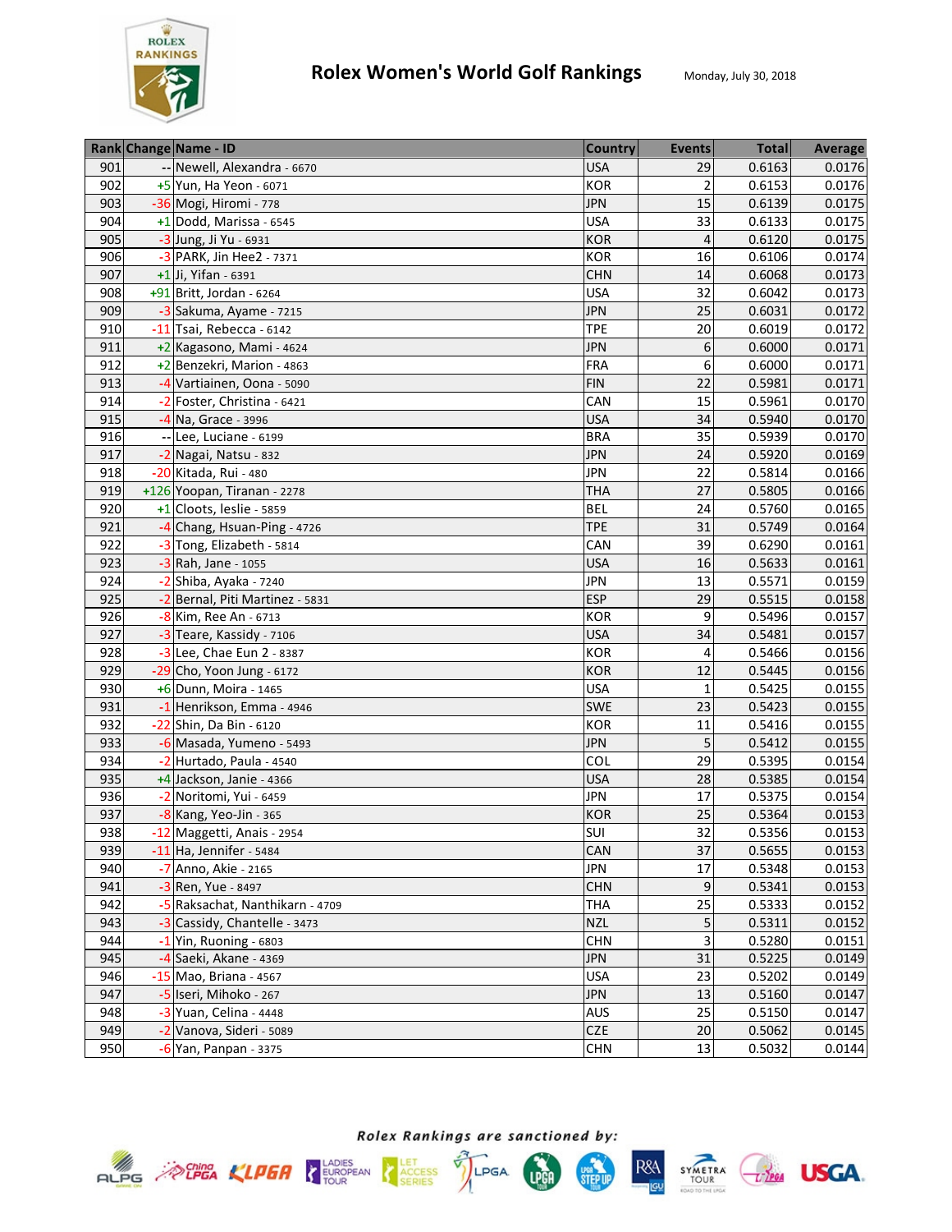# Rolex Women's World Golf Rankings

Monday, July 30, 2018

| Rank | Change | Name - ID | Country | Events | Total | Average |
|---|---|---|---|---|---|---|
| 901 | -- | Newell, Alexandra - 6670 | USA | 29 | 0.6163 | 0.0176 |
| 902 | +5 | Yun, Ha Yeon - 6071 | KOR | 2 | 0.6153 | 0.0176 |
| 903 | -36 | Mogi, Hiromi - 778 | JPN | 15 | 0.6139 | 0.0175 |
| 904 | +1 | Dodd, Marissa - 6545 | USA | 33 | 0.6133 | 0.0175 |
| 905 | -3 | Jung, Ji Yu - 6931 | KOR | 4 | 0.6120 | 0.0175 |
| 906 | -3 | PARK, Jin Hee2 - 7371 | KOR | 16 | 0.6106 | 0.0174 |
| 907 | +1 | Ji, Yifan - 6391 | CHN | 14 | 0.6068 | 0.0173 |
| 908 | +91 | Britt, Jordan - 6264 | USA | 32 | 0.6042 | 0.0173 |
| 909 | -3 | Sakuma, Ayame - 7215 | JPN | 25 | 0.6031 | 0.0172 |
| 910 | -11 | Tsai, Rebecca - 6142 | TPE | 20 | 0.6019 | 0.0172 |
| 911 | +2 | Kagasono, Mami - 4624 | JPN | 6 | 0.6000 | 0.0171 |
| 912 | +2 | Benzekri, Marion - 4863 | FRA | 6 | 0.6000 | 0.0171 |
| 913 | -4 | Vartiainen, Oona - 5090 | FIN | 22 | 0.5981 | 0.0171 |
| 914 | -2 | Foster, Christina - 6421 | CAN | 15 | 0.5961 | 0.0170 |
| 915 | -4 | Na, Grace - 3996 | USA | 34 | 0.5940 | 0.0170 |
| 916 | -- | Lee, Luciane - 6199 | BRA | 35 | 0.5939 | 0.0170 |
| 917 | -2 | Nagai, Natsu - 832 | JPN | 24 | 0.5920 | 0.0169 |
| 918 | -20 | Kitada, Rui - 480 | JPN | 22 | 0.5814 | 0.0166 |
| 919 | +126 | Yoopan, Tiranan - 2278 | THA | 27 | 0.5805 | 0.0166 |
| 920 | +1 | Cloots, leslie - 5859 | BEL | 24 | 0.5760 | 0.0165 |
| 921 | -4 | Chang, Hsuan-Ping - 4726 | TPE | 31 | 0.5749 | 0.0164 |
| 922 | -3 | Tong, Elizabeth - 5814 | CAN | 39 | 0.6290 | 0.0161 |
| 923 | -3 | Rah, Jane - 1055 | USA | 16 | 0.5633 | 0.0161 |
| 924 | -2 | Shiba, Ayaka - 7240 | JPN | 13 | 0.5571 | 0.0159 |
| 925 | -2 | Bernal, Piti Martinez - 5831 | ESP | 29 | 0.5515 | 0.0158 |
| 926 | -8 | Kim, Ree An - 6713 | KOR | 9 | 0.5496 | 0.0157 |
| 927 | -3 | Teare, Kassidy - 7106 | USA | 34 | 0.5481 | 0.0157 |
| 928 | -3 | Lee, Chae Eun 2 - 8387 | KOR | 4 | 0.5466 | 0.0156 |
| 929 | -29 | Cho, Yoon Jung - 6172 | KOR | 12 | 0.5445 | 0.0156 |
| 930 | +6 | Dunn, Moira - 1465 | USA | 1 | 0.5425 | 0.0155 |
| 931 | -1 | Henrikson, Emma - 4946 | SWE | 23 | 0.5423 | 0.0155 |
| 932 | -22 | Shin, Da Bin - 6120 | KOR | 11 | 0.5416 | 0.0155 |
| 933 | -6 | Masada, Yumeno - 5493 | JPN | 5 | 0.5412 | 0.0155 |
| 934 | -2 | Hurtado, Paula - 4540 | COL | 29 | 0.5395 | 0.0154 |
| 935 | +4 | Jackson, Janie - 4366 | USA | 28 | 0.5385 | 0.0154 |
| 936 | -2 | Noritomi, Yui - 6459 | JPN | 17 | 0.5375 | 0.0154 |
| 937 | -8 | Kang, Yeo-Jin - 365 | KOR | 25 | 0.5364 | 0.0153 |
| 938 | -12 | Maggetti, Anais - 2954 | SUI | 32 | 0.5356 | 0.0153 |
| 939 | -11 | Ha, Jennifer - 5484 | CAN | 37 | 0.5655 | 0.0153 |
| 940 | -7 | Anno, Akie - 2165 | JPN | 17 | 0.5348 | 0.0153 |
| 941 | -3 | Ren, Yue - 8497 | CHN | 9 | 0.5341 | 0.0153 |
| 942 | -5 | Raksachat, Nanthikarn - 4709 | THA | 25 | 0.5333 | 0.0152 |
| 943 | -3 | Cassidy, Chantelle - 3473 | NZL | 5 | 0.5311 | 0.0152 |
| 944 | -1 | Yin, Ruoning - 6803 | CHN | 3 | 0.5280 | 0.0151 |
| 945 | -4 | Saeki, Akane - 4369 | JPN | 31 | 0.5225 | 0.0149 |
| 946 | -15 | Mao, Briana - 4567 | USA | 23 | 0.5202 | 0.0149 |
| 947 | -5 | Iseri, Mihoko - 267 | JPN | 13 | 0.5160 | 0.0147 |
| 948 | -3 | Yuan, Celina - 4448 | AUS | 25 | 0.5150 | 0.0147 |
| 949 | -2 | Vanova, Sideri - 5089 | CZE | 20 | 0.5062 | 0.0145 |
| 950 | -6 | Yan, Panpan - 3375 | CHN | 13 | 0.5032 | 0.0144 |

*Rolex Rankings are sanctioned by:*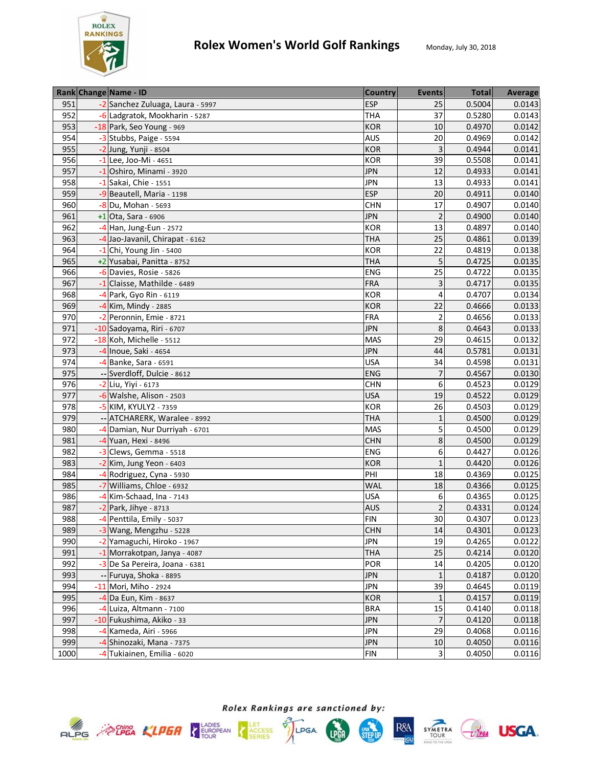# Rolex Women's World Golf Rankings

Monday, July 30, 2018

| Rank | Change | Name - ID | Country | Events | Total | Average |
|---|---|---|---|---|---|---|
| 951 | -2 | Sanchez Zuluaga, Laura - 5997 | ESP | 25 | 0.5004 | 0.0143 |
| 952 | -6 | Ladgratok, Mookharin - 5287 | THA | 37 | 0.5280 | 0.0143 |
| 953 | -18 | Park, Seo Young - 969 | KOR | 10 | 0.4970 | 0.0142 |
| 954 | -3 | Stubbs, Paige - 5594 | AUS | 20 | 0.4969 | 0.0142 |
| 955 | -2 | Jung, Yunji - 8504 | KOR | 3 | 0.4944 | 0.0141 |
| 956 | -1 | Lee, Joo-Mi - 4651 | KOR | 39 | 0.5508 | 0.0141 |
| 957 | -1 | Oshiro, Minami - 3920 | JPN | 12 | 0.4933 | 0.0141 |
| 958 | -1 | Sakai, Chie - 1551 | JPN | 13 | 0.4933 | 0.0141 |
| 959 | -9 | Beautell, Maria - 1198 | ESP | 20 | 0.4911 | 0.0140 |
| 960 | -8 | Du, Mohan - 5693 | CHN | 17 | 0.4907 | 0.0140 |
| 961 | +1 | Ota, Sara - 6906 | JPN | 2 | 0.4900 | 0.0140 |
| 962 | -4 | Han, Jung-Eun - 2572 | KOR | 13 | 0.4897 | 0.0140 |
| 963 | -4 | Jao-Javanil, Chirapat - 6162 | THA | 25 | 0.4861 | 0.0139 |
| 964 | -1 | Chi, Young Jin - 5400 | KOR | 22 | 0.4819 | 0.0138 |
| 965 | +2 | Yusabai, Panitta - 8752 | THA | 5 | 0.4725 | 0.0135 |
| 966 | -6 | Davies, Rosie - 5826 | ENG | 25 | 0.4722 | 0.0135 |
| 967 | -1 | Claisse, Mathilde - 6489 | FRA | 3 | 0.4717 | 0.0135 |
| 968 | -4 | Park, Gyo Rin - 6119 | KOR | 4 | 0.4707 | 0.0134 |
| 969 | -4 | Kim, Mindy - 2885 | KOR | 22 | 0.4666 | 0.0133 |
| 970 | -2 | Peronnin, Emie - 8721 | FRA | 2 | 0.4656 | 0.0133 |
| 971 | -10 | Sadoyama, Riri - 6707 | JPN | 8 | 0.4643 | 0.0133 |
| 972 | -18 | Koh, Michelle - 5512 | MAS | 29 | 0.4615 | 0.0132 |
| 973 | -4 | Inoue, Saki - 4654 | JPN | 44 | 0.5781 | 0.0131 |
| 974 | -4 | Banke, Sara - 6591 | USA | 34 | 0.4598 | 0.0131 |
| 975 | -- | Sverdloff, Dulcie - 8612 | ENG | 7 | 0.4567 | 0.0130 |
| 976 | -2 | Liu, Yiyi - 6173 | CHN | 6 | 0.4523 | 0.0129 |
| 977 | -6 | Walshe, Alison - 2503 | USA | 19 | 0.4522 | 0.0129 |
| 978 | -5 | KIM, KYULY2 - 7359 | KOR | 26 | 0.4503 | 0.0129 |
| 979 | -- | ATCHARERK, Waralee - 8992 | THA | 1 | 0.4500 | 0.0129 |
| 980 | -4 | Damian, Nur Durriyah - 6701 | MAS | 5 | 0.4500 | 0.0129 |
| 981 | -4 | Yuan, Hexi - 8496 | CHN | 8 | 0.4500 | 0.0129 |
| 982 | -3 | Clews, Gemma - 5518 | ENG | 6 | 0.4427 | 0.0126 |
| 983 | -2 | Kim, Jung Yeon - 6403 | KOR | 1 | 0.4420 | 0.0126 |
| 984 | -4 | Rodriguez, Cyna - 5930 | PHI | 18 | 0.4369 | 0.0125 |
| 985 | -7 | Williams, Chloe - 6932 | WAL | 18 | 0.4366 | 0.0125 |
| 986 | -4 | Kim-Schaad, Ina - 7143 | USA | 6 | 0.4365 | 0.0125 |
| 987 | -2 | Park, Jihye - 8713 | AUS | 2 | 0.4331 | 0.0124 |
| 988 | -4 | Penttila, Emily - 5037 | FIN | 30 | 0.4307 | 0.0123 |
| 989 | -3 | Wang, Mengzhu - 5228 | CHN | 14 | 0.4301 | 0.0123 |
| 990 | -2 | Yamaguchi, Hiroko - 1967 | JPN | 19 | 0.4265 | 0.0122 |
| 991 | -1 | Morrakotpan, Janya - 4087 | THA | 25 | 0.4214 | 0.0120 |
| 992 | -3 | De Sa Pereira, Joana - 6381 | POR | 14 | 0.4205 | 0.0120 |
| 993 | -- | Furuya, Shoka - 8895 | JPN | 1 | 0.4187 | 0.0120 |
| 994 | -11 | Mori, Miho - 2924 | JPN | 39 | 0.4645 | 0.0119 |
| 995 | -4 | Da Eun, Kim - 8637 | KOR | 1 | 0.4157 | 0.0119 |
| 996 | -4 | Luiza, Altmann - 7100 | BRA | 15 | 0.4140 | 0.0118 |
| 997 | -10 | Fukushima, Akiko - 33 | JPN | 7 | 0.4120 | 0.0118 |
| 998 | -4 | Kameda, Airi - 5966 | JPN | 29 | 0.4068 | 0.0116 |
| 999 | -4 | Shinozaki, Mana - 7375 | JPN | 10 | 0.4050 | 0.0116 |
| 1000 | -4 | Tukiainen, Emilia - 6020 | FIN | 3 | 0.4050 | 0.0116 |

*Rolex Rankings are sanctioned by:*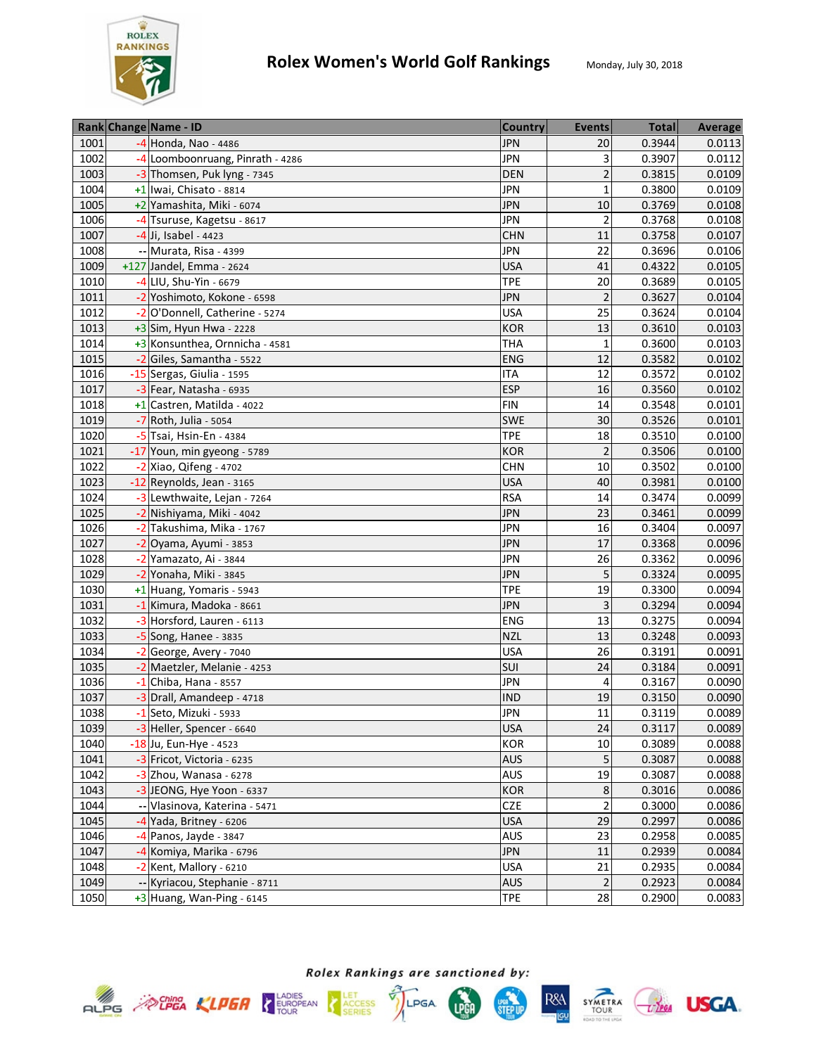# Rolex Women's World Golf Rankings

Monday, July 30, 2018

| Rank | Change | Name - ID | Country | Events | Total | Average |
|---|---|---|---|---|---|---|
| 1001 | -4 | Honda, Nao - 4486 | JPN | 20 | 0.3944 | 0.0113 |
| 1002 | -4 | Loomboonruang, Pinrath - 4286 | JPN | 3 | 0.3907 | 0.0112 |
| 1003 | -3 | Thomsen, Puk lyng - 7345 | DEN | 2 | 0.3815 | 0.0109 |
| 1004 | +1 | Iwai, Chisato - 8814 | JPN | 1 | 0.3800 | 0.0109 |
| 1005 | +2 | Yamashita, Miki - 6074 | JPN | 10 | 0.3769 | 0.0108 |
| 1006 | -4 | Tsuruse, Kagetsu - 8617 | JPN | 2 | 0.3768 | 0.0108 |
| 1007 | -4 | Ji, Isabel - 4423 | CHN | 11 | 0.3758 | 0.0107 |
| 1008 | -- | Murata, Risa - 4399 | JPN | 22 | 0.3696 | 0.0106 |
| 1009 | +127 | Jandel, Emma - 2624 | USA | 41 | 0.4322 | 0.0105 |
| 1010 | -4 | LIU, Shu-Yin - 6679 | TPE | 20 | 0.3689 | 0.0105 |
| 1011 | -2 | Yoshimoto, Kokone - 6598 | JPN | 2 | 0.3627 | 0.0104 |
| 1012 | -2 | O'Donnell, Catherine - 5274 | USA | 25 | 0.3624 | 0.0104 |
| 1013 | +3 | Sim, Hyun Hwa - 2228 | KOR | 13 | 0.3610 | 0.0103 |
| 1014 | +3 | Konsunthea, Ornnicha - 4581 | THA | 1 | 0.3600 | 0.0103 |
| 1015 | -2 | Giles, Samantha - 5522 | ENG | 12 | 0.3582 | 0.0102 |
| 1016 | -15 | Sergas, Giulia - 1595 | ITA | 12 | 0.3572 | 0.0102 |
| 1017 | -3 | Fear, Natasha - 6935 | ESP | 16 | 0.3560 | 0.0102 |
| 1018 | +1 | Castren, Matilda - 4022 | FIN | 14 | 0.3548 | 0.0101 |
| 1019 | -7 | Roth, Julia - 5054 | SWE | 30 | 0.3526 | 0.0101 |
| 1020 | -5 | Tsai, Hsin-En - 4384 | TPE | 18 | 0.3510 | 0.0100 |
| 1021 | -17 | Youn, min gyeong - 5789 | KOR | 2 | 0.3506 | 0.0100 |
| 1022 | -2 | Xiao, Qifeng - 4702 | CHN | 10 | 0.3502 | 0.0100 |
| 1023 | -12 | Reynolds, Jean - 3165 | USA | 40 | 0.3981 | 0.0100 |
| 1024 | -3 | Lewthwaite, Lejan - 7264 | RSA | 14 | 0.3474 | 0.0099 |
| 1025 | -2 | Nishiyama, Miki - 4042 | JPN | 23 | 0.3461 | 0.0099 |
| 1026 | -2 | Takushima, Mika - 1767 | JPN | 16 | 0.3404 | 0.0097 |
| 1027 | -2 | Oyama, Ayumi - 3853 | JPN | 17 | 0.3368 | 0.0096 |
| 1028 | -2 | Yamazato, Ai - 3844 | JPN | 26 | 0.3362 | 0.0096 |
| 1029 | -2 | Yonaha, Miki - 3845 | JPN | 5 | 0.3324 | 0.0095 |
| 1030 | +1 | Huang, Yomaris - 5943 | TPE | 19 | 0.3300 | 0.0094 |
| 1031 | -1 | Kimura, Madoka - 8661 | JPN | 3 | 0.3294 | 0.0094 |
| 1032 | -3 | Horsford, Lauren - 6113 | ENG | 13 | 0.3275 | 0.0094 |
| 1033 | -5 | Song, Hanee - 3835 | NZL | 13 | 0.3248 | 0.0093 |
| 1034 | -2 | George, Avery - 7040 | USA | 26 | 0.3191 | 0.0091 |
| 1035 | -2 | Maetzler, Melanie - 4253 | SUI | 24 | 0.3184 | 0.0091 |
| 1036 | -1 | Chiba, Hana - 8557 | JPN | 4 | 0.3167 | 0.0090 |
| 1037 | -3 | Drall, Amandeep - 4718 | IND | 19 | 0.3150 | 0.0090 |
| 1038 | -1 | Seto, Mizuki - 5933 | JPN | 11 | 0.3119 | 0.0089 |
| 1039 | -3 | Heller, Spencer - 6640 | USA | 24 | 0.3117 | 0.0089 |
| 1040 | -18 | Ju, Eun-Hye - 4523 | KOR | 10 | 0.3089 | 0.0088 |
| 1041 | -3 | Fricot, Victoria - 6235 | AUS | 5 | 0.3087 | 0.0088 |
| 1042 | -3 | Zhou, Wanasa - 6278 | AUS | 19 | 0.3087 | 0.0088 |
| 1043 | -3 | JEONG, Hye Yoon - 6337 | KOR | 8 | 0.3016 | 0.0086 |
| 1044 | -- | Vlasinova, Katerina - 5471 | CZE | 2 | 0.3000 | 0.0086 |
| 1045 | -4 | Yada, Britney - 6206 | USA | 29 | 0.2997 | 0.0086 |
| 1046 | -4 | Panos, Jayde - 3847 | AUS | 23 | 0.2958 | 0.0085 |
| 1047 | -4 | Komiya, Marika - 6796 | JPN | 11 | 0.2939 | 0.0084 |
| 1048 | -2 | Kent, Mallory - 6210 | USA | 21 | 0.2935 | 0.0084 |
| 1049 | -- | Kyriacou, Stephanie - 8711 | AUS | 2 | 0.2923 | 0.0084 |
| 1050 | +3 | Huang, Wan-Ping - 6145 | TPE | 28 | 0.2900 | 0.0083 |

*Rolex Rankings are sanctioned by:*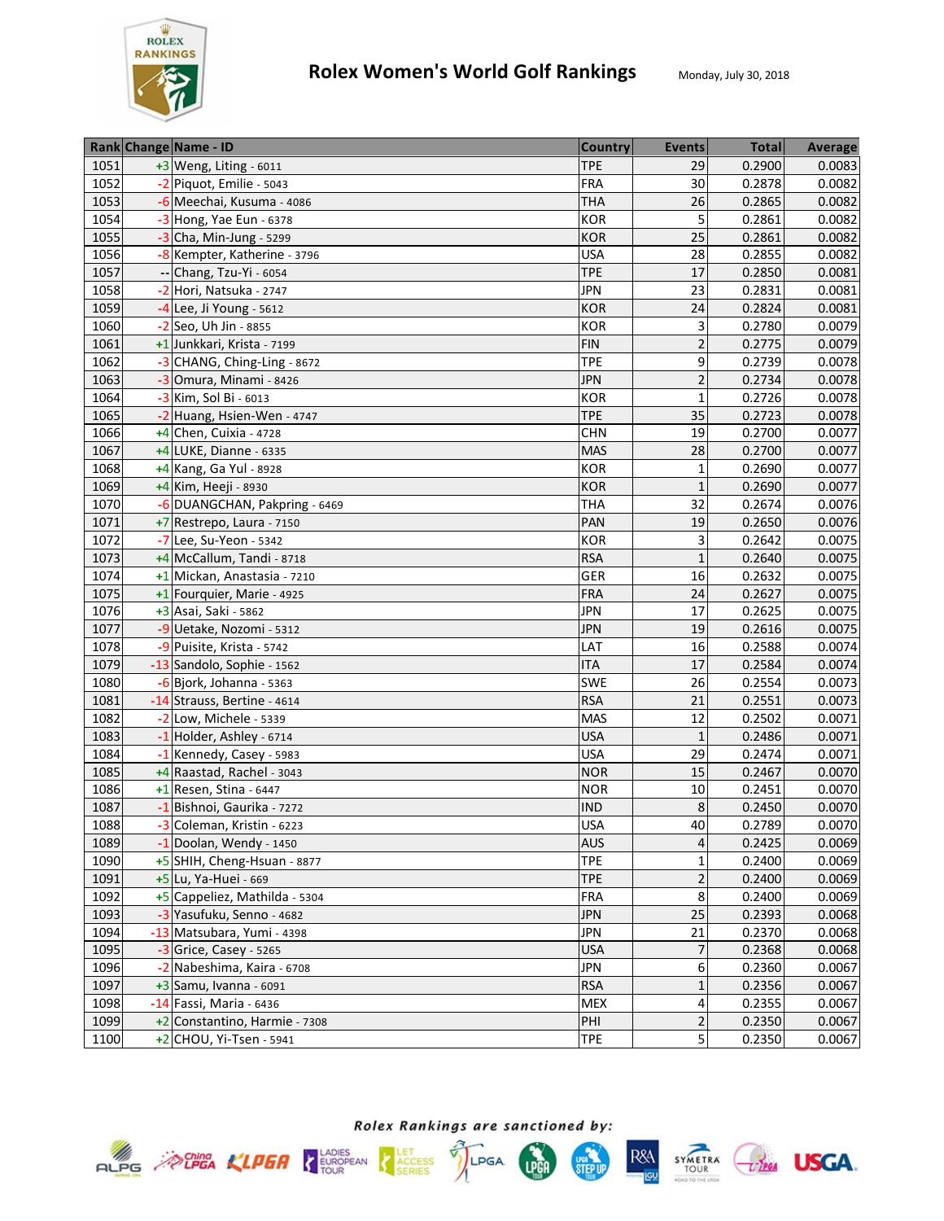# Rolex Women's World Golf Rankings

Monday, July 30, 2018

| Rank | Change | Name - ID | Country | Events | Total | Average |
|---|---|---|---|---|---|---|
| 1051 | +3 | Weng, Liting - 6011 | TPE | 29 | 0.2900 | 0.0083 |
| 1052 | -2 | Piquot, Emilie - 5043 | FRA | 30 | 0.2878 | 0.0082 |
| 1053 | -6 | Meechai, Kusuma - 4086 | THA | 26 | 0.2865 | 0.0082 |
| 1054 | -3 | Hong, Yae Eun - 6378 | KOR | 5 | 0.2861 | 0.0082 |
| 1055 | -3 | Cha, Min-Jung - 5299 | KOR | 25 | 0.2861 | 0.0082 |
| 1056 | -8 | Kempter, Katherine - 3796 | USA | 28 | 0.2855 | 0.0082 |
| 1057 | -- | Chang, Tzu-Yi - 6054 | TPE | 17 | 0.2850 | 0.0081 |
| 1058 | -2 | Hori, Natsuka - 2747 | JPN | 23 | 0.2831 | 0.0081 |
| 1059 | -4 | Lee, Ji Young - 5612 | KOR | 24 | 0.2824 | 0.0081 |
| 1060 | -2 | Seo, Uh Jin - 8855 | KOR | 3 | 0.2780 | 0.0079 |
| 1061 | +1 | Junkkari, Krista - 7199 | FIN | 2 | 0.2775 | 0.0079 |
| 1062 | -3 | CHANG, Ching-Ling - 8672 | TPE | 9 | 0.2739 | 0.0078 |
| 1063 | -3 | Omura, Minami - 8426 | JPN | 2 | 0.2734 | 0.0078 |
| 1064 | -3 | Kim, Sol Bi - 6013 | KOR | 1 | 0.2726 | 0.0078 |
| 1065 | -2 | Huang, Hsien-Wen - 4747 | TPE | 35 | 0.2723 | 0.0078 |
| 1066 | +4 | Chen, Cuixia - 4728 | CHN | 19 | 0.2700 | 0.0077 |
| 1067 | +4 | LUKE, Dianne - 6335 | MAS | 28 | 0.2700 | 0.0077 |
| 1068 | +4 | Kang, Ga Yul - 8928 | KOR | 1 | 0.2690 | 0.0077 |
| 1069 | +4 | Kim, Heeji - 8930 | KOR | 1 | 0.2690 | 0.0077 |
| 1070 | -6 | DUANGCHAN, Pakpring - 6469 | THA | 32 | 0.2674 | 0.0076 |
| 1071 | +7 | Restrepo, Laura - 7150 | PAN | 19 | 0.2650 | 0.0076 |
| 1072 | -7 | Lee, Su-Yeon - 5342 | KOR | 3 | 0.2642 | 0.0075 |
| 1073 | +4 | McCallum, Tandi - 8718 | RSA | 1 | 0.2640 | 0.0075 |
| 1074 | +1 | Mickan, Anastasia - 7210 | GER | 16 | 0.2632 | 0.0075 |
| 1075 | +1 | Fourquier, Marie - 4925 | FRA | 24 | 0.2627 | 0.0075 |
| 1076 | +3 | Asai, Saki - 5862 | JPN | 17 | 0.2625 | 0.0075 |
| 1077 | -9 | Uetake, Nozomi - 5312 | JPN | 19 | 0.2616 | 0.0075 |
| 1078 | -9 | Puisite, Krista - 5742 | LAT | 16 | 0.2588 | 0.0074 |
| 1079 | -13 | Sandolo, Sophie - 1562 | ITA | 17 | 0.2584 | 0.0074 |
| 1080 | -6 | Bjork, Johanna - 5363 | SWE | 26 | 0.2554 | 0.0073 |
| 1081 | -14 | Strauss, Bertine - 4614 | RSA | 21 | 0.2551 | 0.0073 |
| 1082 | -2 | Low, Michele - 5339 | MAS | 12 | 0.2502 | 0.0071 |
| 1083 | -1 | Holder, Ashley - 6714 | USA | 1 | 0.2486 | 0.0071 |
| 1084 | -1 | Kennedy, Casey - 5983 | USA | 29 | 0.2474 | 0.0071 |
| 1085 | +4 | Raastad, Rachel - 3043 | NOR | 15 | 0.2467 | 0.0070 |
| 1086 | +1 | Resen, Stina - 6447 | NOR | 10 | 0.2451 | 0.0070 |
| 1087 | -1 | Bishnoi, Gaurika - 7272 | IND | 8 | 0.2450 | 0.0070 |
| 1088 | -3 | Coleman, Kristin - 6223 | USA | 40 | 0.2789 | 0.0070 |
| 1089 | -1 | Doolan, Wendy - 1450 | AUS | 4 | 0.2425 | 0.0069 |
| 1090 | +5 | SHIH, Cheng-Hsuan - 8877 | TPE | 1 | 0.2400 | 0.0069 |
| 1091 | +5 | Lu, Ya-Huei - 669 | TPE | 2 | 0.2400 | 0.0069 |
| 1092 | +5 | Cappeliez, Mathilda - 5304 | FRA | 8 | 0.2400 | 0.0069 |
| 1093 | -3 | Yasufuku, Senno - 4682 | JPN | 25 | 0.2393 | 0.0068 |
| 1094 | -13 | Matsubara, Yumi - 4398 | JPN | 21 | 0.2370 | 0.0068 |
| 1095 | -3 | Grice, Casey - 5265 | USA | 7 | 0.2368 | 0.0068 |
| 1096 | -2 | Nabeshima, Kaira - 6708 | JPN | 6 | 0.2360 | 0.0067 |
| 1097 | +3 | Samu, Ivanna - 6091 | RSA | 1 | 0.2356 | 0.0067 |
| 1098 | -14 | Fassi, Maria - 6436 | MEX | 4 | 0.2355 | 0.0067 |
| 1099 | +2 | Constantino, Harmie - 7308 | PHI | 2 | 0.2350 | 0.0067 |
| 1100 | +2 | CHOU, Yi-Tsen - 5941 | TPE | 5 | 0.2350 | 0.0067 |

*Rolex Rankings are sanctioned by:*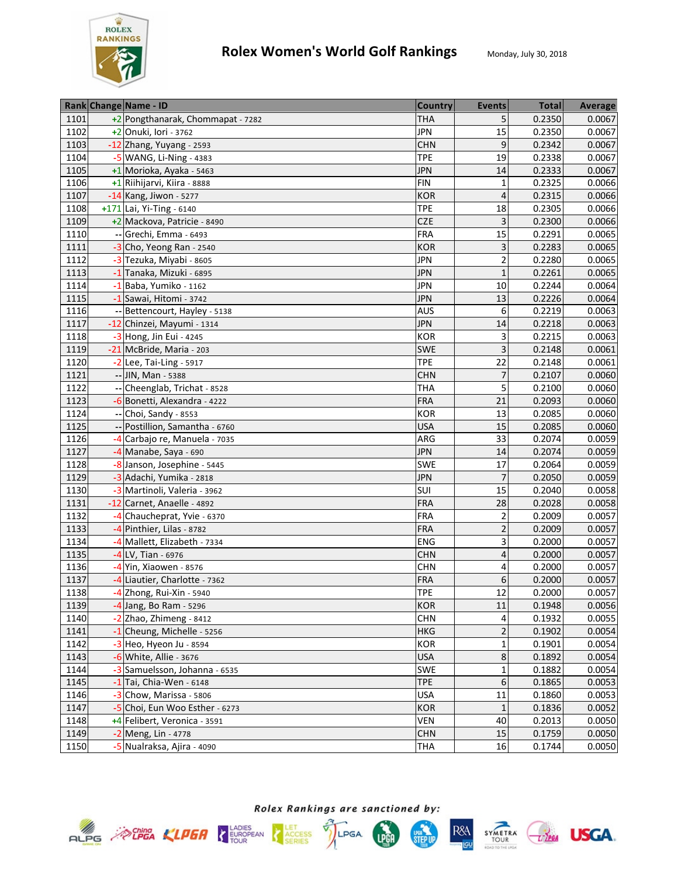# Rolex Women's World Golf Rankings

Monday, July 30, 2018

| Rank | Change | Name - ID | Country | Events | Total | Average |
|---|---|---|---|---|---|---|
| 1101 | +2 | Pongthanarak, Chommapat - 7282 | THA | 5 | 0.2350 | 0.0067 |
| 1102 | +2 | Onuki, Iori - 3762 | JPN | 15 | 0.2350 | 0.0067 |
| 1103 | -12 | Zhang, Yuyang - 2593 | CHN | 9 | 0.2342 | 0.0067 |
| 1104 | -5 | WANG, Li-Ning - 4383 | TPE | 19 | 0.2338 | 0.0067 |
| 1105 | +1 | Morioka, Ayaka - 5463 | JPN | 14 | 0.2333 | 0.0067 |
| 1106 | +1 | Riihijarvi, Kiira - 8888 | FIN | 1 | 0.2325 | 0.0066 |
| 1107 | -14 | Kang, Jiwon - 5277 | KOR | 4 | 0.2315 | 0.0066 |
| 1108 | +171 | Lai, Yi-Ting - 6140 | TPE | 18 | 0.2305 | 0.0066 |
| 1109 | +2 | Mackova, Patricie - 8490 | CZE | 3 | 0.2300 | 0.0066 |
| 1110 | -- | Grechi, Emma - 6493 | FRA | 15 | 0.2291 | 0.0065 |
| 1111 | -3 | Cho, Yeong Ran - 2540 | KOR | 3 | 0.2283 | 0.0065 |
| 1112 | -3 | Tezuka, Miyabi - 8605 | JPN | 2 | 0.2280 | 0.0065 |
| 1113 | -1 | Tanaka, Mizuki - 6895 | JPN | 1 | 0.2261 | 0.0065 |
| 1114 | -1 | Baba, Yumiko - 1162 | JPN | 10 | 0.2244 | 0.0064 |
| 1115 | -1 | Sawai, Hitomi - 3742 | JPN | 13 | 0.2226 | 0.0064 |
| 1116 | -- | Bettencourt, Hayley - 5138 | AUS | 6 | 0.2219 | 0.0063 |
| 1117 | -12 | Chinzei, Mayumi - 1314 | JPN | 14 | 0.2218 | 0.0063 |
| 1118 | -3 | Hong, Jin Eui - 4245 | KOR | 3 | 0.2215 | 0.0063 |
| 1119 | -21 | McBride, Maria - 203 | SWE | 3 | 0.2148 | 0.0061 |
| 1120 | -2 | Lee, Tai-Ling - 5917 | TPE | 22 | 0.2148 | 0.0061 |
| 1121 | -- | JIN, Man - 5388 | CHN | 7 | 0.2107 | 0.0060 |
| 1122 | -- | Cheenglab, Trichat - 8528 | THA | 5 | 0.2100 | 0.0060 |
| 1123 | -6 | Bonetti, Alexandra - 4222 | FRA | 21 | 0.2093 | 0.0060 |
| 1124 | -- | Choi, Sandy - 8553 | KOR | 13 | 0.2085 | 0.0060 |
| 1125 | -- | Postillion, Samantha - 6760 | USA | 15 | 0.2085 | 0.0060 |
| 1126 | -4 | Carbajo re, Manuela - 7035 | ARG | 33 | 0.2074 | 0.0059 |
| 1127 | -4 | Manabe, Saya - 690 | JPN | 14 | 0.2074 | 0.0059 |
| 1128 | -8 | Janson, Josephine - 5445 | SWE | 17 | 0.2064 | 0.0059 |
| 1129 | -3 | Adachi, Yumika - 2818 | JPN | 7 | 0.2050 | 0.0059 |
| 1130 | -3 | Martinoli, Valeria - 3962 | SUI | 15 | 0.2040 | 0.0058 |
| 1131 | -12 | Carnet, Anaelle - 4892 | FRA | 28 | 0.2028 | 0.0058 |
| 1132 | -4 | Chauchepart, Yvie - 6370 | FRA | 2 | 0.2009 | 0.0057 |
| 1133 | -4 | Pinthier, Lilas - 8782 | FRA | 2 | 0.2009 | 0.0057 |
| 1134 | -4 | Mallett, Elizabeth - 7334 | ENG | 3 | 0.2000 | 0.0057 |
| 1135 | -4 | LV, Tian - 6976 | CHN | 4 | 0.2000 | 0.0057 |
| 1136 | -4 | Yin, Xiaowen - 8576 | CHN | 4 | 0.2000 | 0.0057 |
| 1137 | -4 | Liautier, Charlotte - 7362 | FRA | 6 | 0.2000 | 0.0057 |
| 1138 | -4 | Zhong, Rui-Xin - 5940 | TPE | 12 | 0.2000 | 0.0057 |
| 1139 | -4 | Jang, Bo Ram - 5296 | KOR | 11 | 0.1948 | 0.0056 |
| 1140 | -2 | Zhao, Zhimeng - 8412 | CHN | 4 | 0.1932 | 0.0055 |
| 1141 | -1 | Cheung, Michelle - 5256 | HKG | 2 | 0.1902 | 0.0054 |
| 1142 | -3 | Heo, Hyeon Ju - 8594 | KOR | 1 | 0.1901 | 0.0054 |
| 1143 | -6 | White, Allie - 3676 | USA | 8 | 0.1892 | 0.0054 |
| 1144 | -3 | Samuelsson, Johanna - 6535 | SWE | 1 | 0.1882 | 0.0054 |
| 1145 | -1 | Tai, Chia-Wen - 6148 | TPE | 6 | 0.1865 | 0.0053 |
| 1146 | -3 | Chow, Marissa - 5806 | USA | 11 | 0.1860 | 0.0053 |
| 1147 | -5 | Choi, Eun Woo Esther - 6273 | KOR | 1 | 0.1836 | 0.0052 |
| 1148 | +4 | Felibert, Veronica - 3591 | VEN | 40 | 0.2013 | 0.0050 |
| 1149 | -2 | Meng, Lin - 4778 | CHN | 15 | 0.1759 | 0.0050 |
| 1150 | -5 | Nualraksa, Ajira - 4090 | THA | 16 | 0.1744 | 0.0050 |

*Rolex Rankings are sanctioned by:*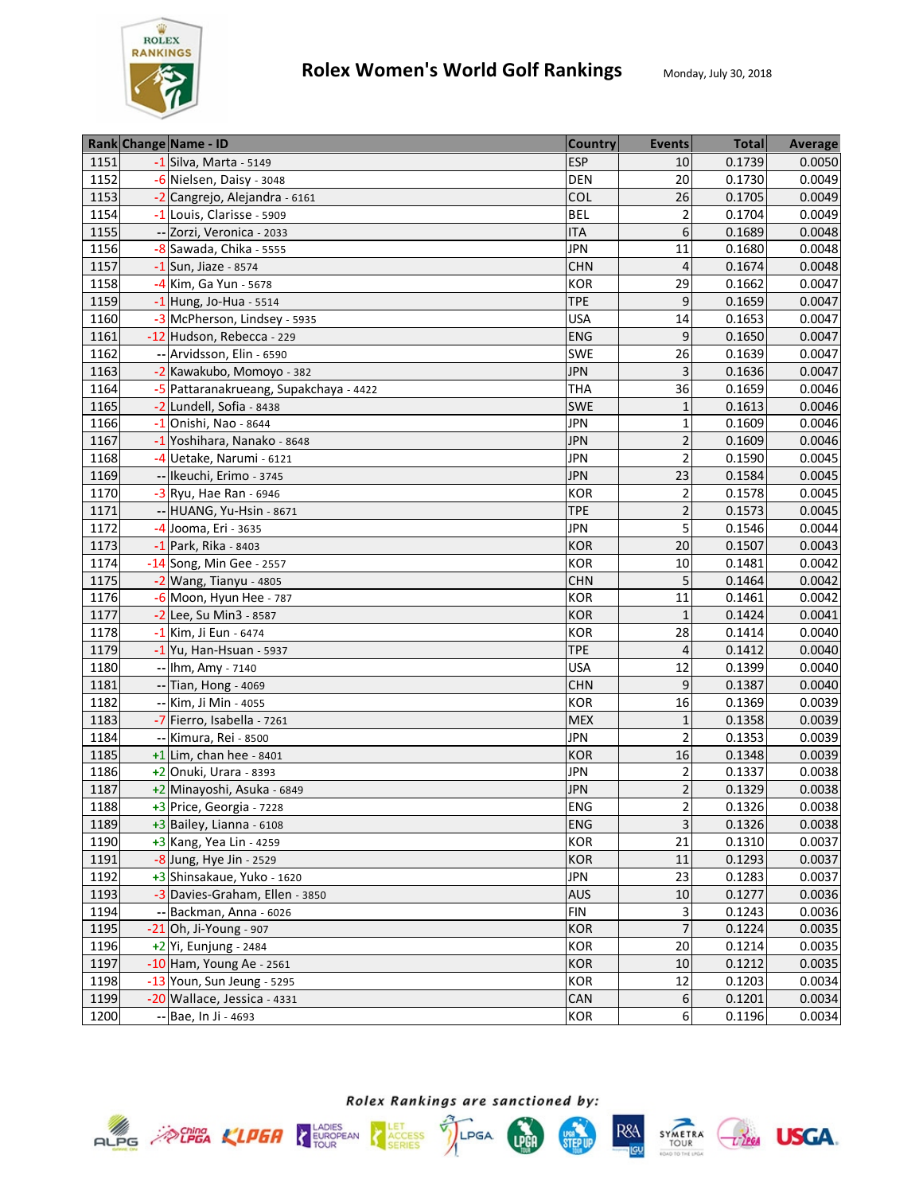# Rolex Women's World Golf Rankings

Monday, July 30, 2018

| Rank | Change | Name - ID | Country | Events | Total | Average |
|---|---|---|---|---|---|---|
| 1151 | -1 | Silva, Marta - 5149 | ESP | 10 | 0.1739 | 0.0050 |
| 1152 | -6 | Nielsen, Daisy - 3048 | DEN | 20 | 0.1730 | 0.0049 |
| 1153 | -2 | Cangrejo, Alejandra - 6161 | COL | 26 | 0.1705 | 0.0049 |
| 1154 | -1 | Louis, Clarisse - 5909 | BEL | 2 | 0.1704 | 0.0049 |
| 1155 | -- | Zorzi, Veronica - 2033 | ITA | 6 | 0.1689 | 0.0048 |
| 1156 | -8 | Sawada, Chika - 5555 | JPN | 11 | 0.1680 | 0.0048 |
| 1157 | -1 | Sun, Jiaze - 8574 | CHN | 4 | 0.1674 | 0.0048 |
| 1158 | -4 | Kim, Ga Yun - 5678 | KOR | 29 | 0.1662 | 0.0047 |
| 1159 | -1 | Hung, Jo-Hua - 5514 | TPE | 9 | 0.1659 | 0.0047 |
| 1160 | -3 | McPherson, Lindsey - 5935 | USA | 14 | 0.1653 | 0.0047 |
| 1161 | -12 | Hudson, Rebecca - 229 | ENG | 9 | 0.1650 | 0.0047 |
| 1162 | -- | Arvidsson, Elin - 6590 | SWE | 26 | 0.1639 | 0.0047 |
| 1163 | -2 | Kawakubo, Momoyo - 382 | JPN | 3 | 0.1636 | 0.0047 |
| 1164 | -5 | Pattaranakrueang, Supakchaya - 4422 | THA | 36 | 0.1659 | 0.0046 |
| 1165 | -2 | Lundell, Sofia - 8438 | SWE | 1 | 0.1613 | 0.0046 |
| 1166 | -1 | Onishi, Nao - 8644 | JPN | 1 | 0.1609 | 0.0046 |
| 1167 | -1 | Yoshihara, Nanako - 8648 | JPN | 2 | 0.1609 | 0.0046 |
| 1168 | -4 | Uetake, Narumi - 6121 | JPN | 2 | 0.1590 | 0.0045 |
| 1169 | -- | Ikeuchi, Erimo - 3745 | JPN | 23 | 0.1584 | 0.0045 |
| 1170 | -3 | Ryu, Hae Ran - 6946 | KOR | 2 | 0.1578 | 0.0045 |
| 1171 | -- | HUANG, Yu-Hsin - 8671 | TPE | 2 | 0.1573 | 0.0045 |
| 1172 | -4 | Jooma, Eri - 3635 | JPN | 5 | 0.1546 | 0.0044 |
| 1173 | -1 | Park, Rika - 8403 | KOR | 20 | 0.1507 | 0.0043 |
| 1174 | -14 | Song, Min Gee - 2557 | KOR | 10 | 0.1481 | 0.0042 |
| 1175 | -2 | Wang, Tianyu - 4805 | CHN | 5 | 0.1464 | 0.0042 |
| 1176 | -6 | Moon, Hyun Hee - 787 | KOR | 11 | 0.1461 | 0.0042 |
| 1177 | -2 | Lee, Su Min3 - 8587 | KOR | 1 | 0.1424 | 0.0041 |
| 1178 | -1 | Kim, Ji Eun - 6474 | KOR | 28 | 0.1414 | 0.0040 |
| 1179 | -1 | Yu, Han-Hsuan - 5937 | TPE | 4 | 0.1412 | 0.0040 |
| 1180 | -- | Ihm, Amy - 7140 | USA | 12 | 0.1399 | 0.0040 |
| 1181 | -- | Tian, Hong - 4069 | CHN | 9 | 0.1387 | 0.0040 |
| 1182 | -- | Kim, Ji Min - 4055 | KOR | 16 | 0.1369 | 0.0039 |
| 1183 | -7 | Fierro, Isabella - 7261 | MEX | 1 | 0.1358 | 0.0039 |
| 1184 | -- | Kimura, Rei - 8500 | JPN | 2 | 0.1353 | 0.0039 |
| 1185 | +1 | Lim, chan hee - 8401 | KOR | 16 | 0.1348 | 0.0039 |
| 1186 | +2 | Onuki, Urara - 8393 | JPN | 2 | 0.1337 | 0.0038 |
| 1187 | +2 | Minayoshi, Asuka - 6849 | JPN | 2 | 0.1329 | 0.0038 |
| 1188 | +3 | Price, Georgia - 7228 | ENG | 2 | 0.1326 | 0.0038 |
| 1189 | +3 | Bailey, Lianna - 6108 | ENG | 3 | 0.1326 | 0.0038 |
| 1190 | +3 | Kang, Yea Lin - 4259 | KOR | 21 | 0.1310 | 0.0037 |
| 1191 | -8 | Jung, Hye Jin - 2529 | KOR | 11 | 0.1293 | 0.0037 |
| 1192 | +3 | Shinsakaue, Yuko - 1620 | JPN | 23 | 0.1283 | 0.0037 |
| 1193 | -3 | Davies-Graham, Ellen - 3850 | AUS | 10 | 0.1277 | 0.0036 |
| 1194 | -- | Backman, Anna - 6026 | FIN | 3 | 0.1243 | 0.0036 |
| 1195 | -21 | Oh, Ji-Young - 907 | KOR | 7 | 0.1224 | 0.0035 |
| 1196 | +2 | Yi, Eunjung - 2484 | KOR | 20 | 0.1214 | 0.0035 |
| 1197 | -10 | Ham, Young Ae - 2561 | KOR | 10 | 0.1212 | 0.0035 |
| 1198 | -13 | Youn, Sun Jeung - 5295 | KOR | 12 | 0.1203 | 0.0034 |
| 1199 | -20 | Wallace, Jessica - 4331 | CAN | 6 | 0.1201 | 0.0034 |
| 1200 | -- | Bae, In Ji - 4693 | KOR | 6 | 0.1196 | 0.0034 |

*Rolex Rankings are sanctioned by:*

ALPG, China LPGA, KLPGA, Ladies European Tour, LET Access Series, LPGA, LPGA Tour, LPGA Step Up Tour, R&A, Symetra Tour, JLPGA, USGA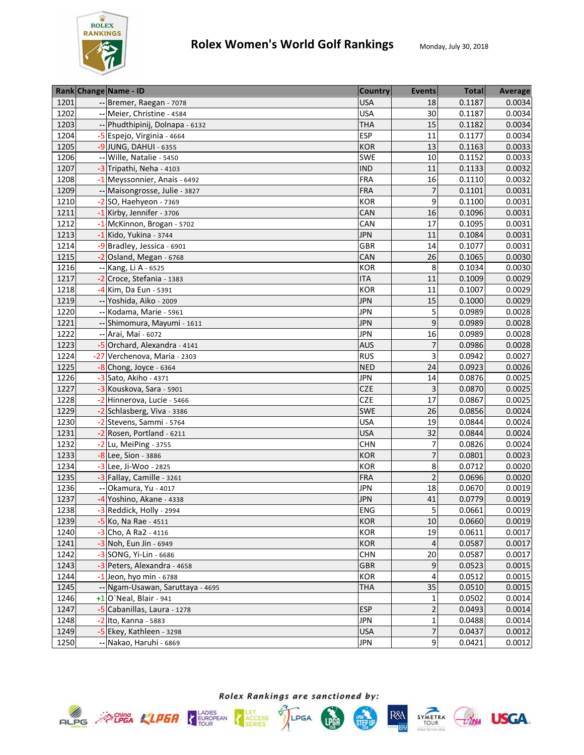# Rolex Women's World Golf Rankings

Monday, July 30, 2018

| Rank | Change | Name - ID | Country | Events | Total | Average |
|---|---|---|---|---|---|---|
| 1201 | -- | Bremer, Raegan - 7078 | USA | 18 | 0.1187 | 0.0034 |
| 1202 | -- | Meier, Christine - 4584 | USA | 30 | 0.1187 | 0.0034 |
| 1203 | -- | Phudthipinij, Dolnapa - 6132 | THA | 15 | 0.1182 | 0.0034 |
| 1204 | -5 | Espejo, Virginia - 4664 | ESP | 11 | 0.1177 | 0.0034 |
| 1205 | -9 | JUNG, DAHUI - 6355 | KOR | 13 | 0.1163 | 0.0033 |
| 1206 | -- | Wille, Natalie - 5450 | SWE | 10 | 0.1152 | 0.0033 |
| 1207 | -3 | Tripathi, Neha - 4103 | IND | 11 | 0.1133 | 0.0032 |
| 1208 | -1 | Meyssonnier, Anais - 6492 | FRA | 16 | 0.1110 | 0.0032 |
| 1209 | -- | Maisongrosse, Julie - 3827 | FRA | 7 | 0.1101 | 0.0031 |
| 1210 | -2 | SO, Haehyeon - 7369 | KOR | 9 | 0.1100 | 0.0031 |
| 1211 | -1 | Kirby, Jennifer - 3706 | CAN | 16 | 0.1096 | 0.0031 |
| 1212 | -1 | McKinnon, Brogan - 5702 | CAN | 17 | 0.1095 | 0.0031 |
| 1213 | -1 | Kido, Yukina - 3744 | JPN | 11 | 0.1084 | 0.0031 |
| 1214 | -9 | Bradley, Jessica - 6901 | GBR | 14 | 0.1077 | 0.0031 |
| 1215 | -2 | Osland, Megan - 6768 | CAN | 26 | 0.1065 | 0.0030 |
| 1216 | -- | Kang, Li A - 6525 | KOR | 8 | 0.1034 | 0.0030 |
| 1217 | -2 | Croce, Stefania - 1383 | ITA | 11 | 0.1009 | 0.0029 |
| 1218 | -4 | Kim, Da Eun - 5391 | KOR | 11 | 0.1007 | 0.0029 |
| 1219 | -- | Yoshida, Aiko - 2009 | JPN | 15 | 0.1000 | 0.0029 |
| 1220 | -- | Kodama, Marie - 5961 | JPN | 5 | 0.0989 | 0.0028 |
| 1221 | -- | Shimomura, Mayumi - 1611 | JPN | 9 | 0.0989 | 0.0028 |
| 1222 | -- | Arai, Mai - 6072 | JPN | 16 | 0.0989 | 0.0028 |
| 1223 | -5 | Orchard, Alexandra - 4141 | AUS | 7 | 0.0986 | 0.0028 |
| 1224 | -27 | Verchenova, Maria - 2303 | RUS | 3 | 0.0942 | 0.0027 |
| 1225 | -8 | Chong, Joyce - 6364 | NED | 24 | 0.0923 | 0.0026 |
| 1226 | -3 | Sato, Akiho - 4371 | JPN | 14 | 0.0876 | 0.0025 |
| 1227 | -3 | Kouskova, Sara - 5901 | CZE | 3 | 0.0870 | 0.0025 |
| 1228 | -2 | Hinnerova, Lucie - 5466 | CZE | 17 | 0.0867 | 0.0025 |
| 1229 | -2 | Schlasberg, Viva - 3386 | SWE | 26 | 0.0856 | 0.0024 |
| 1230 | -2 | Stevens, Sammi - 5764 | USA | 19 | 0.0844 | 0.0024 |
| 1231 | -2 | Rosen, Portland - 6211 | USA | 32 | 0.0844 | 0.0024 |
| 1232 | -2 | Lu, MeiPing - 3755 | CHN | 7 | 0.0826 | 0.0024 |
| 1233 | -8 | Lee, Sion - 3886 | KOR | 7 | 0.0801 | 0.0023 |
| 1234 | -3 | Lee, Ji-Woo - 2825 | KOR | 8 | 0.0712 | 0.0020 |
| 1235 | -3 | Fallay, Camille - 3261 | FRA | 2 | 0.0696 | 0.0020 |
| 1236 | -- | Okamura, Yu - 4017 | JPN | 18 | 0.0670 | 0.0019 |
| 1237 | -4 | Yoshino, Akane - 4338 | JPN | 41 | 0.0779 | 0.0019 |
| 1238 | -3 | Reddick, Holly - 2994 | ENG | 5 | 0.0661 | 0.0019 |
| 1239 | -5 | Ko, Na Rae - 4511 | KOR | 10 | 0.0660 | 0.0019 |
| 1240 | -3 | Cho, A Ra2 - 4116 | KOR | 19 | 0.0611 | 0.0017 |
| 1241 | -3 | Noh, Eun Jin - 6949 | KOR | 4 | 0.0587 | 0.0017 |
| 1242 | -3 | SONG, Yi-Lin - 6686 | CHN | 20 | 0.0587 | 0.0017 |
| 1243 | -3 | Peters, Alexandra - 4658 | GBR | 9 | 0.0523 | 0.0015 |
| 1244 | -1 | Jeon, hyo min - 6788 | KOR | 4 | 0.0512 | 0.0015 |
| 1245 | -- | Ngam-Usawan, Saruttaya - 4695 | THA | 35 | 0.0510 | 0.0015 |
| 1246 | +1 | O`Neal, Blair - 941 | | 1 | 0.0502 | 0.0014 |
| 1247 | -5 | Cabanillas, Laura - 1278 | ESP | 2 | 0.0493 | 0.0014 |
| 1248 | -2 | Ito, Kanna - 5883 | JPN | 1 | 0.0488 | 0.0014 |
| 1249 | -5 | Ekey, Kathleen - 3298 | USA | 7 | 0.0437 | 0.0012 |
| 1250 | -- | Nakao, Haruhi - 6869 | JPN | 9 | 0.0421 | 0.0012 |

*Rolex Rankings are sanctioned by:*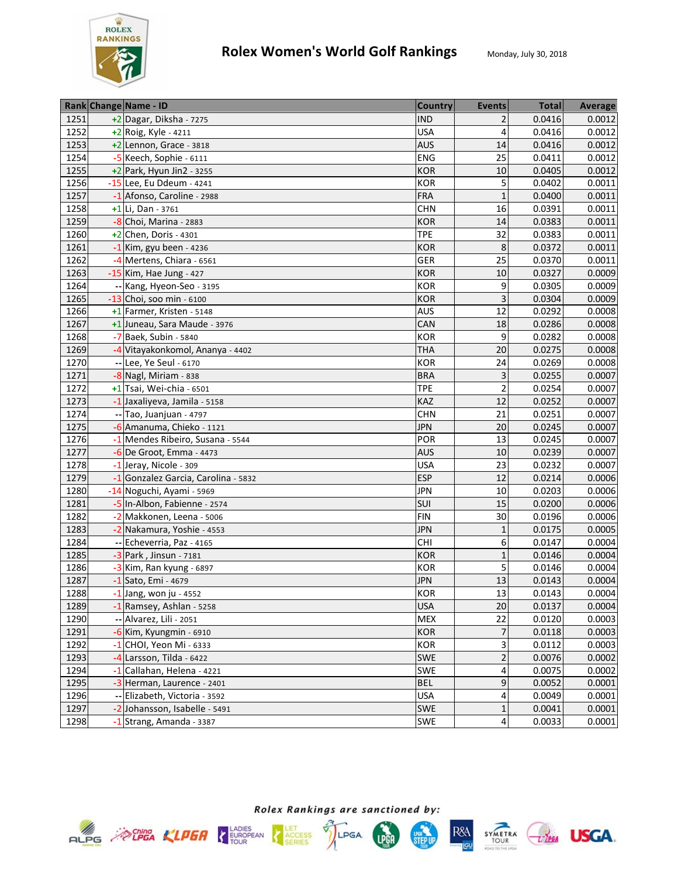# Rolex Women's World Golf Rankings

Monday, July 30, 2018

| Rank | Change | Name - ID | Country | Events | Total | Average |
|---|---|---|---|---|---|---|
| 1251 | +2 | Dagar, Diksha - 7275 | IND | 2 | 0.0416 | 0.0012 |
| 1252 | +2 | Roig, Kyle - 4211 | USA | 4 | 0.0416 | 0.0012 |
| 1253 | +2 | Lennon, Grace - 3818 | AUS | 14 | 0.0416 | 0.0012 |
| 1254 | -5 | Keech, Sophie - 6111 | ENG | 25 | 0.0411 | 0.0012 |
| 1255 | +2 | Park, Hyun Jin2 - 3255 | KOR | 10 | 0.0405 | 0.0012 |
| 1256 | -15 | Lee, Eu Ddeum - 4241 | KOR | 5 | 0.0402 | 0.0011 |
| 1257 | -1 | Afonso, Caroline - 2988 | FRA | 1 | 0.0400 | 0.0011 |
| 1258 | +1 | Li, Dan - 3761 | CHN | 16 | 0.0391 | 0.0011 |
| 1259 | -8 | Choi, Marina - 2883 | KOR | 14 | 0.0383 | 0.0011 |
| 1260 | +2 | Chen, Doris - 4301 | TPE | 32 | 0.0383 | 0.0011 |
| 1261 | -1 | Kim, gyu been - 4236 | KOR | 8 | 0.0372 | 0.0011 |
| 1262 | -4 | Mertens, Chiara - 6561 | GER | 25 | 0.0370 | 0.0011 |
| 1263 | -15 | Kim, Hae Jung - 427 | KOR | 10 | 0.0327 | 0.0009 |
| 1264 | -- | Kang, Hyeon-Seo - 3195 | KOR | 9 | 0.0305 | 0.0009 |
| 1265 | -13 | Choi, soo min - 6100 | KOR | 3 | 0.0304 | 0.0009 |
| 1266 | +1 | Farmer, Kristen - 5148 | AUS | 12 | 0.0292 | 0.0008 |
| 1267 | +1 | Juneau, Sara Maude - 3976 | CAN | 18 | 0.0286 | 0.0008 |
| 1268 | -7 | Baek, Subin - 5840 | KOR | 9 | 0.0282 | 0.0008 |
| 1269 | -4 | Vitayakonkomol, Ananya - 4402 | THA | 20 | 0.0275 | 0.0008 |
| 1270 | -- | Lee, Ye Seul - 6170 | KOR | 24 | 0.0269 | 0.0008 |
| 1271 | -8 | Nagl, Miriam - 838 | BRA | 3 | 0.0255 | 0.0007 |
| 1272 | +1 | Tsai, Wei-chia - 6501 | TPE | 2 | 0.0254 | 0.0007 |
| 1273 | -1 | Jaxaliyeva, Jamila - 5158 | KAZ | 12 | 0.0252 | 0.0007 |
| 1274 | -- | Tao, Juanjuan - 4797 | CHN | 21 | 0.0251 | 0.0007 |
| 1275 | -6 | Amanuma, Chieko - 1121 | JPN | 20 | 0.0245 | 0.0007 |
| 1276 | -1 | Mendes Ribeiro, Susana - 5544 | POR | 13 | 0.0245 | 0.0007 |
| 1277 | -6 | De Groot, Emma - 4473 | AUS | 10 | 0.0239 | 0.0007 |
| 1278 | -1 | Jeray, Nicole - 309 | USA | 23 | 0.0232 | 0.0007 |
| 1279 | -1 | Gonzalez Garcia, Carolina - 5832 | ESP | 12 | 0.0214 | 0.0006 |
| 1280 | -14 | Noguchi, Ayami - 5969 | JPN | 10 | 0.0203 | 0.0006 |
| 1281 | -5 | In-Albon, Fabienne - 2574 | SUI | 15 | 0.0200 | 0.0006 |
| 1282 | -2 | Makkonen, Leena - 5006 | FIN | 30 | 0.0196 | 0.0006 |
| 1283 | -2 | Nakamura, Yoshie - 4553 | JPN | 1 | 0.0175 | 0.0005 |
| 1284 | -- | Echeverria, Paz - 4165 | CHI | 6 | 0.0147 | 0.0004 |
| 1285 | -3 | Park , Jinsun - 7181 | KOR | 1 | 0.0146 | 0.0004 |
| 1286 | -3 | Kim, Ran kyung - 6897 | KOR | 5 | 0.0146 | 0.0004 |
| 1287 | -1 | Sato, Emi - 4679 | JPN | 13 | 0.0143 | 0.0004 |
| 1288 | -1 | Jang, won ju - 4552 | KOR | 13 | 0.0143 | 0.0004 |
| 1289 | -1 | Ramsey, Ashlan - 5258 | USA | 20 | 0.0137 | 0.0004 |
| 1290 | -- | Alvarez, Lili - 2051 | MEX | 22 | 0.0120 | 0.0003 |
| 1291 | -6 | Kim, Kyungmin - 6910 | KOR | 7 | 0.0118 | 0.0003 |
| 1292 | -1 | CHOI, Yeon Mi - 6333 | KOR | 3 | 0.0112 | 0.0003 |
| 1293 | -4 | Larsson, Tilda - 6422 | SWE | 2 | 0.0076 | 0.0002 |
| 1294 | -1 | Callahan, Helena - 4221 | SWE | 4 | 0.0075 | 0.0002 |
| 1295 | -3 | Herman, Laurence - 2401 | BEL | 9 | 0.0052 | 0.0001 |
| 1296 | -- | Elizabeth, Victoria - 3592 | USA | 4 | 0.0049 | 0.0001 |
| 1297 | -2 | Johansson, Isabelle - 5491 | SWE | 1 | 0.0041 | 0.0001 |
| 1298 | -1 | Strang, Amanda - 3387 | SWE | 4 | 0.0033 | 0.0001 |

*Rolex Rankings are sanctioned by:*